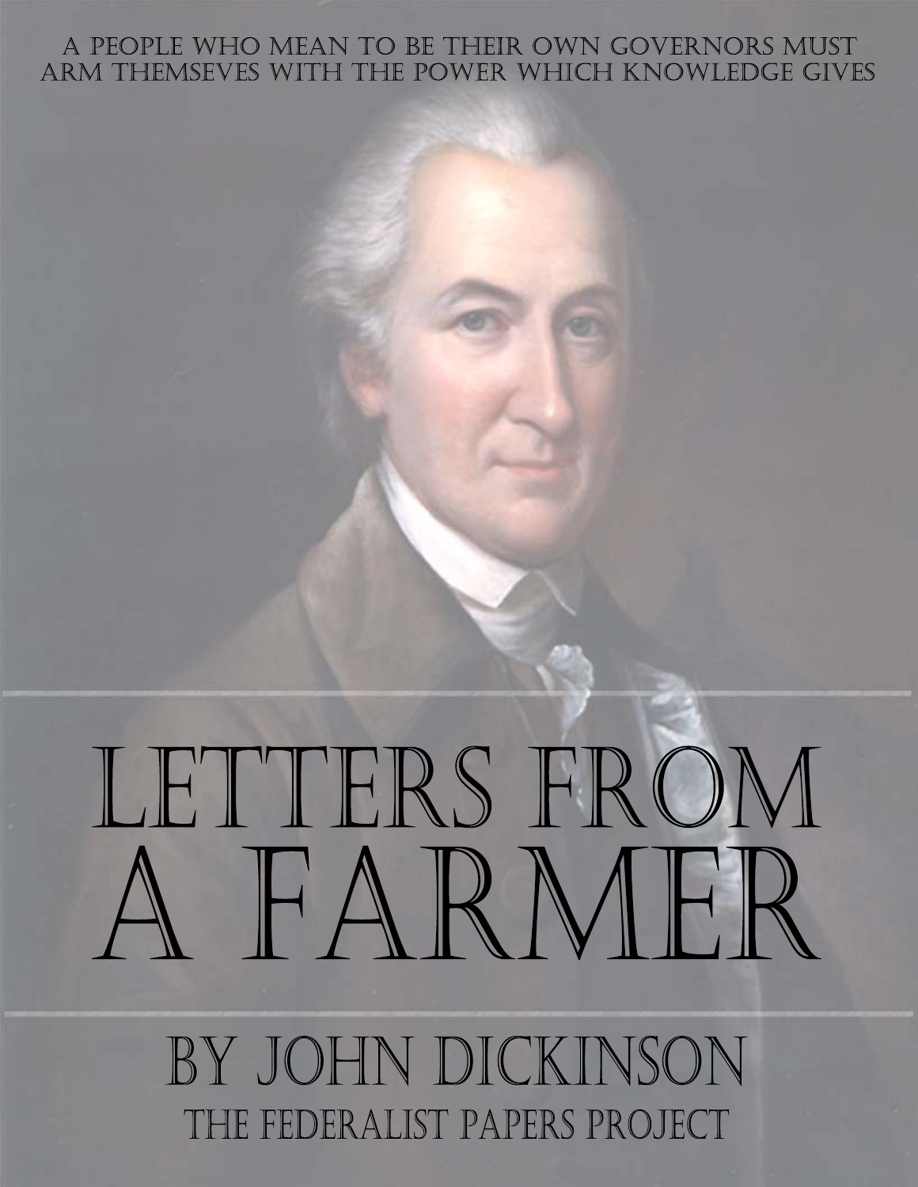A PEOPLE WHO MEAN TO BE THEIR OWN GOVERNORS MUST ARM THEMSEVES WITH THE POWER WHICH KNOWLEDGE GIVES

# LETTERS FROM A FARMER

## BY JOHN DICKINSON

### THE FEDERALIST PAPERS PROJECT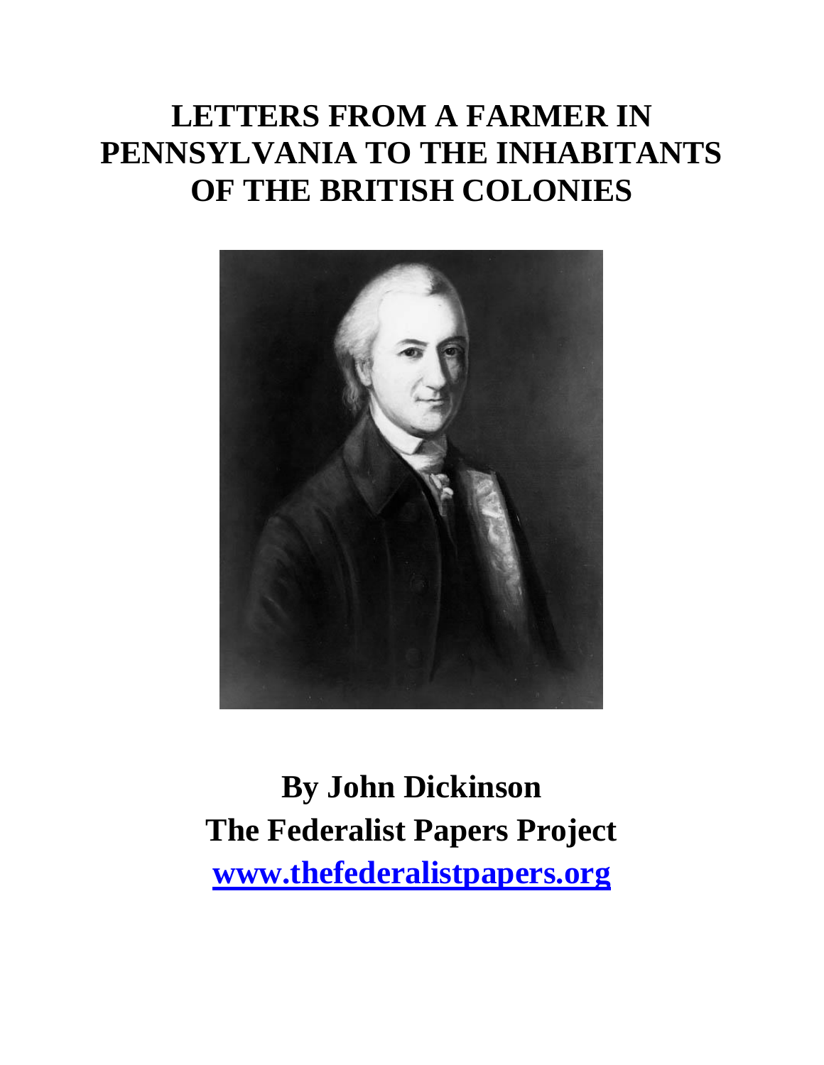# LETTERS FROM A FARMER IN PENNSYLVANIA TO THE INHABITANTS OF THE BRITISH COLONIES

**By John Dickinson**
**The Federalist Papers Project**
**[www.thefederalistpapers.org](http://www.thefederalistpapers.org)**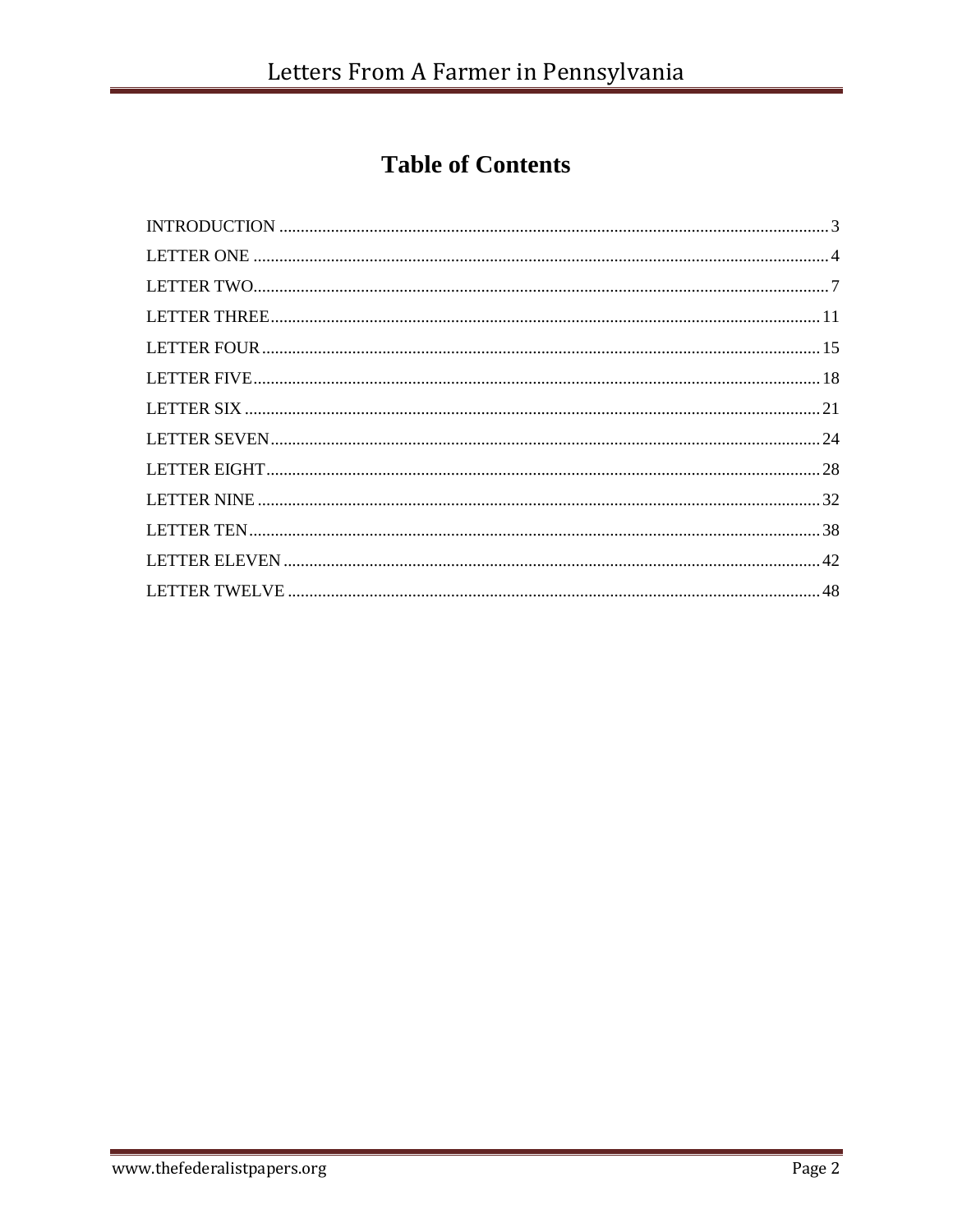# Table of Contents

INTRODUCTION ............................................................ 3
LETTER ONE ............................................................ 4
LETTER TWO............................................................ 7
LETTER THREE............................................................ 11
LETTER FOUR............................................................ 15
LETTER FIVE............................................................ 18
LETTER SIX ............................................................ 21
LETTER SEVEN............................................................ 24
LETTER EIGHT............................................................ 28
LETTER NINE ............................................................ 32
LETTER TEN............................................................ 38
LETTER ELEVEN ............................................................ 42
LETTER TWELVE ............................................................ 48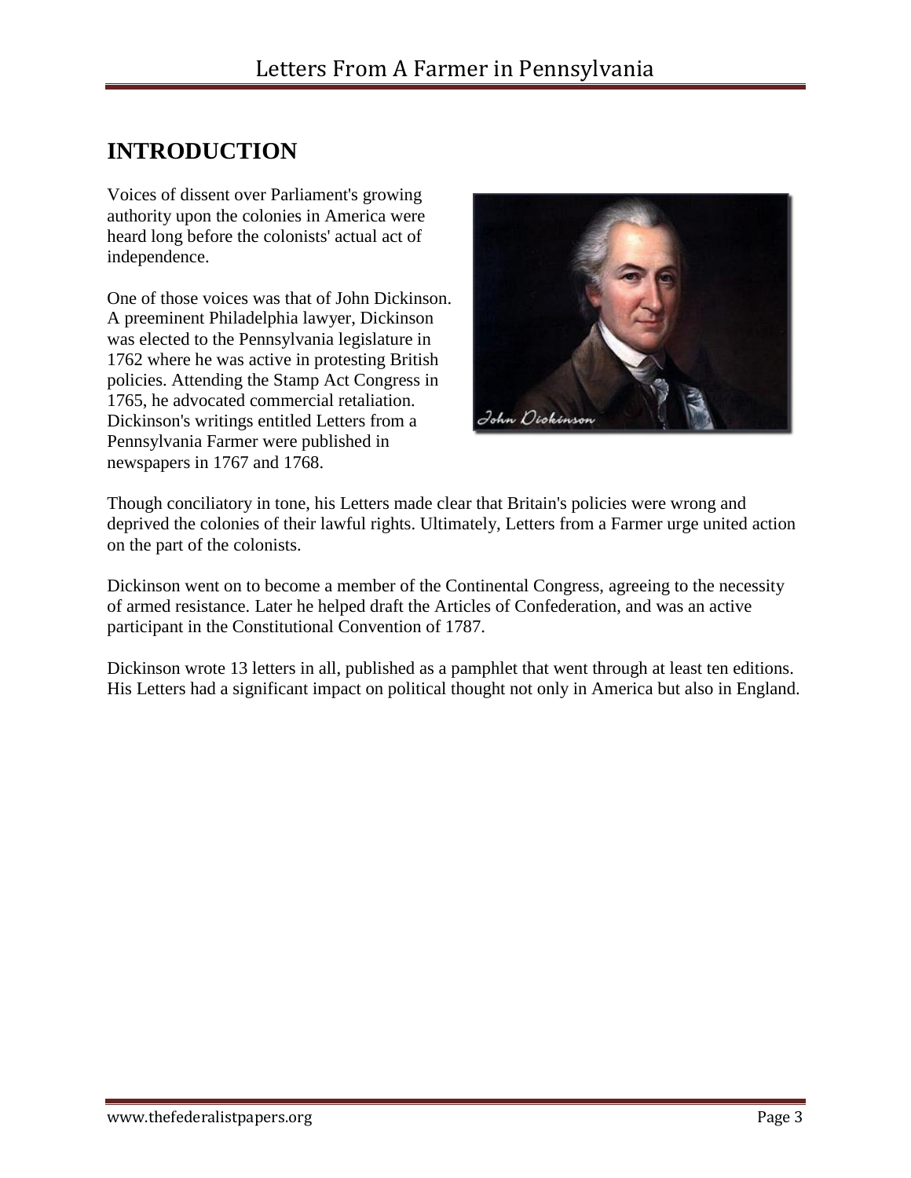## INTRODUCTION

Voices of dissent over Parliament's growing authority upon the colonies in America were heard long before the colonists' actual act of independence.

One of those voices was that of John Dickinson. A preeminent Philadelphia lawyer, Dickinson was elected to the Pennsylvania legislature in 1762 where he was active in protesting British policies. Attending the Stamp Act Congress in 1765, he advocated commercial retaliation. Dickinson's writings entitled Letters from a Pennsylvania Farmer were published in newspapers in 1767 and 1768.

Though conciliatory in tone, his Letters made clear that Britain's policies were wrong and deprived the colonies of their lawful rights. Ultimately, Letters from a Farmer urge united action on the part of the colonists.

Dickinson went on to become a member of the Continental Congress, agreeing to the necessity of armed resistance. Later he helped draft the Articles of Confederation, and was an active participant in the Constitutional Convention of 1787.

Dickinson wrote 13 letters in all, published as a pamphlet that went through at least ten editions. His Letters had a significant impact on political thought not only in America but also in England.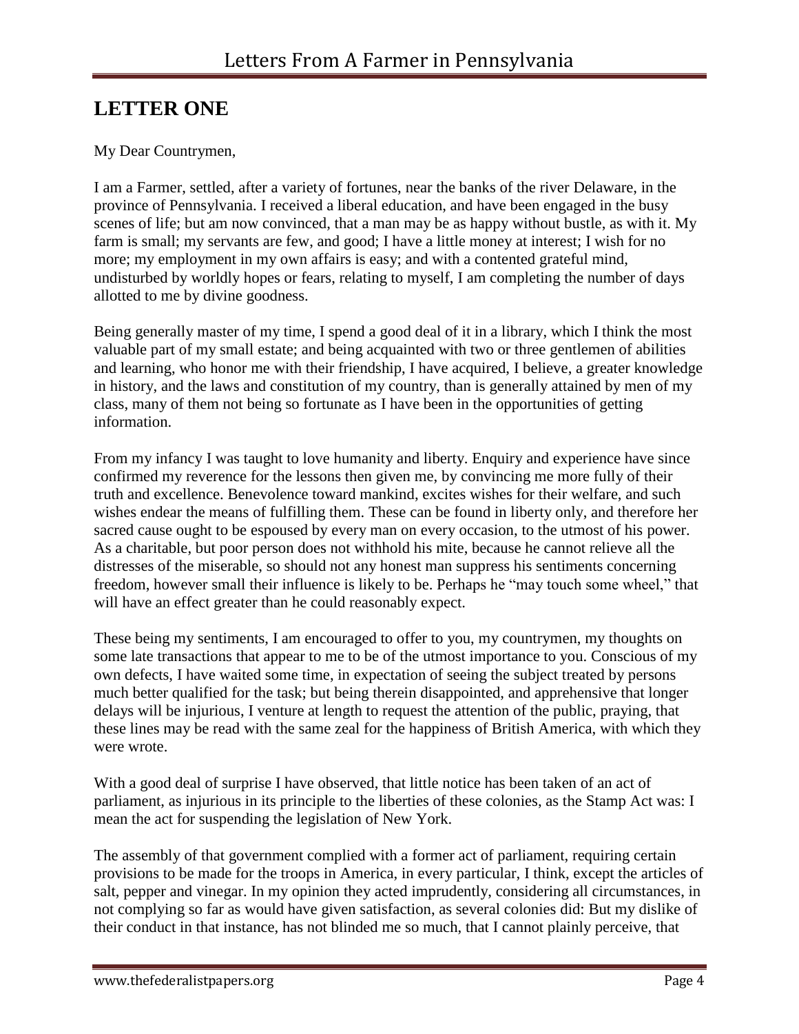## LETTER ONE

My Dear Countrymen,

I am a Farmer, settled, after a variety of fortunes, near the banks of the river Delaware, in the province of Pennsylvania. I received a liberal education, and have been engaged in the busy scenes of life; but am now convinced, that a man may be as happy without bustle, as with it. My farm is small; my servants are few, and good; I have a little money at interest; I wish for no more; my employment in my own affairs is easy; and with a contented grateful mind, undisturbed by worldly hopes or fears, relating to myself, I am completing the number of days allotted to me by divine goodness.

Being generally master of my time, I spend a good deal of it in a library, which I think the most valuable part of my small estate; and being acquainted with two or three gentlemen of abilities and learning, who honor me with their friendship, I have acquired, I believe, a greater knowledge in history, and the laws and constitution of my country, than is generally attained by men of my class, many of them not being so fortunate as I have been in the opportunities of getting information.

From my infancy I was taught to love humanity and liberty. Enquiry and experience have since confirmed my reverence for the lessons then given me, by convincing me more fully of their truth and excellence. Benevolence toward mankind, excites wishes for their welfare, and such wishes endear the means of fulfilling them. These can be found in liberty only, and therefore her sacred cause ought to be espoused by every man on every occasion, to the utmost of his power. As a charitable, but poor person does not withhold his mite, because he cannot relieve all the distresses of the miserable, so should not any honest man suppress his sentiments concerning freedom, however small their influence is likely to be. Perhaps he "may touch some wheel," that will have an effect greater than he could reasonably expect.

These being my sentiments, I am encouraged to offer to you, my countrymen, my thoughts on some late transactions that appear to me to be of the utmost importance to you. Conscious of my own defects, I have waited some time, in expectation of seeing the subject treated by persons much better qualified for the task; but being therein disappointed, and apprehensive that longer delays will be injurious, I venture at length to request the attention of the public, praying, that these lines may be read with the same zeal for the happiness of British America, with which they were wrote.

With a good deal of surprise I have observed, that little notice has been taken of an act of parliament, as injurious in its principle to the liberties of these colonies, as the Stamp Act was: I mean the act for suspending the legislation of New York.

The assembly of that government complied with a former act of parliament, requiring certain provisions to be made for the troops in America, in every particular, I think, except the articles of salt, pepper and vinegar. In my opinion they acted imprudently, considering all circumstances, in not complying so far as would have given satisfaction, as several colonies did: But my dislike of their conduct in that instance, has not blinded me so much, that I cannot plainly perceive, that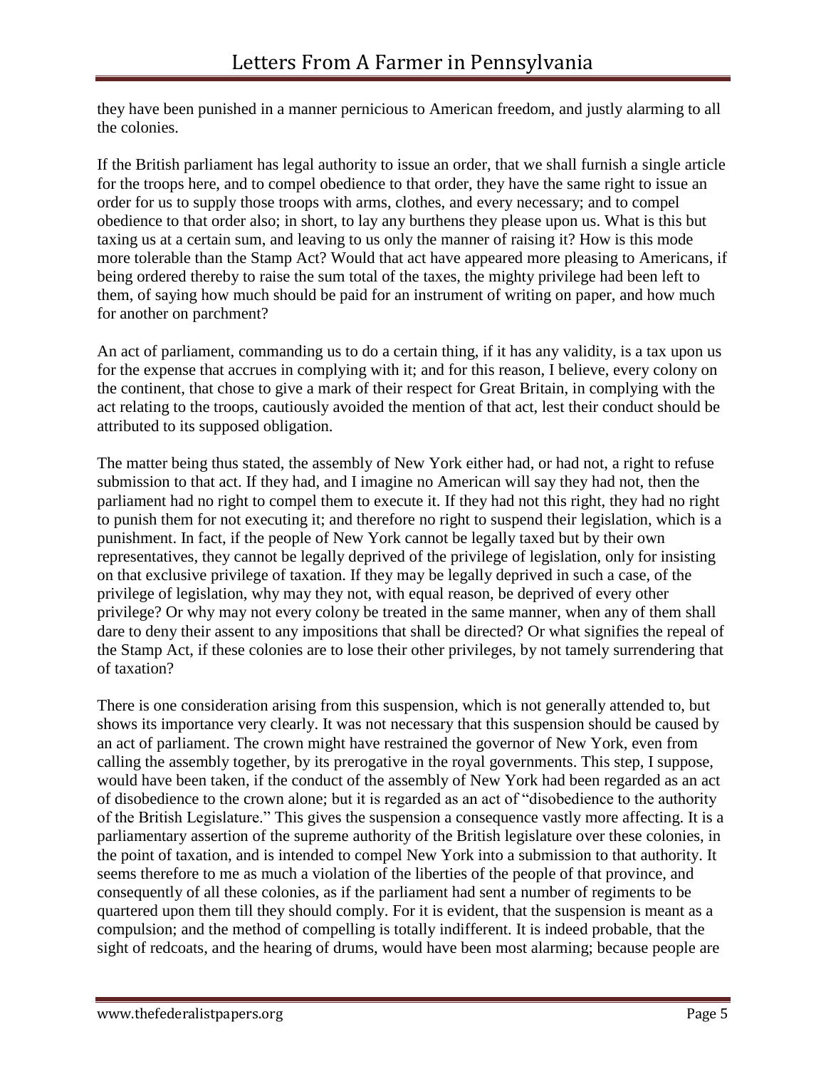they have been punished in a manner pernicious to American freedom, and justly alarming to all the colonies.

If the British parliament has legal authority to issue an order, that we shall furnish a single article for the troops here, and to compel obedience to that order, they have the same right to issue an order for us to supply those troops with arms, clothes, and every necessary; and to compel obedience to that order also; in short, to lay any burthens they please upon us. What is this but taxing us at a certain sum, and leaving to us only the manner of raising it? How is this mode more tolerable than the Stamp Act? Would that act have appeared more pleasing to Americans, if being ordered thereby to raise the sum total of the taxes, the mighty privilege had been left to them, of saying how much should be paid for an instrument of writing on paper, and how much for another on parchment?

An act of parliament, commanding us to do a certain thing, if it has any validity, is a tax upon us for the expense that accrues in complying with it; and for this reason, I believe, every colony on the continent, that chose to give a mark of their respect for Great Britain, in complying with the act relating to the troops, cautiously avoided the mention of that act, lest their conduct should be attributed to its supposed obligation.

The matter being thus stated, the assembly of New York either had, or had not, a right to refuse submission to that act. If they had, and I imagine no American will say they had not, then the parliament had no right to compel them to execute it. If they had not this right, they had no right to punish them for not executing it; and therefore no right to suspend their legislation, which is a punishment. In fact, if the people of New York cannot be legally taxed but by their own representatives, they cannot be legally deprived of the privilege of legislation, only for insisting on that exclusive privilege of taxation. If they may be legally deprived in such a case, of the privilege of legislation, why may they not, with equal reason, be deprived of every other privilege? Or why may not every colony be treated in the same manner, when any of them shall dare to deny their assent to any impositions that shall be directed? Or what signifies the repeal of the Stamp Act, if these colonies are to lose their other privileges, by not tamely surrendering that of taxation?

There is one consideration arising from this suspension, which is not generally attended to, but shows its importance very clearly. It was not necessary that this suspension should be caused by an act of parliament. The crown might have restrained the governor of New York, even from calling the assembly together, by its prerogative in the royal governments. This step, I suppose, would have been taken, if the conduct of the assembly of New York had been regarded as an act of disobedience to the crown alone; but it is regarded as an act of "disobedience to the authority of the British Legislature." This gives the suspension a consequence vastly more affecting. It is a parliamentary assertion of the supreme authority of the British legislature over these colonies, in the point of taxation, and is intended to compel New York into a submission to that authority. It seems therefore to me as much a violation of the liberties of the people of that province, and consequently of all these colonies, as if the parliament had sent a number of regiments to be quartered upon them till they should comply. For it is evident, that the suspension is meant as a compulsion; and the method of compelling is totally indifferent. It is indeed probable, that the sight of redcoats, and the hearing of drums, would have been most alarming; because people are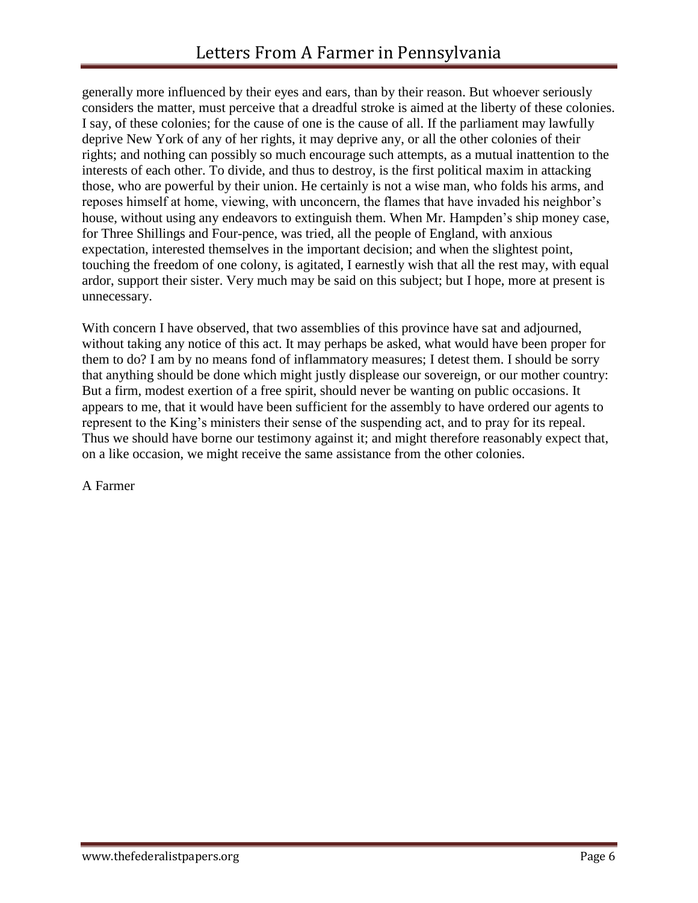generally more influenced by their eyes and ears, than by their reason. But whoever seriously considers the matter, must perceive that a dreadful stroke is aimed at the liberty of these colonies. I say, of these colonies; for the cause of one is the cause of all. If the parliament may lawfully deprive New York of any of her rights, it may deprive any, or all the other colonies of their rights; and nothing can possibly so much encourage such attempts, as a mutual inattention to the interests of each other. To divide, and thus to destroy, is the first political maxim in attacking those, who are powerful by their union. He certainly is not a wise man, who folds his arms, and reposes himself at home, viewing, with unconcern, the flames that have invaded his neighbor's house, without using any endeavors to extinguish them. When Mr. Hampden's ship money case, for Three Shillings and Four-pence, was tried, all the people of England, with anxious expectation, interested themselves in the important decision; and when the slightest point, touching the freedom of one colony, is agitated, I earnestly wish that all the rest may, with equal ardor, support their sister. Very much may be said on this subject; but I hope, more at present is unnecessary.

With concern I have observed, that two assemblies of this province have sat and adjourned, without taking any notice of this act. It may perhaps be asked, what would have been proper for them to do? I am by no means fond of inflammatory measures; I detest them. I should be sorry that anything should be done which might justly displease our sovereign, or our mother country: But a firm, modest exertion of a free spirit, should never be wanting on public occasions. It appears to me, that it would have been sufficient for the assembly to have ordered our agents to represent to the King's ministers their sense of the suspending act, and to pray for its repeal. Thus we should have borne our testimony against it; and might therefore reasonably expect that, on a like occasion, we might receive the same assistance from the other colonies.

A Farmer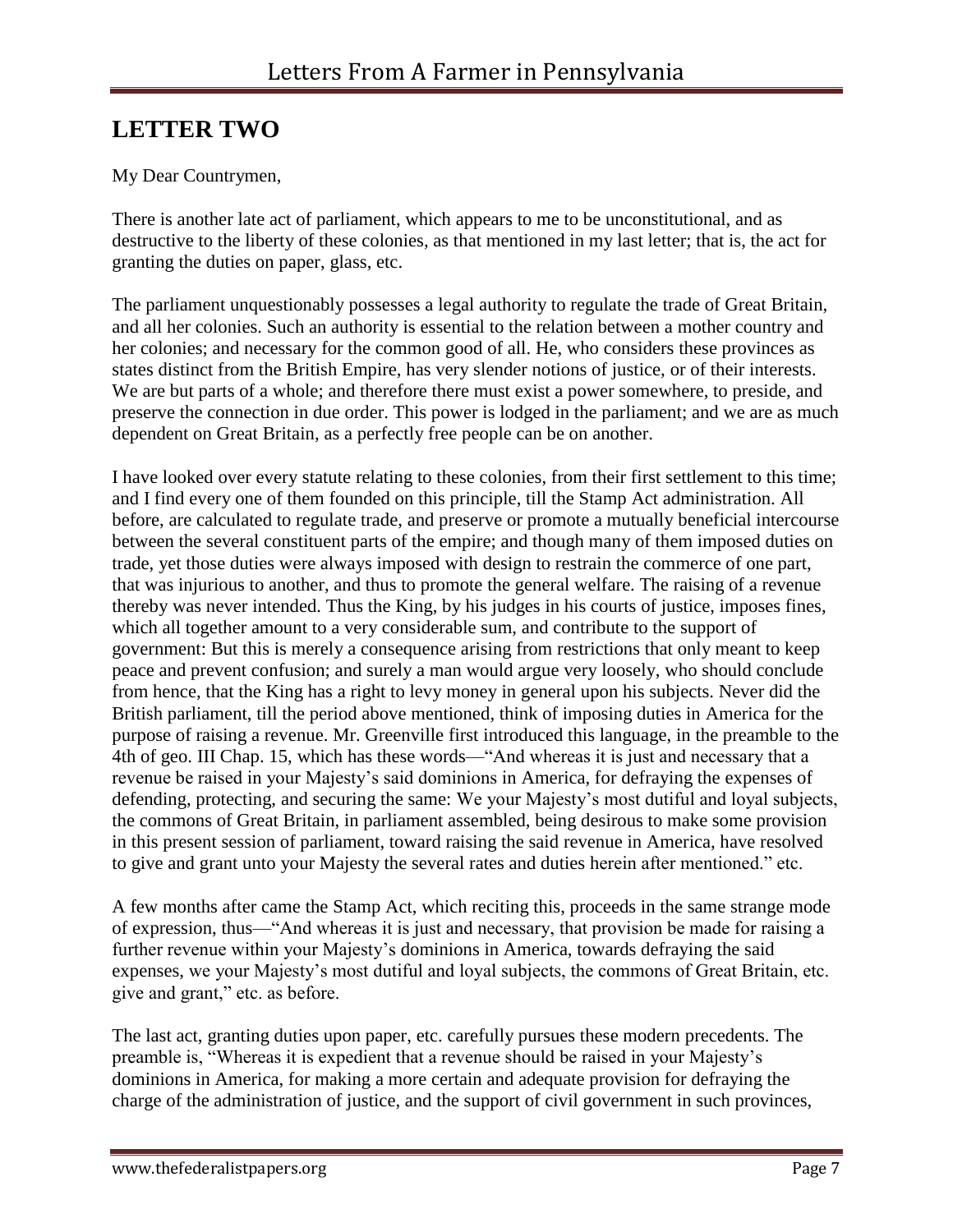## LETTER TWO

My Dear Countrymen,

There is another late act of parliament, which appears to me to be unconstitutional, and as destructive to the liberty of these colonies, as that mentioned in my last letter; that is, the act for granting the duties on paper, glass, etc.

The parliament unquestionably possesses a legal authority to regulate the trade of Great Britain, and all her colonies. Such an authority is essential to the relation between a mother country and her colonies; and necessary for the common good of all. He, who considers these provinces as states distinct from the British Empire, has very slender notions of justice, or of their interests. We are but parts of a whole; and therefore there must exist a power somewhere, to preside, and preserve the connection in due order. This power is lodged in the parliament; and we are as much dependent on Great Britain, as a perfectly free people can be on another.

I have looked over every statute relating to these colonies, from their first settlement to this time; and I find every one of them founded on this principle, till the Stamp Act administration. All before, are calculated to regulate trade, and preserve or promote a mutually beneficial intercourse between the several constituent parts of the empire; and though many of them imposed duties on trade, yet those duties were always imposed with design to restrain the commerce of one part, that was injurious to another, and thus to promote the general welfare. The raising of a revenue thereby was never intended. Thus the King, by his judges in his courts of justice, imposes fines, which all together amount to a very considerable sum, and contribute to the support of government: But this is merely a consequence arising from restrictions that only meant to keep peace and prevent confusion; and surely a man would argue very loosely, who should conclude from hence, that the King has a right to levy money in general upon his subjects. Never did the British parliament, till the period above mentioned, think of imposing duties in America for the purpose of raising a revenue. Mr. Greenville first introduced this language, in the preamble to the 4th of geo. III Chap. 15, which has these words—"And whereas it is just and necessary that a revenue be raised in your Majesty's said dominions in America, for defraying the expenses of defending, protecting, and securing the same: We your Majesty's most dutiful and loyal subjects, the commons of Great Britain, in parliament assembled, being desirous to make some provision in this present session of parliament, toward raising the said revenue in America, have resolved to give and grant unto your Majesty the several rates and duties herein after mentioned." etc.

A few months after came the Stamp Act, which reciting this, proceeds in the same strange mode of expression, thus—"And whereas it is just and necessary, that provision be made for raising a further revenue within your Majesty's dominions in America, towards defraying the said expenses, we your Majesty's most dutiful and loyal subjects, the commons of Great Britain, etc. give and grant," etc. as before.

The last act, granting duties upon paper, etc. carefully pursues these modern precedents. The preamble is, "Whereas it is expedient that a revenue should be raised in your Majesty's dominions in America, for making a more certain and adequate provision for defraying the charge of the administration of justice, and the support of civil government in such provinces,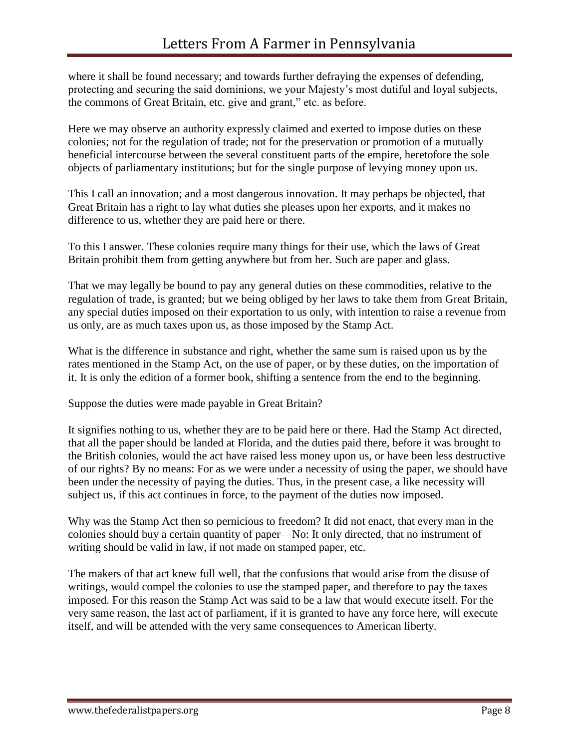where it shall be found necessary; and towards further defraying the expenses of defending, protecting and securing the said dominions, we your Majesty's most dutiful and loyal subjects, the commons of Great Britain, etc. give and grant," etc. as before.

Here we may observe an authority expressly claimed and exerted to impose duties on these colonies; not for the regulation of trade; not for the preservation or promotion of a mutually beneficial intercourse between the several constituent parts of the empire, heretofore the sole objects of parliamentary institutions; but for the single purpose of levying money upon us.

This I call an innovation; and a most dangerous innovation. It may perhaps be objected, that Great Britain has a right to lay what duties she pleases upon her exports, and it makes no difference to us, whether they are paid here or there.

To this I answer. These colonies require many things for their use, which the laws of Great Britain prohibit them from getting anywhere but from her. Such are paper and glass.

That we may legally be bound to pay any general duties on these commodities, relative to the regulation of trade, is granted; but we being obliged by her laws to take them from Great Britain, any special duties imposed on their exportation to us only, with intention to raise a revenue from us only, are as much taxes upon us, as those imposed by the Stamp Act.

What is the difference in substance and right, whether the same sum is raised upon us by the rates mentioned in the Stamp Act, on the use of paper, or by these duties, on the importation of it. It is only the edition of a former book, shifting a sentence from the end to the beginning.

Suppose the duties were made payable in Great Britain?

It signifies nothing to us, whether they are to be paid here or there. Had the Stamp Act directed, that all the paper should be landed at Florida, and the duties paid there, before it was brought to the British colonies, would the act have raised less money upon us, or have been less destructive of our rights? By no means: For as we were under a necessity of using the paper, we should have been under the necessity of paying the duties. Thus, in the present case, a like necessity will subject us, if this act continues in force, to the payment of the duties now imposed.

Why was the Stamp Act then so pernicious to freedom? It did not enact, that every man in the colonies should buy a certain quantity of paper—No: It only directed, that no instrument of writing should be valid in law, if not made on stamped paper, etc.

The makers of that act knew full well, that the confusions that would arise from the disuse of writings, would compel the colonies to use the stamped paper, and therefore to pay the taxes imposed. For this reason the Stamp Act was said to be a law that would execute itself. For the very same reason, the last act of parliament, if it is granted to have any force here, will execute itself, and will be attended with the very same consequences to American liberty.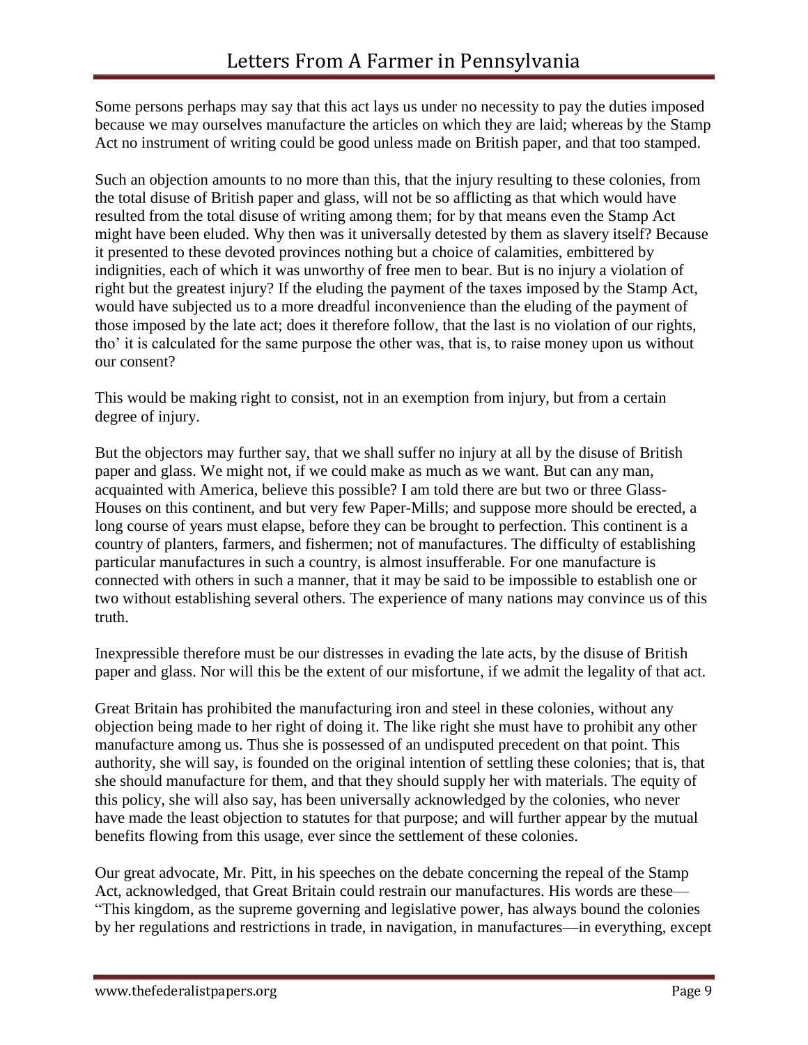Some persons perhaps may say that this act lays us under no necessity to pay the duties imposed because we may ourselves manufacture the articles on which they are laid; whereas by the Stamp Act no instrument of writing could be good unless made on British paper, and that too stamped.

Such an objection amounts to no more than this, that the injury resulting to these colonies, from the total disuse of British paper and glass, will not be so afflicting as that which would have resulted from the total disuse of writing among them; for by that means even the Stamp Act might have been eluded. Why then was it universally detested by them as slavery itself? Because it presented to these devoted provinces nothing but a choice of calamities, embittered by indignities, each of which it was unworthy of free men to bear. But is no injury a violation of right but the greatest injury? If the eluding the payment of the taxes imposed by the Stamp Act, would have subjected us to a more dreadful inconvenience than the eluding of the payment of those imposed by the late act; does it therefore follow, that the last is no violation of our rights, tho' it is calculated for the same purpose the other was, that is, to raise money upon us without our consent?

This would be making right to consist, not in an exemption from injury, but from a certain degree of injury.

But the objectors may further say, that we shall suffer no injury at all by the disuse of British paper and glass. We might not, if we could make as much as we want. But can any man, acquainted with America, believe this possible? I am told there are but two or three Glass-Houses on this continent, and but very few Paper-Mills; and suppose more should be erected, a long course of years must elapse, before they can be brought to perfection. This continent is a country of planters, farmers, and fishermen; not of manufactures. The difficulty of establishing particular manufactures in such a country, is almost insufferable. For one manufacture is connected with others in such a manner, that it may be said to be impossible to establish one or two without establishing several others. The experience of many nations may convince us of this truth.

Inexpressible therefore must be our distresses in evading the late acts, by the disuse of British paper and glass. Nor will this be the extent of our misfortune, if we admit the legality of that act.

Great Britain has prohibited the manufacturing iron and steel in these colonies, without any objection being made to her right of doing it. The like right she must have to prohibit any other manufacture among us. Thus she is possessed of an undisputed precedent on that point. This authority, she will say, is founded on the original intention of settling these colonies; that is, that she should manufacture for them, and that they should supply her with materials. The equity of this policy, she will also say, has been universally acknowledged by the colonies, who never have made the least objection to statutes for that purpose; and will further appear by the mutual benefits flowing from this usage, ever since the settlement of these colonies.

Our great advocate, Mr. Pitt, in his speeches on the debate concerning the repeal of the Stamp Act, acknowledged, that Great Britain could restrain our manufactures. His words are these— "This kingdom, as the supreme governing and legislative power, has always bound the colonies by her regulations and restrictions in trade, in navigation, in manufactures—in everything, except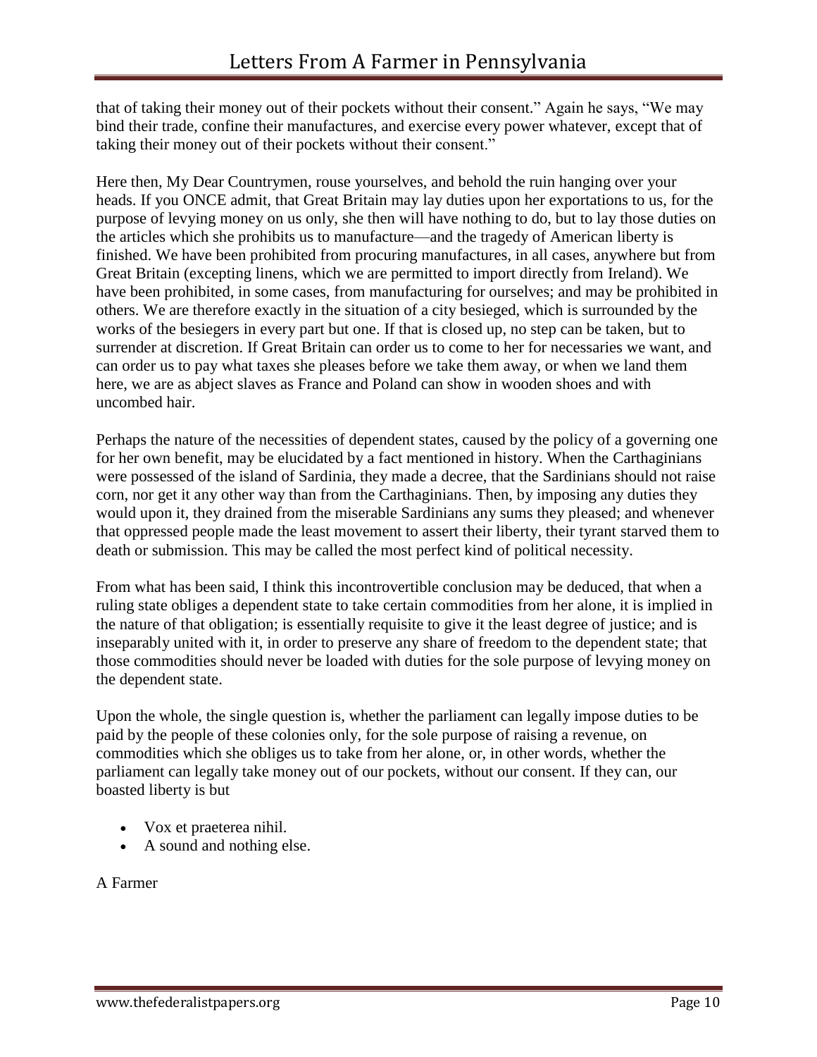that of taking their money out of their pockets without their consent." Again he says, "We may bind their trade, confine their manufactures, and exercise every power whatever, except that of taking their money out of their pockets without their consent."

Here then, My Dear Countrymen, rouse yourselves, and behold the ruin hanging over your heads. If you ONCE admit, that Great Britain may lay duties upon her exportations to us, for the purpose of levying money on us only, she then will have nothing to do, but to lay those duties on the articles which she prohibits us to manufacture—and the tragedy of American liberty is finished. We have been prohibited from procuring manufactures, in all cases, anywhere but from Great Britain (excepting linens, which we are permitted to import directly from Ireland). We have been prohibited, in some cases, from manufacturing for ourselves; and may be prohibited in others. We are therefore exactly in the situation of a city besieged, which is surrounded by the works of the besiegers in every part but one. If that is closed up, no step can be taken, but to surrender at discretion. If Great Britain can order us to come to her for necessaries we want, and can order us to pay what taxes she pleases before we take them away, or when we land them here, we are as abject slaves as France and Poland can show in wooden shoes and with uncombed hair.

Perhaps the nature of the necessities of dependent states, caused by the policy of a governing one for her own benefit, may be elucidated by a fact mentioned in history. When the Carthaginians were possessed of the island of Sardinia, they made a decree, that the Sardinians should not raise corn, nor get it any other way than from the Carthaginians. Then, by imposing any duties they would upon it, they drained from the miserable Sardinians any sums they pleased; and whenever that oppressed people made the least movement to assert their liberty, their tyrant starved them to death or submission. This may be called the most perfect kind of political necessity.

From what has been said, I think this incontrovertible conclusion may be deduced, that when a ruling state obliges a dependent state to take certain commodities from her alone, it is implied in the nature of that obligation; is essentially requisite to give it the least degree of justice; and is inseparably united with it, in order to preserve any share of freedom to the dependent state; that those commodities should never be loaded with duties for the sole purpose of levying money on the dependent state.

Upon the whole, the single question is, whether the parliament can legally impose duties to be paid by the people of these colonies only, for the sole purpose of raising a revenue, on commodities which she obliges us to take from her alone, or, in other words, whether the parliament can legally take money out of our pockets, without our consent. If they can, our boasted liberty is but

- Vox et praeterea nihil.
- A sound and nothing else.

A Farmer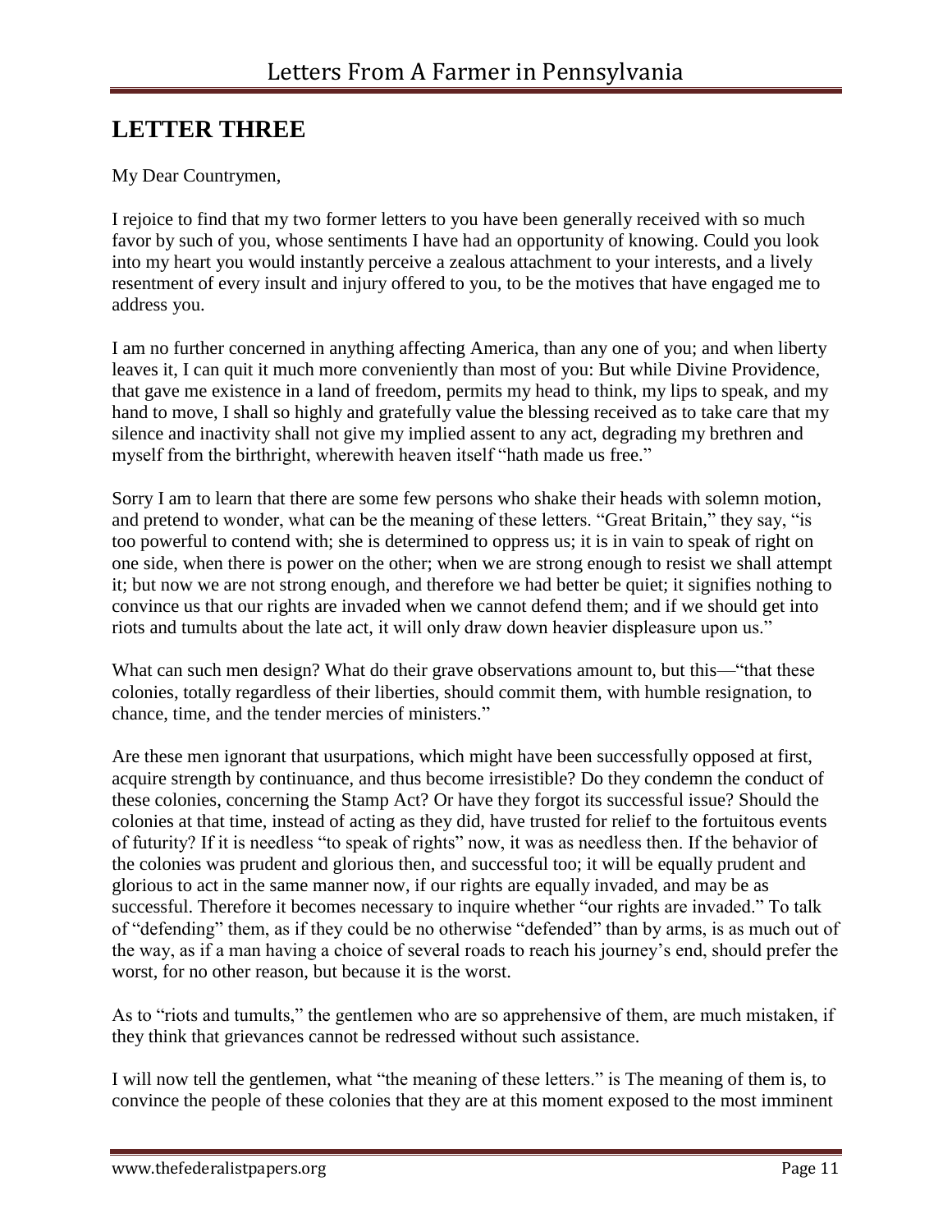## LETTER THREE

My Dear Countrymen,

I rejoice to find that my two former letters to you have been generally received with so much favor by such of you, whose sentiments I have had an opportunity of knowing. Could you look into my heart you would instantly perceive a zealous attachment to your interests, and a lively resentment of every insult and injury offered to you, to be the motives that have engaged me to address you.

I am no further concerned in anything affecting America, than any one of you; and when liberty leaves it, I can quit it much more conveniently than most of you: But while Divine Providence, that gave me existence in a land of freedom, permits my head to think, my lips to speak, and my hand to move, I shall so highly and gratefully value the blessing received as to take care that my silence and inactivity shall not give my implied assent to any act, degrading my brethren and myself from the birthright, wherewith heaven itself "hath made us free."

Sorry I am to learn that there are some few persons who shake their heads with solemn motion, and pretend to wonder, what can be the meaning of these letters. "Great Britain," they say, "is too powerful to contend with; she is determined to oppress us; it is in vain to speak of right on one side, when there is power on the other; when we are strong enough to resist we shall attempt it; but now we are not strong enough, and therefore we had better be quiet; it signifies nothing to convince us that our rights are invaded when we cannot defend them; and if we should get into riots and tumults about the late act, it will only draw down heavier displeasure upon us."

What can such men design? What do their grave observations amount to, but this—"that these colonies, totally regardless of their liberties, should commit them, with humble resignation, to chance, time, and the tender mercies of ministers."

Are these men ignorant that usurpations, which might have been successfully opposed at first, acquire strength by continuance, and thus become irresistible? Do they condemn the conduct of these colonies, concerning the Stamp Act? Or have they forgot its successful issue? Should the colonies at that time, instead of acting as they did, have trusted for relief to the fortuitous events of futurity? If it is needless "to speak of rights" now, it was as needless then. If the behavior of the colonies was prudent and glorious then, and successful too; it will be equally prudent and glorious to act in the same manner now, if our rights are equally invaded, and may be as successful. Therefore it becomes necessary to inquire whether "our rights are invaded." To talk of "defending" them, as if they could be no otherwise "defended" than by arms, is as much out of the way, as if a man having a choice of several roads to reach his journey's end, should prefer the worst, for no other reason, but because it is the worst.

As to "riots and tumults," the gentlemen who are so apprehensive of them, are much mistaken, if they think that grievances cannot be redressed without such assistance.

I will now tell the gentlemen, what "the meaning of these letters." is The meaning of them is, to convince the people of these colonies that they are at this moment exposed to the most imminent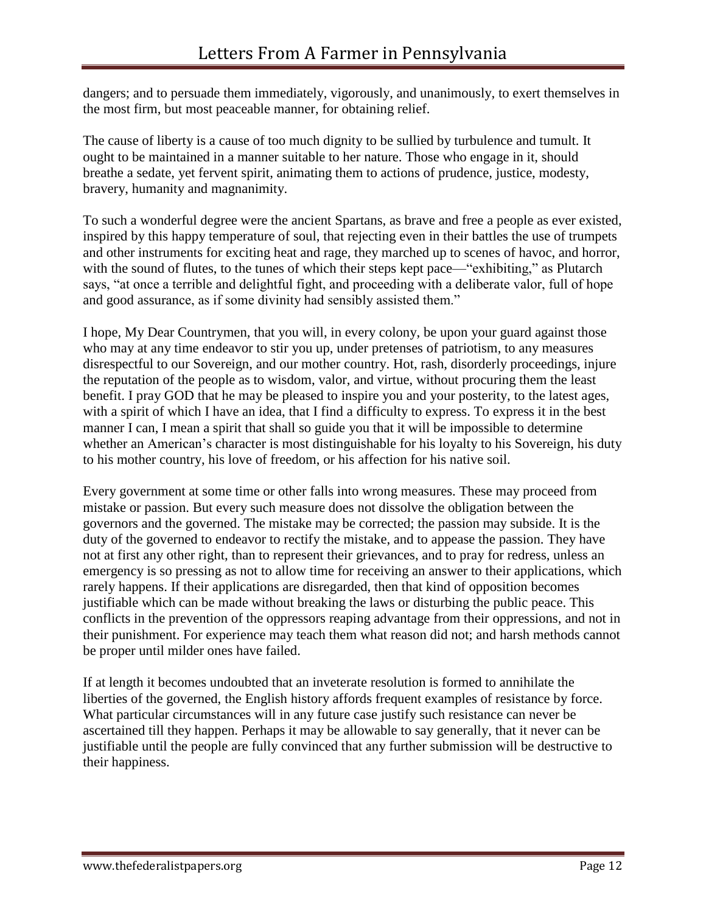dangers; and to persuade them immediately, vigorously, and unanimously, to exert themselves in the most firm, but most peaceable manner, for obtaining relief.

The cause of liberty is a cause of too much dignity to be sullied by turbulence and tumult. It ought to be maintained in a manner suitable to her nature. Those who engage in it, should breathe a sedate, yet fervent spirit, animating them to actions of prudence, justice, modesty, bravery, humanity and magnanimity.

To such a wonderful degree were the ancient Spartans, as brave and free a people as ever existed, inspired by this happy temperature of soul, that rejecting even in their battles the use of trumpets and other instruments for exciting heat and rage, they marched up to scenes of havoc, and horror, with the sound of flutes, to the tunes of which their steps kept pace—"exhibiting," as Plutarch says, "at once a terrible and delightful fight, and proceeding with a deliberate valor, full of hope and good assurance, as if some divinity had sensibly assisted them."

I hope, My Dear Countrymen, that you will, in every colony, be upon your guard against those who may at any time endeavor to stir you up, under pretenses of patriotism, to any measures disrespectful to our Sovereign, and our mother country. Hot, rash, disorderly proceedings, injure the reputation of the people as to wisdom, valor, and virtue, without procuring them the least benefit. I pray GOD that he may be pleased to inspire you and your posterity, to the latest ages, with a spirit of which I have an idea, that I find a difficulty to express. To express it in the best manner I can, I mean a spirit that shall so guide you that it will be impossible to determine whether an American's character is most distinguishable for his loyalty to his Sovereign, his duty to his mother country, his love of freedom, or his affection for his native soil.

Every government at some time or other falls into wrong measures. These may proceed from mistake or passion. But every such measure does not dissolve the obligation between the governors and the governed. The mistake may be corrected; the passion may subside. It is the duty of the governed to endeavor to rectify the mistake, and to appease the passion. They have not at first any other right, than to represent their grievances, and to pray for redress, unless an emergency is so pressing as not to allow time for receiving an answer to their applications, which rarely happens. If their applications are disregarded, then that kind of opposition becomes justifiable which can be made without breaking the laws or disturbing the public peace. This conflicts in the prevention of the oppressors reaping advantage from their oppressions, and not in their punishment. For experience may teach them what reason did not; and harsh methods cannot be proper until milder ones have failed.

If at length it becomes undoubted that an inveterate resolution is formed to annihilate the liberties of the governed, the English history affords frequent examples of resistance by force. What particular circumstances will in any future case justify such resistance can never be ascertained till they happen. Perhaps it may be allowable to say generally, that it never can be justifiable until the people are fully convinced that any further submission will be destructive to their happiness.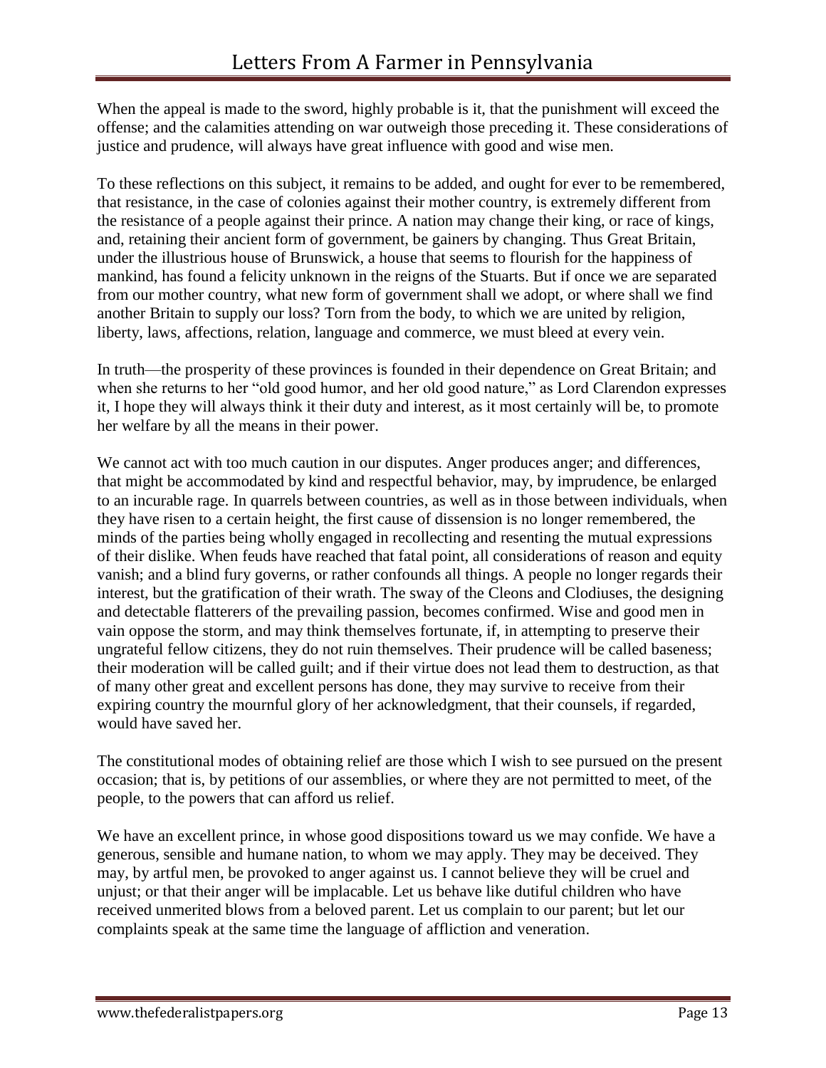When the appeal is made to the sword, highly probable is it, that the punishment will exceed the offense; and the calamities attending on war outweigh those preceding it. These considerations of justice and prudence, will always have great influence with good and wise men.

To these reflections on this subject, it remains to be added, and ought for ever to be remembered, that resistance, in the case of colonies against their mother country, is extremely different from the resistance of a people against their prince. A nation may change their king, or race of kings, and, retaining their ancient form of government, be gainers by changing. Thus Great Britain, under the illustrious house of Brunswick, a house that seems to flourish for the happiness of mankind, has found a felicity unknown in the reigns of the Stuarts. But if once we are separated from our mother country, what new form of government shall we adopt, or where shall we find another Britain to supply our loss? Torn from the body, to which we are united by religion, liberty, laws, affections, relation, language and commerce, we must bleed at every vein.

In truth—the prosperity of these provinces is founded in their dependence on Great Britain; and when she returns to her "old good humor, and her old good nature," as Lord Clarendon expresses it, I hope they will always think it their duty and interest, as it most certainly will be, to promote her welfare by all the means in their power.

We cannot act with too much caution in our disputes. Anger produces anger; and differences, that might be accommodated by kind and respectful behavior, may, by imprudence, be enlarged to an incurable rage. In quarrels between countries, as well as in those between individuals, when they have risen to a certain height, the first cause of dissension is no longer remembered, the minds of the parties being wholly engaged in recollecting and resenting the mutual expressions of their dislike. When feuds have reached that fatal point, all considerations of reason and equity vanish; and a blind fury governs, or rather confounds all things. A people no longer regards their interest, but the gratification of their wrath. The sway of the Cleons and Clodiuses, the designing and detectable flatterers of the prevailing passion, becomes confirmed. Wise and good men in vain oppose the storm, and may think themselves fortunate, if, in attempting to preserve their ungrateful fellow citizens, they do not ruin themselves. Their prudence will be called baseness; their moderation will be called guilt; and if their virtue does not lead them to destruction, as that of many other great and excellent persons has done, they may survive to receive from their expiring country the mournful glory of her acknowledgment, that their counsels, if regarded, would have saved her.

The constitutional modes of obtaining relief are those which I wish to see pursued on the present occasion; that is, by petitions of our assemblies, or where they are not permitted to meet, of the people, to the powers that can afford us relief.

We have an excellent prince, in whose good dispositions toward us we may confide. We have a generous, sensible and humane nation, to whom we may apply. They may be deceived. They may, by artful men, be provoked to anger against us. I cannot believe they will be cruel and unjust; or that their anger will be implacable. Let us behave like dutiful children who have received unmerited blows from a beloved parent. Let us complain to our parent; but let our complaints speak at the same time the language of affliction and veneration.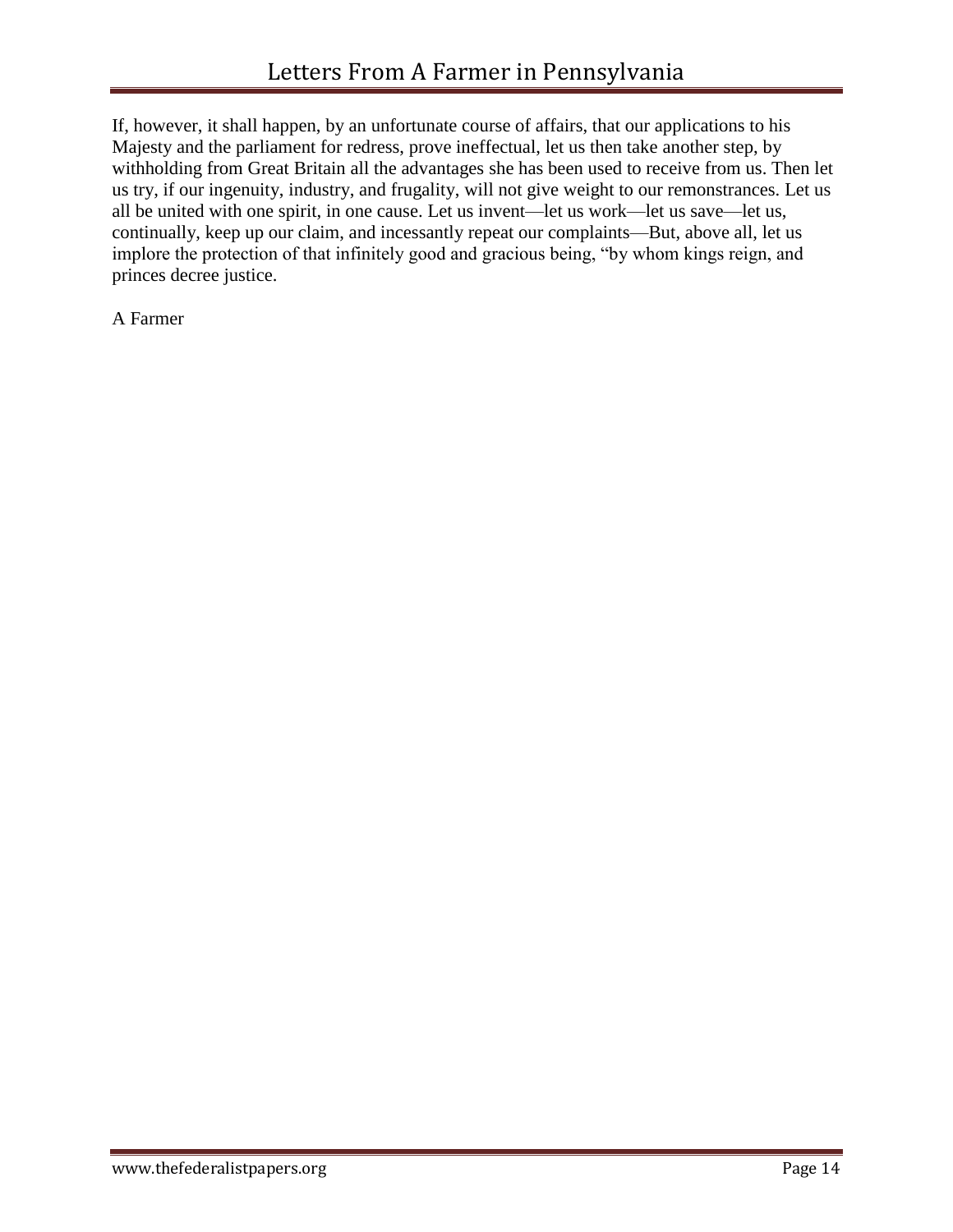If, however, it shall happen, by an unfortunate course of affairs, that our applications to his Majesty and the parliament for redress, prove ineffectual, let us then take another step, by withholding from Great Britain all the advantages she has been used to receive from us. Then let us try, if our ingenuity, industry, and frugality, will not give weight to our remonstrances. Let us all be united with one spirit, in one cause. Let us invent—let us work—let us save—let us, continually, keep up our claim, and incessantly repeat our complaints—But, above all, let us implore the protection of that infinitely good and gracious being, "by whom kings reign, and princes decree justice.

A Farmer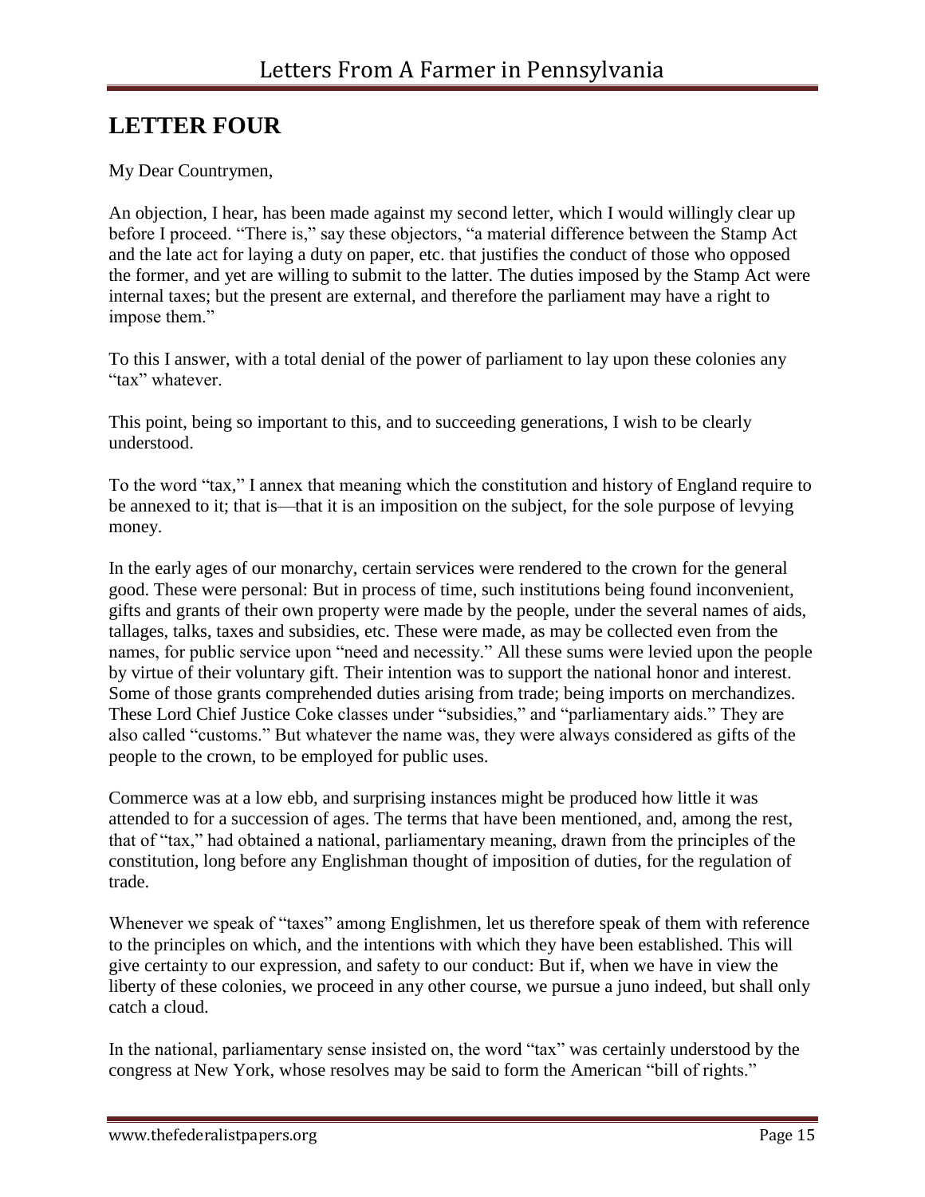## LETTER FOUR

My Dear Countrymen,

An objection, I hear, has been made against my second letter, which I would willingly clear up before I proceed. "There is," say these objectors, "a material difference between the Stamp Act and the late act for laying a duty on paper, etc. that justifies the conduct of those who opposed the former, and yet are willing to submit to the latter. The duties imposed by the Stamp Act were internal taxes; but the present are external, and therefore the parliament may have a right to impose them."

To this I answer, with a total denial of the power of parliament to lay upon these colonies any "tax" whatever.

This point, being so important to this, and to succeeding generations, I wish to be clearly understood.

To the word "tax," I annex that meaning which the constitution and history of England require to be annexed to it; that is—that it is an imposition on the subject, for the sole purpose of levying money.

In the early ages of our monarchy, certain services were rendered to the crown for the general good. These were personal: But in process of time, such institutions being found inconvenient, gifts and grants of their own property were made by the people, under the several names of aids, tallages, talks, taxes and subsidies, etc. These were made, as may be collected even from the names, for public service upon "need and necessity." All these sums were levied upon the people by virtue of their voluntary gift. Their intention was to support the national honor and interest. Some of those grants comprehended duties arising from trade; being imports on merchandizes. These Lord Chief Justice Coke classes under "subsidies," and "parliamentary aids." They are also called "customs." But whatever the name was, they were always considered as gifts of the people to the crown, to be employed for public uses.

Commerce was at a low ebb, and surprising instances might be produced how little it was attended to for a succession of ages. The terms that have been mentioned, and, among the rest, that of "tax," had obtained a national, parliamentary meaning, drawn from the principles of the constitution, long before any Englishman thought of imposition of duties, for the regulation of trade.

Whenever we speak of "taxes" among Englishmen, let us therefore speak of them with reference to the principles on which, and the intentions with which they have been established. This will give certainty to our expression, and safety to our conduct: But if, when we have in view the liberty of these colonies, we proceed in any other course, we pursue a juno indeed, but shall only catch a cloud.

In the national, parliamentary sense insisted on, the word "tax" was certainly understood by the congress at New York, whose resolves may be said to form the American "bill of rights."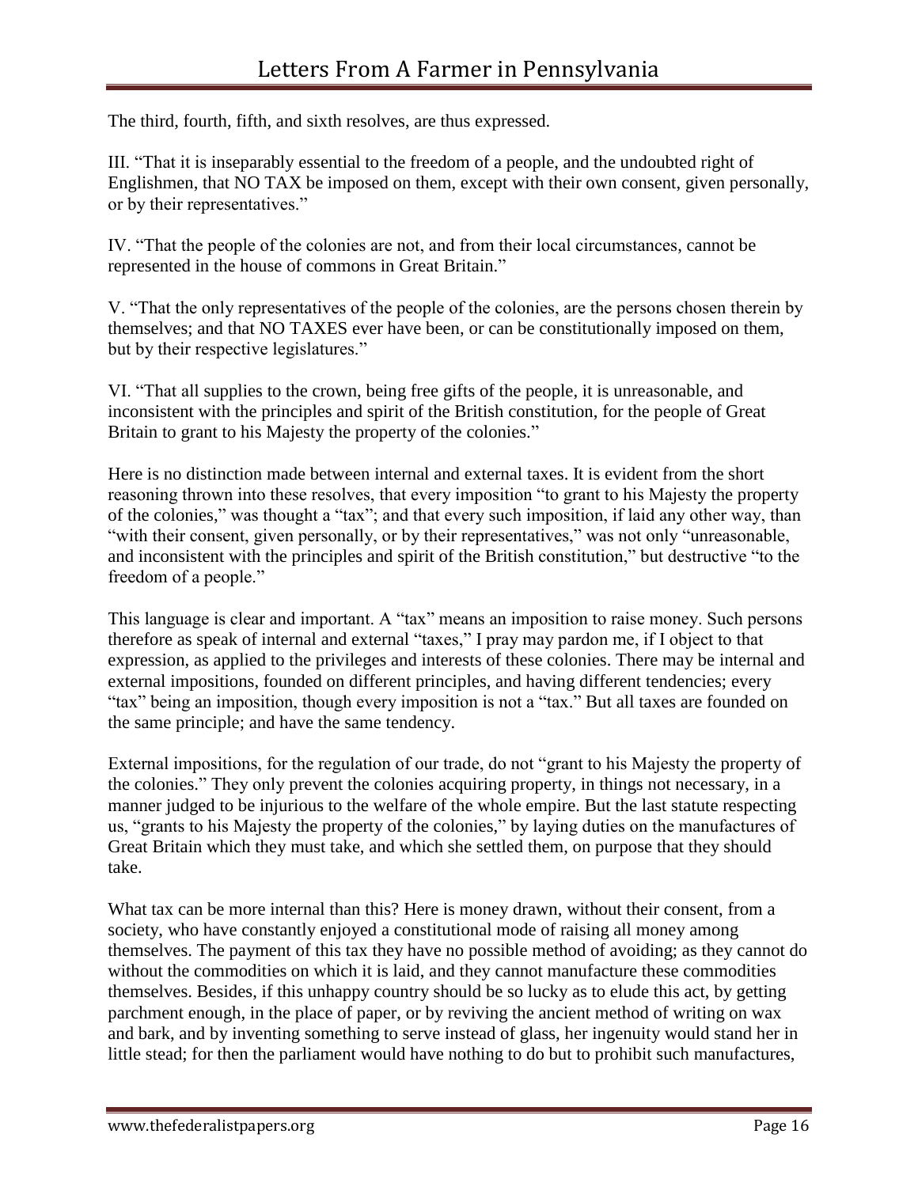The third, fourth, fifth, and sixth resolves, are thus expressed.

III. "That it is inseparably essential to the freedom of a people, and the undoubted right of Englishmen, that NO TAX be imposed on them, except with their own consent, given personally, or by their representatives."

IV. "That the people of the colonies are not, and from their local circumstances, cannot be represented in the house of commons in Great Britain."

V. "That the only representatives of the people of the colonies, are the persons chosen therein by themselves; and that NO TAXES ever have been, or can be constitutionally imposed on them, but by their respective legislatures."

VI. "That all supplies to the crown, being free gifts of the people, it is unreasonable, and inconsistent with the principles and spirit of the British constitution, for the people of Great Britain to grant to his Majesty the property of the colonies."

Here is no distinction made between internal and external taxes. It is evident from the short reasoning thrown into these resolves, that every imposition "to grant to his Majesty the property of the colonies," was thought a "tax"; and that every such imposition, if laid any other way, than "with their consent, given personally, or by their representatives," was not only "unreasonable, and inconsistent with the principles and spirit of the British constitution," but destructive "to the freedom of a people."

This language is clear and important. A "tax" means an imposition to raise money. Such persons therefore as speak of internal and external "taxes," I pray may pardon me, if I object to that expression, as applied to the privileges and interests of these colonies. There may be internal and external impositions, founded on different principles, and having different tendencies; every "tax" being an imposition, though every imposition is not a "tax." But all taxes are founded on the same principle; and have the same tendency.

External impositions, for the regulation of our trade, do not "grant to his Majesty the property of the colonies." They only prevent the colonies acquiring property, in things not necessary, in a manner judged to be injurious to the welfare of the whole empire. But the last statute respecting us, "grants to his Majesty the property of the colonies," by laying duties on the manufactures of Great Britain which they must take, and which she settled them, on purpose that they should take.

What tax can be more internal than this? Here is money drawn, without their consent, from a society, who have constantly enjoyed a constitutional mode of raising all money among themselves. The payment of this tax they have no possible method of avoiding; as they cannot do without the commodities on which it is laid, and they cannot manufacture these commodities themselves. Besides, if this unhappy country should be so lucky as to elude this act, by getting parchment enough, in the place of paper, or by reviving the ancient method of writing on wax and bark, and by inventing something to serve instead of glass, her ingenuity would stand her in little stead; for then the parliament would have nothing to do but to prohibit such manufactures,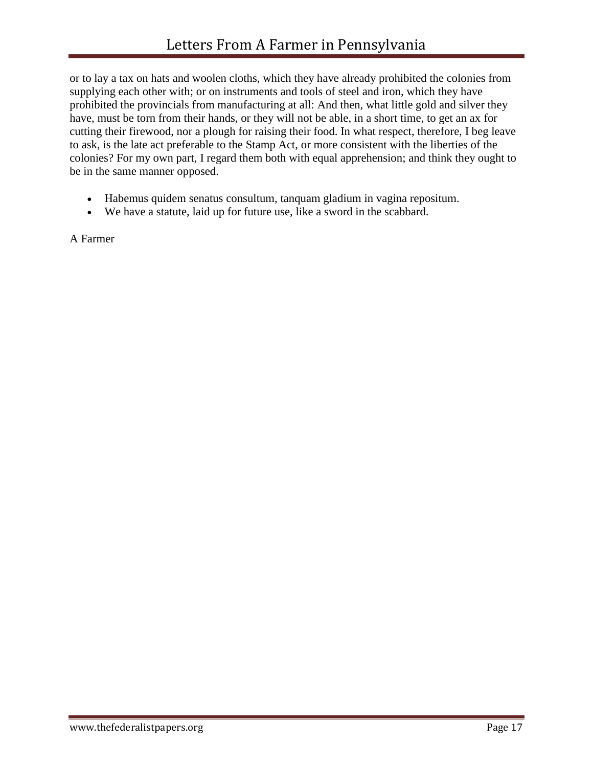or to lay a tax on hats and woolen cloths, which they have already prohibited the colonies from supplying each other with; or on instruments and tools of steel and iron, which they have prohibited the provincials from manufacturing at all: And then, what little gold and silver they have, must be torn from their hands, or they will not be able, in a short time, to get an ax for cutting their firewood, nor a plough for raising their food. In what respect, therefore, I beg leave to ask, is the late act preferable to the Stamp Act, or more consistent with the liberties of the colonies? For my own part, I regard them both with equal apprehension; and think they ought to be in the same manner opposed.

- Habemus quidem senatus consultum, tanquam gladium in vagina repositum.
- We have a statute, laid up for future use, like a sword in the scabbard.

A Farmer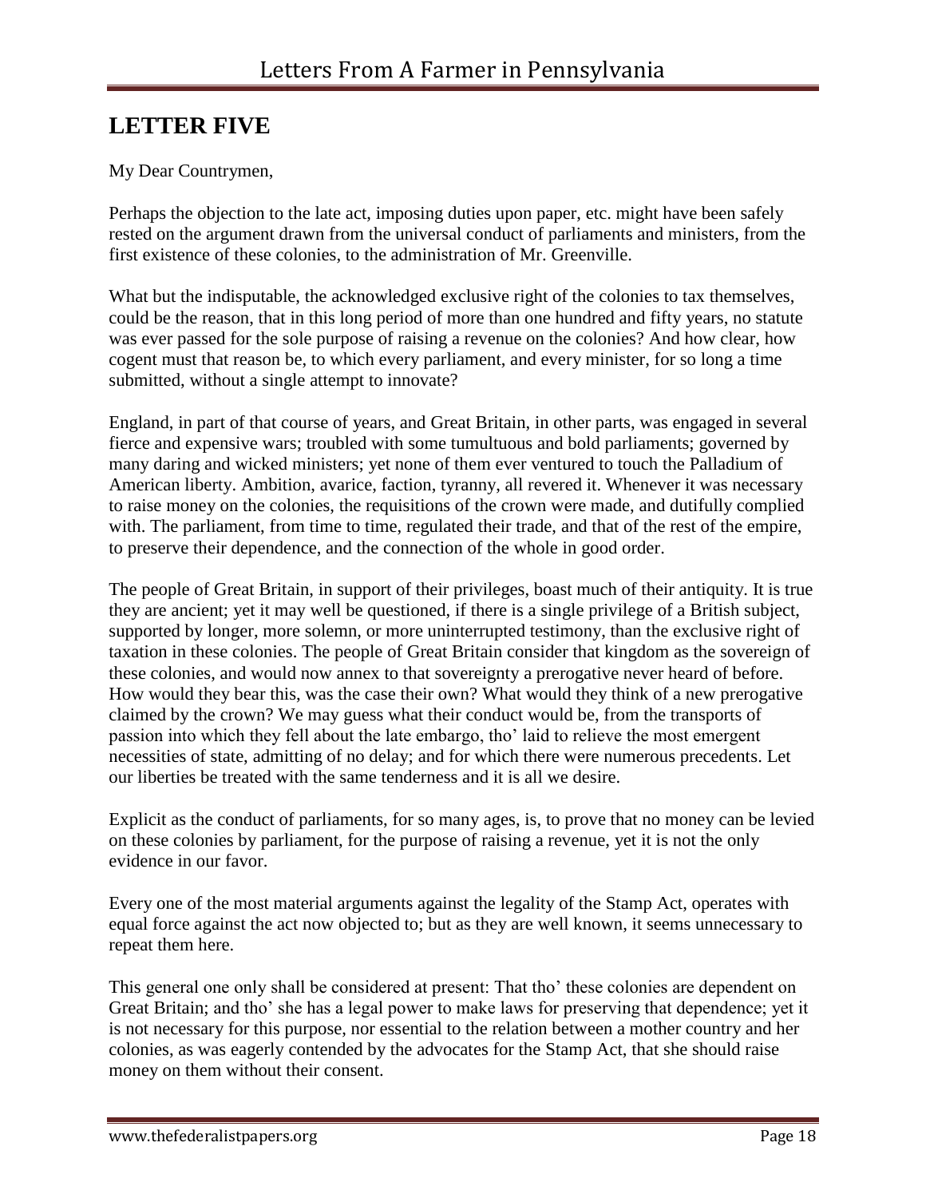## LETTER FIVE

My Dear Countrymen,

Perhaps the objection to the late act, imposing duties upon paper, etc. might have been safely rested on the argument drawn from the universal conduct of parliaments and ministers, from the first existence of these colonies, to the administration of Mr. Greenville.

What but the indisputable, the acknowledged exclusive right of the colonies to tax themselves, could be the reason, that in this long period of more than one hundred and fifty years, no statute was ever passed for the sole purpose of raising a revenue on the colonies? And how clear, how cogent must that reason be, to which every parliament, and every minister, for so long a time submitted, without a single attempt to innovate?

England, in part of that course of years, and Great Britain, in other parts, was engaged in several fierce and expensive wars; troubled with some tumultuous and bold parliaments; governed by many daring and wicked ministers; yet none of them ever ventured to touch the Palladium of American liberty. Ambition, avarice, faction, tyranny, all revered it. Whenever it was necessary to raise money on the colonies, the requisitions of the crown were made, and dutifully complied with. The parliament, from time to time, regulated their trade, and that of the rest of the empire, to preserve their dependence, and the connection of the whole in good order.

The people of Great Britain, in support of their privileges, boast much of their antiquity. It is true they are ancient; yet it may well be questioned, if there is a single privilege of a British subject, supported by longer, more solemn, or more uninterrupted testimony, than the exclusive right of taxation in these colonies. The people of Great Britain consider that kingdom as the sovereign of these colonies, and would now annex to that sovereignty a prerogative never heard of before. How would they bear this, was the case their own? What would they think of a new prerogative claimed by the crown? We may guess what their conduct would be, from the transports of passion into which they fell about the late embargo, tho' laid to relieve the most emergent necessities of state, admitting of no delay; and for which there were numerous precedents. Let our liberties be treated with the same tenderness and it is all we desire.

Explicit as the conduct of parliaments, for so many ages, is, to prove that no money can be levied on these colonies by parliament, for the purpose of raising a revenue, yet it is not the only evidence in our favor.

Every one of the most material arguments against the legality of the Stamp Act, operates with equal force against the act now objected to; but as they are well known, it seems unnecessary to repeat them here.

This general one only shall be considered at present: That tho' these colonies are dependent on Great Britain; and tho' she has a legal power to make laws for preserving that dependence; yet it is not necessary for this purpose, nor essential to the relation between a mother country and her colonies, as was eagerly contended by the advocates for the Stamp Act, that she should raise money on them without their consent.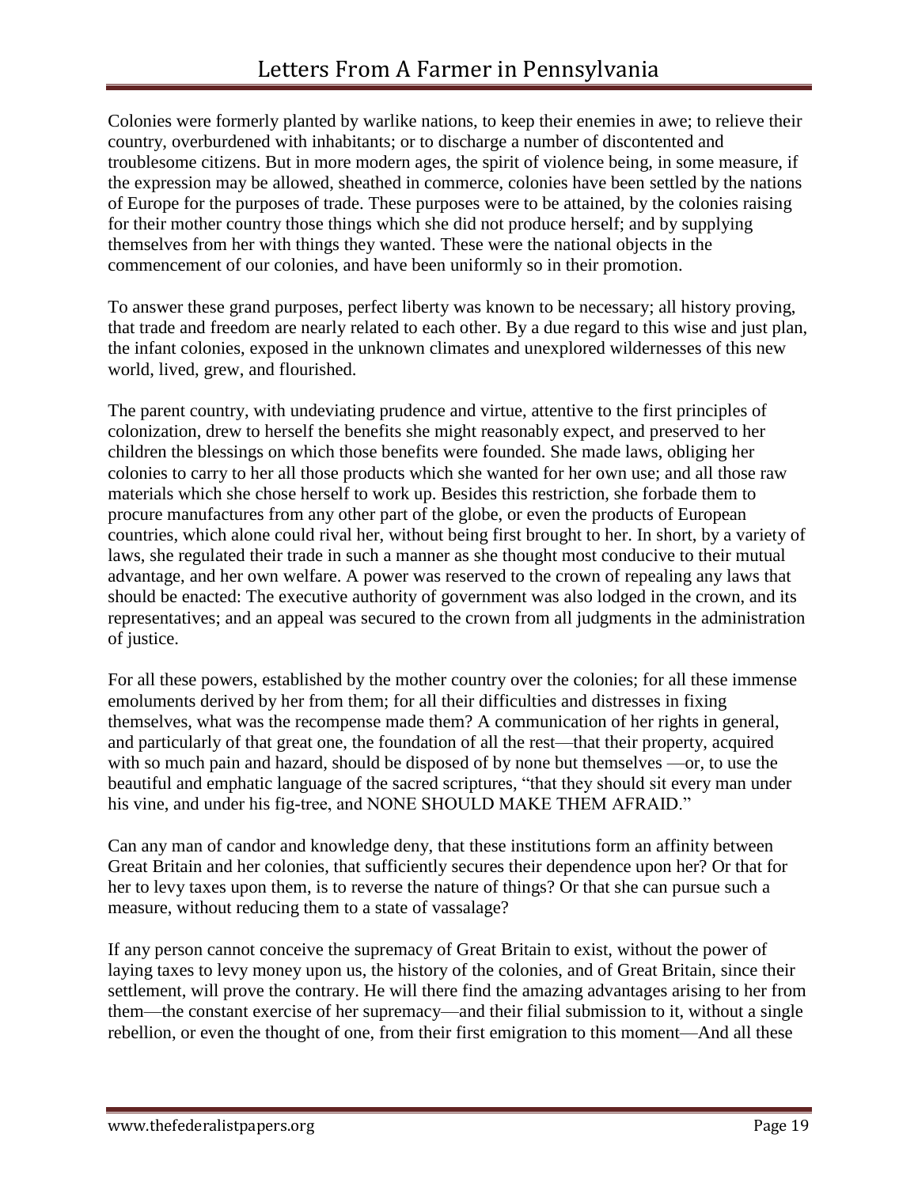Colonies were formerly planted by warlike nations, to keep their enemies in awe; to relieve their country, overburdened with inhabitants; or to discharge a number of discontented and troublesome citizens. But in more modern ages, the spirit of violence being, in some measure, if the expression may be allowed, sheathed in commerce, colonies have been settled by the nations of Europe for the purposes of trade. These purposes were to be attained, by the colonies raising for their mother country those things which she did not produce herself; and by supplying themselves from her with things they wanted. These were the national objects in the commencement of our colonies, and have been uniformly so in their promotion.

To answer these grand purposes, perfect liberty was known to be necessary; all history proving, that trade and freedom are nearly related to each other. By a due regard to this wise and just plan, the infant colonies, exposed in the unknown climates and unexplored wildernesses of this new world, lived, grew, and flourished.

The parent country, with undeviating prudence and virtue, attentive to the first principles of colonization, drew to herself the benefits she might reasonably expect, and preserved to her children the blessings on which those benefits were founded. She made laws, obliging her colonies to carry to her all those products which she wanted for her own use; and all those raw materials which she chose herself to work up. Besides this restriction, she forbade them to procure manufactures from any other part of the globe, or even the products of European countries, which alone could rival her, without being first brought to her. In short, by a variety of laws, she regulated their trade in such a manner as she thought most conducive to their mutual advantage, and her own welfare. A power was reserved to the crown of repealing any laws that should be enacted: The executive authority of government was also lodged in the crown, and its representatives; and an appeal was secured to the crown from all judgments in the administration of justice.

For all these powers, established by the mother country over the colonies; for all these immense emoluments derived by her from them; for all their difficulties and distresses in fixing themselves, what was the recompense made them? A communication of her rights in general, and particularly of that great one, the foundation of all the rest—that their property, acquired with so much pain and hazard, should be disposed of by none but themselves —or, to use the beautiful and emphatic language of the sacred scriptures, "that they should sit every man under his vine, and under his fig-tree, and NONE SHOULD MAKE THEM AFRAID."

Can any man of candor and knowledge deny, that these institutions form an affinity between Great Britain and her colonies, that sufficiently secures their dependence upon her? Or that for her to levy taxes upon them, is to reverse the nature of things? Or that she can pursue such a measure, without reducing them to a state of vassalage?

If any person cannot conceive the supremacy of Great Britain to exist, without the power of laying taxes to levy money upon us, the history of the colonies, and of Great Britain, since their settlement, will prove the contrary. He will there find the amazing advantages arising to her from them—the constant exercise of her supremacy—and their filial submission to it, without a single rebellion, or even the thought of one, from their first emigration to this moment—And all these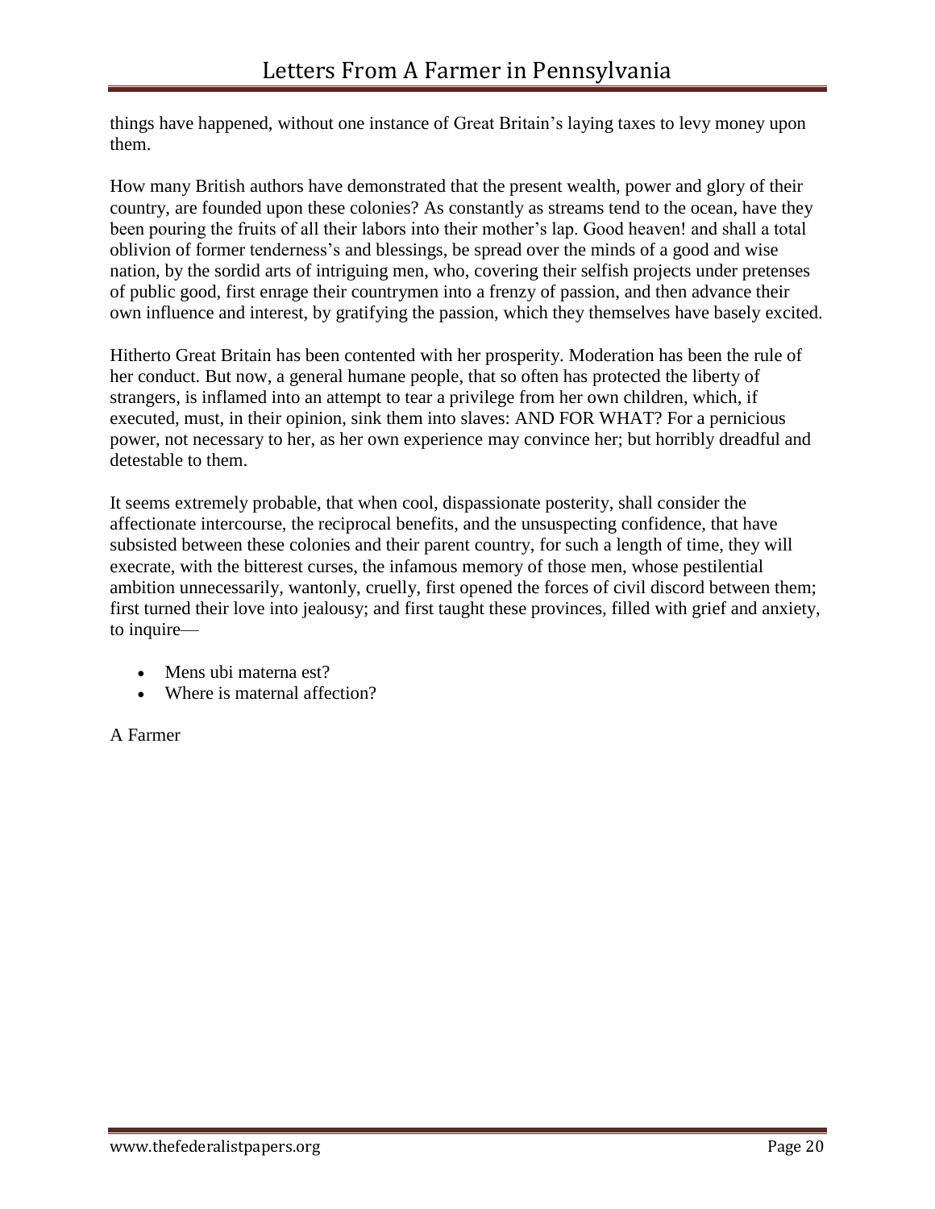things have happened, without one instance of Great Britain's laying taxes to levy money upon them.

How many British authors have demonstrated that the present wealth, power and glory of their country, are founded upon these colonies? As constantly as streams tend to the ocean, have they been pouring the fruits of all their labors into their mother's lap. Good heaven! and shall a total oblivion of former tenderness's and blessings, be spread over the minds of a good and wise nation, by the sordid arts of intriguing men, who, covering their selfish projects under pretenses of public good, first enrage their countrymen into a frenzy of passion, and then advance their own influence and interest, by gratifying the passion, which they themselves have basely excited.

Hitherto Great Britain has been contented with her prosperity. Moderation has been the rule of her conduct. But now, a general humane people, that so often has protected the liberty of strangers, is inflamed into an attempt to tear a privilege from her own children, which, if executed, must, in their opinion, sink them into slaves: AND FOR WHAT? For a pernicious power, not necessary to her, as her own experience may convince her; but horribly dreadful and detestable to them.

It seems extremely probable, that when cool, dispassionate posterity, shall consider the affectionate intercourse, the reciprocal benefits, and the unsuspecting confidence, that have subsisted between these colonies and their parent country, for such a length of time, they will execrate, with the bitterest curses, the infamous memory of those men, whose pestilential ambition unnecessarily, wantonly, cruelly, first opened the forces of civil discord between them; first turned their love into jealousy; and first taught these provinces, filled with grief and anxiety, to inquire—

- Mens ubi materna est?
- Where is maternal affection?

A Farmer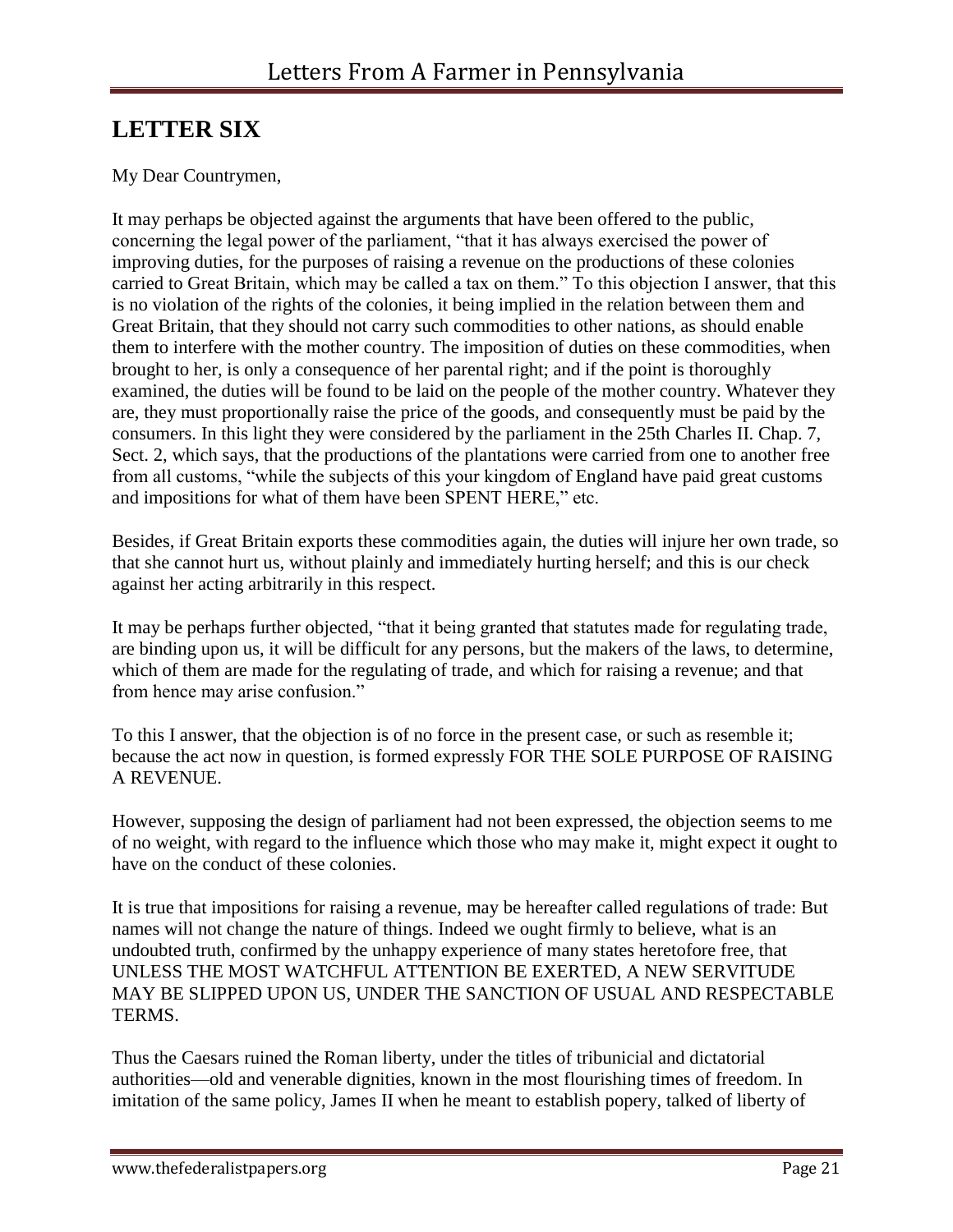## LETTER SIX

My Dear Countrymen,

It may perhaps be objected against the arguments that have been offered to the public, concerning the legal power of the parliament, "that it has always exercised the power of improving duties, for the purposes of raising a revenue on the productions of these colonies carried to Great Britain, which may be called a tax on them." To this objection I answer, that this is no violation of the rights of the colonies, it being implied in the relation between them and Great Britain, that they should not carry such commodities to other nations, as should enable them to interfere with the mother country. The imposition of duties on these commodities, when brought to her, is only a consequence of her parental right; and if the point is thoroughly examined, the duties will be found to be laid on the people of the mother country. Whatever they are, they must proportionally raise the price of the goods, and consequently must be paid by the consumers. In this light they were considered by the parliament in the 25th Charles II. Chap. 7, Sect. 2, which says, that the productions of the plantations were carried from one to another free from all customs, "while the subjects of this your kingdom of England have paid great customs and impositions for what of them have been SPENT HERE," etc.

Besides, if Great Britain exports these commodities again, the duties will injure her own trade, so that she cannot hurt us, without plainly and immediately hurting herself; and this is our check against her acting arbitrarily in this respect.

It may be perhaps further objected, "that it being granted that statutes made for regulating trade, are binding upon us, it will be difficult for any persons, but the makers of the laws, to determine, which of them are made for the regulating of trade, and which for raising a revenue; and that from hence may arise confusion."

To this I answer, that the objection is of no force in the present case, or such as resemble it; because the act now in question, is formed expressly FOR THE SOLE PURPOSE OF RAISING A REVENUE.

However, supposing the design of parliament had not been expressed, the objection seems to me of no weight, with regard to the influence which those who may make it, might expect it ought to have on the conduct of these colonies.

It is true that impositions for raising a revenue, may be hereafter called regulations of trade: But names will not change the nature of things. Indeed we ought firmly to believe, what is an undoubted truth, confirmed by the unhappy experience of many states heretofore free, that UNLESS THE MOST WATCHFUL ATTENTION BE EXERTED, A NEW SERVITUDE MAY BE SLIPPED UPON US, UNDER THE SANCTION OF USUAL AND RESPECTABLE TERMS.

Thus the Caesars ruined the Roman liberty, under the titles of tribunicial and dictatorial authorities—old and venerable dignities, known in the most flourishing times of freedom. In imitation of the same policy, James II when he meant to establish popery, talked of liberty of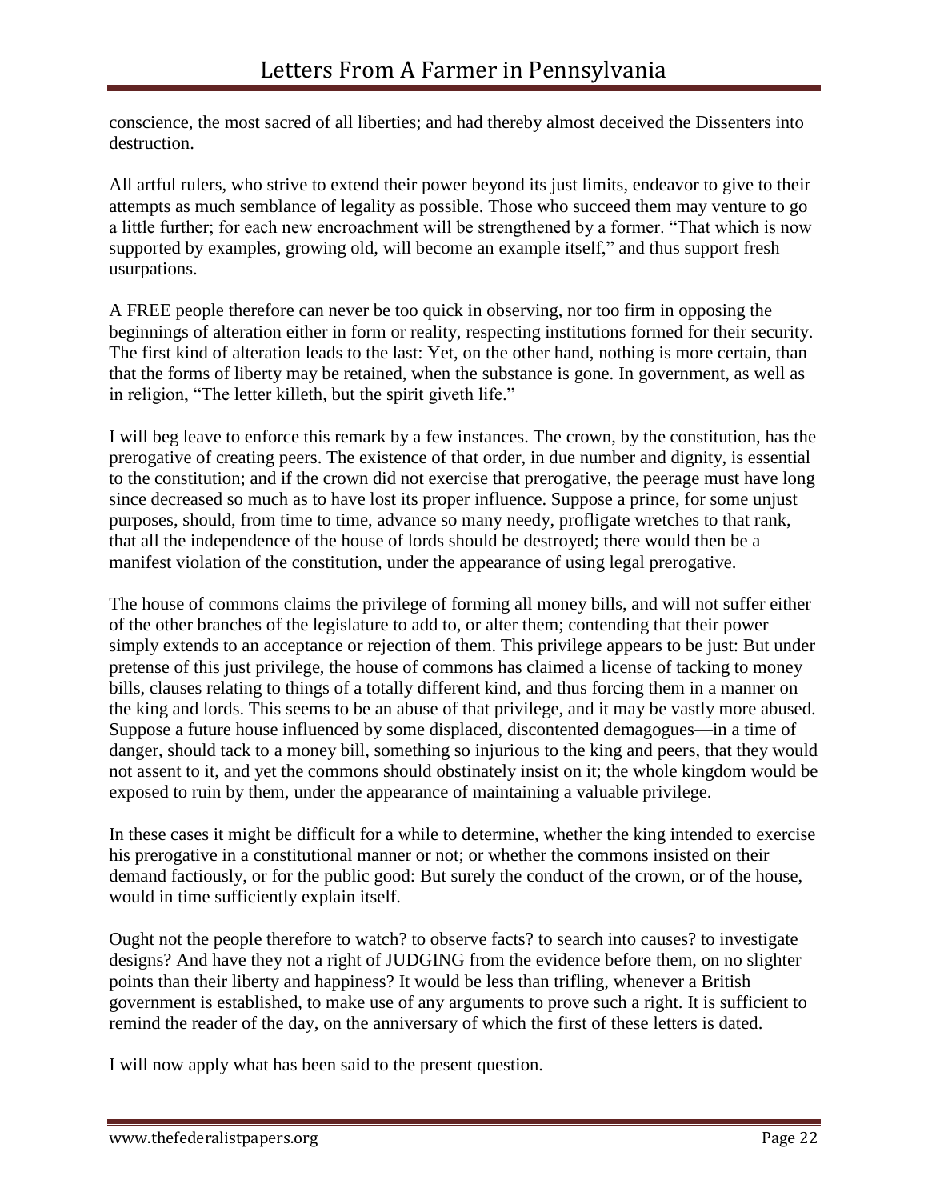conscience, the most sacred of all liberties; and had thereby almost deceived the Dissenters into destruction.

All artful rulers, who strive to extend their power beyond its just limits, endeavor to give to their attempts as much semblance of legality as possible. Those who succeed them may venture to go a little further; for each new encroachment will be strengthened by a former. "That which is now supported by examples, growing old, will become an example itself," and thus support fresh usurpations.

A FREE people therefore can never be too quick in observing, nor too firm in opposing the beginnings of alteration either in form or reality, respecting institutions formed for their security. The first kind of alteration leads to the last: Yet, on the other hand, nothing is more certain, than that the forms of liberty may be retained, when the substance is gone. In government, as well as in religion, "The letter killeth, but the spirit giveth life."

I will beg leave to enforce this remark by a few instances. The crown, by the constitution, has the prerogative of creating peers. The existence of that order, in due number and dignity, is essential to the constitution; and if the crown did not exercise that prerogative, the peerage must have long since decreased so much as to have lost its proper influence. Suppose a prince, for some unjust purposes, should, from time to time, advance so many needy, profligate wretches to that rank, that all the independence of the house of lords should be destroyed; there would then be a manifest violation of the constitution, under the appearance of using legal prerogative.

The house of commons claims the privilege of forming all money bills, and will not suffer either of the other branches of the legislature to add to, or alter them; contending that their power simply extends to an acceptance or rejection of them. This privilege appears to be just: But under pretense of this just privilege, the house of commons has claimed a license of tacking to money bills, clauses relating to things of a totally different kind, and thus forcing them in a manner on the king and lords. This seems to be an abuse of that privilege, and it may be vastly more abused. Suppose a future house influenced by some displaced, discontented demagogues—in a time of danger, should tack to a money bill, something so injurious to the king and peers, that they would not assent to it, and yet the commons should obstinately insist on it; the whole kingdom would be exposed to ruin by them, under the appearance of maintaining a valuable privilege.

In these cases it might be difficult for a while to determine, whether the king intended to exercise his prerogative in a constitutional manner or not; or whether the commons insisted on their demand factiously, or for the public good: But surely the conduct of the crown, or of the house, would in time sufficiently explain itself.

Ought not the people therefore to watch? to observe facts? to search into causes? to investigate designs? And have they not a right of JUDGING from the evidence before them, on no slighter points than their liberty and happiness? It would be less than trifling, whenever a British government is established, to make use of any arguments to prove such a right. It is sufficient to remind the reader of the day, on the anniversary of which the first of these letters is dated.

I will now apply what has been said to the present question.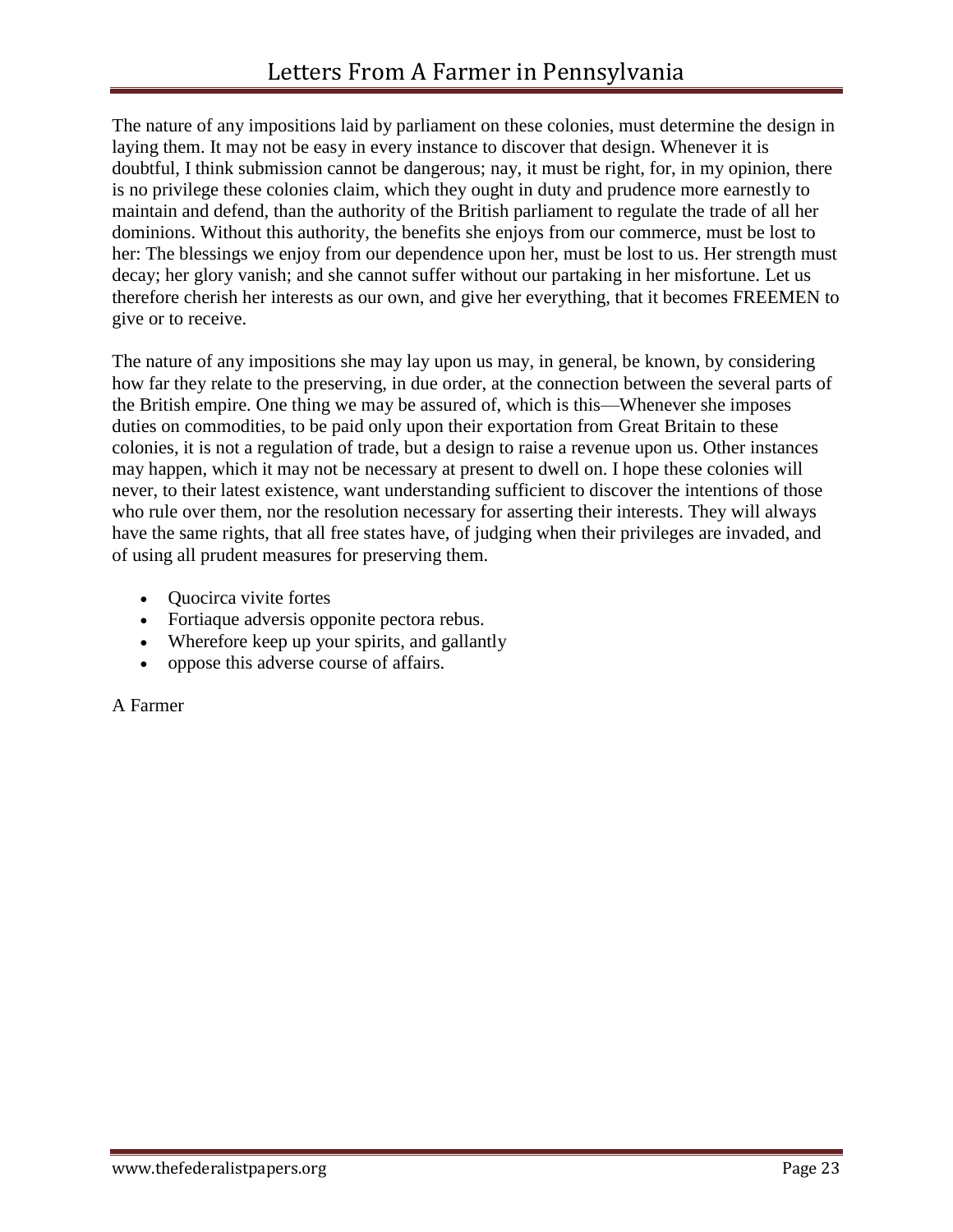The nature of any impositions laid by parliament on these colonies, must determine the design in laying them. It may not be easy in every instance to discover that design. Whenever it is doubtful, I think submission cannot be dangerous; nay, it must be right, for, in my opinion, there is no privilege these colonies claim, which they ought in duty and prudence more earnestly to maintain and defend, than the authority of the British parliament to regulate the trade of all her dominions. Without this authority, the benefits she enjoys from our commerce, must be lost to her: The blessings we enjoy from our dependence upon her, must be lost to us. Her strength must decay; her glory vanish; and she cannot suffer without our partaking in her misfortune. Let us therefore cherish her interests as our own, and give her everything, that it becomes FREEMEN to give or to receive.

The nature of any impositions she may lay upon us may, in general, be known, by considering how far they relate to the preserving, in due order, at the connection between the several parts of the British empire. One thing we may be assured of, which is this—Whenever she imposes duties on commodities, to be paid only upon their exportation from Great Britain to these colonies, it is not a regulation of trade, but a design to raise a revenue upon us. Other instances may happen, which it may not be necessary at present to dwell on. I hope these colonies will never, to their latest existence, want understanding sufficient to discover the intentions of those who rule over them, nor the resolution necessary for asserting their interests. They will always have the same rights, that all free states have, of judging when their privileges are invaded, and of using all prudent measures for preserving them.

- Quocirca vivite fortes
- Fortiaque adversis opponite pectora rebus.
- Wherefore keep up your spirits, and gallantly
- oppose this adverse course of affairs.

A Farmer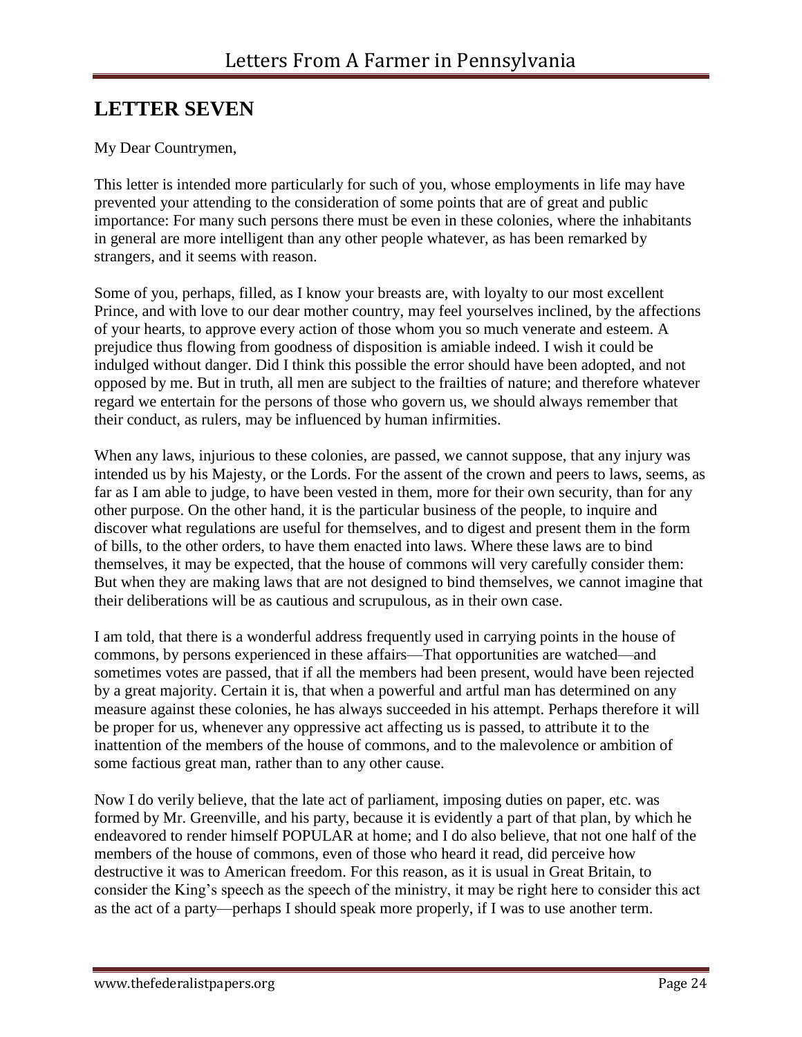## LETTER SEVEN

My Dear Countrymen,

This letter is intended more particularly for such of you, whose employments in life may have prevented your attending to the consideration of some points that are of great and public importance: For many such persons there must be even in these colonies, where the inhabitants in general are more intelligent than any other people whatever, as has been remarked by strangers, and it seems with reason.

Some of you, perhaps, filled, as I know your breasts are, with loyalty to our most excellent Prince, and with love to our dear mother country, may feel yourselves inclined, by the affections of your hearts, to approve every action of those whom you so much venerate and esteem. A prejudice thus flowing from goodness of disposition is amiable indeed. I wish it could be indulged without danger. Did I think this possible the error should have been adopted, and not opposed by me. But in truth, all men are subject to the frailties of nature; and therefore whatever regard we entertain for the persons of those who govern us, we should always remember that their conduct, as rulers, may be influenced by human infirmities.

When any laws, injurious to these colonies, are passed, we cannot suppose, that any injury was intended us by his Majesty, or the Lords. For the assent of the crown and peers to laws, seems, as far as I am able to judge, to have been vested in them, more for their own security, than for any other purpose. On the other hand, it is the particular business of the people, to inquire and discover what regulations are useful for themselves, and to digest and present them in the form of bills, to the other orders, to have them enacted into laws. Where these laws are to bind themselves, it may be expected, that the house of commons will very carefully consider them: But when they are making laws that are not designed to bind themselves, we cannot imagine that their deliberations will be as cautious and scrupulous, as in their own case.

I am told, that there is a wonderful address frequently used in carrying points in the house of commons, by persons experienced in these affairs—That opportunities are watched—and sometimes votes are passed, that if all the members had been present, would have been rejected by a great majority. Certain it is, that when a powerful and artful man has determined on any measure against these colonies, he has always succeeded in his attempt. Perhaps therefore it will be proper for us, whenever any oppressive act affecting us is passed, to attribute it to the inattention of the members of the house of commons, and to the malevolence or ambition of some factious great man, rather than to any other cause.

Now I do verily believe, that the late act of parliament, imposing duties on paper, etc. was formed by Mr. Greenville, and his party, because it is evidently a part of that plan, by which he endeavored to render himself POPULAR at home; and I do also believe, that not one half of the members of the house of commons, even of those who heard it read, did perceive how destructive it was to American freedom. For this reason, as it is usual in Great Britain, to consider the King's speech as the speech of the ministry, it may be right here to consider this act as the act of a party—perhaps I should speak more properly, if I was to use another term.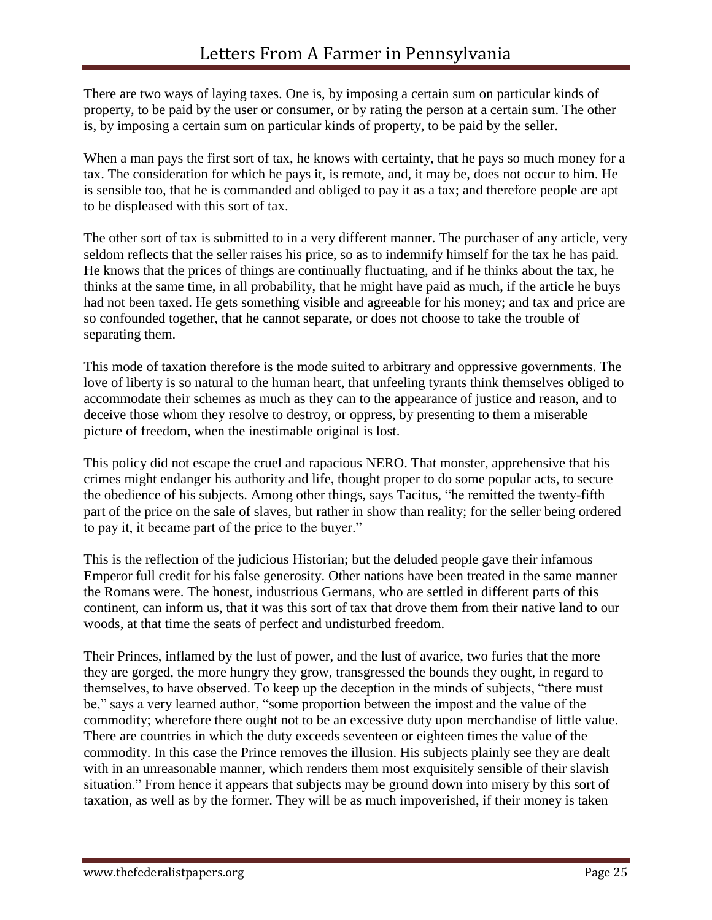There are two ways of laying taxes. One is, by imposing a certain sum on particular kinds of property, to be paid by the user or consumer, or by rating the person at a certain sum. The other is, by imposing a certain sum on particular kinds of property, to be paid by the seller.

When a man pays the first sort of tax, he knows with certainty, that he pays so much money for a tax. The consideration for which he pays it, is remote, and, it may be, does not occur to him. He is sensible too, that he is commanded and obliged to pay it as a tax; and therefore people are apt to be displeased with this sort of tax.

The other sort of tax is submitted to in a very different manner. The purchaser of any article, very seldom reflects that the seller raises his price, so as to indemnify himself for the tax he has paid. He knows that the prices of things are continually fluctuating, and if he thinks about the tax, he thinks at the same time, in all probability, that he might have paid as much, if the article he buys had not been taxed. He gets something visible and agreeable for his money; and tax and price are so confounded together, that he cannot separate, or does not choose to take the trouble of separating them.

This mode of taxation therefore is the mode suited to arbitrary and oppressive governments. The love of liberty is so natural to the human heart, that unfeeling tyrants think themselves obliged to accommodate their schemes as much as they can to the appearance of justice and reason, and to deceive those whom they resolve to destroy, or oppress, by presenting to them a miserable picture of freedom, when the inestimable original is lost.

This policy did not escape the cruel and rapacious NERO. That monster, apprehensive that his crimes might endanger his authority and life, thought proper to do some popular acts, to secure the obedience of his subjects. Among other things, says Tacitus, "he remitted the twenty-fifth part of the price on the sale of slaves, but rather in show than reality; for the seller being ordered to pay it, it became part of the price to the buyer."

This is the reflection of the judicious Historian; but the deluded people gave their infamous Emperor full credit for his false generosity. Other nations have been treated in the same manner the Romans were. The honest, industrious Germans, who are settled in different parts of this continent, can inform us, that it was this sort of tax that drove them from their native land to our woods, at that time the seats of perfect and undisturbed freedom.

Their Princes, inflamed by the lust of power, and the lust of avarice, two furies that the more they are gorged, the more hungry they grow, transgressed the bounds they ought, in regard to themselves, to have observed. To keep up the deception in the minds of subjects, "there must be," says a very learned author, "some proportion between the impost and the value of the commodity; wherefore there ought not to be an excessive duty upon merchandise of little value. There are countries in which the duty exceeds seventeen or eighteen times the value of the commodity. In this case the Prince removes the illusion. His subjects plainly see they are dealt with in an unreasonable manner, which renders them most exquisitely sensible of their slavish situation." From hence it appears that subjects may be ground down into misery by this sort of taxation, as well as by the former. They will be as much impoverished, if their money is taken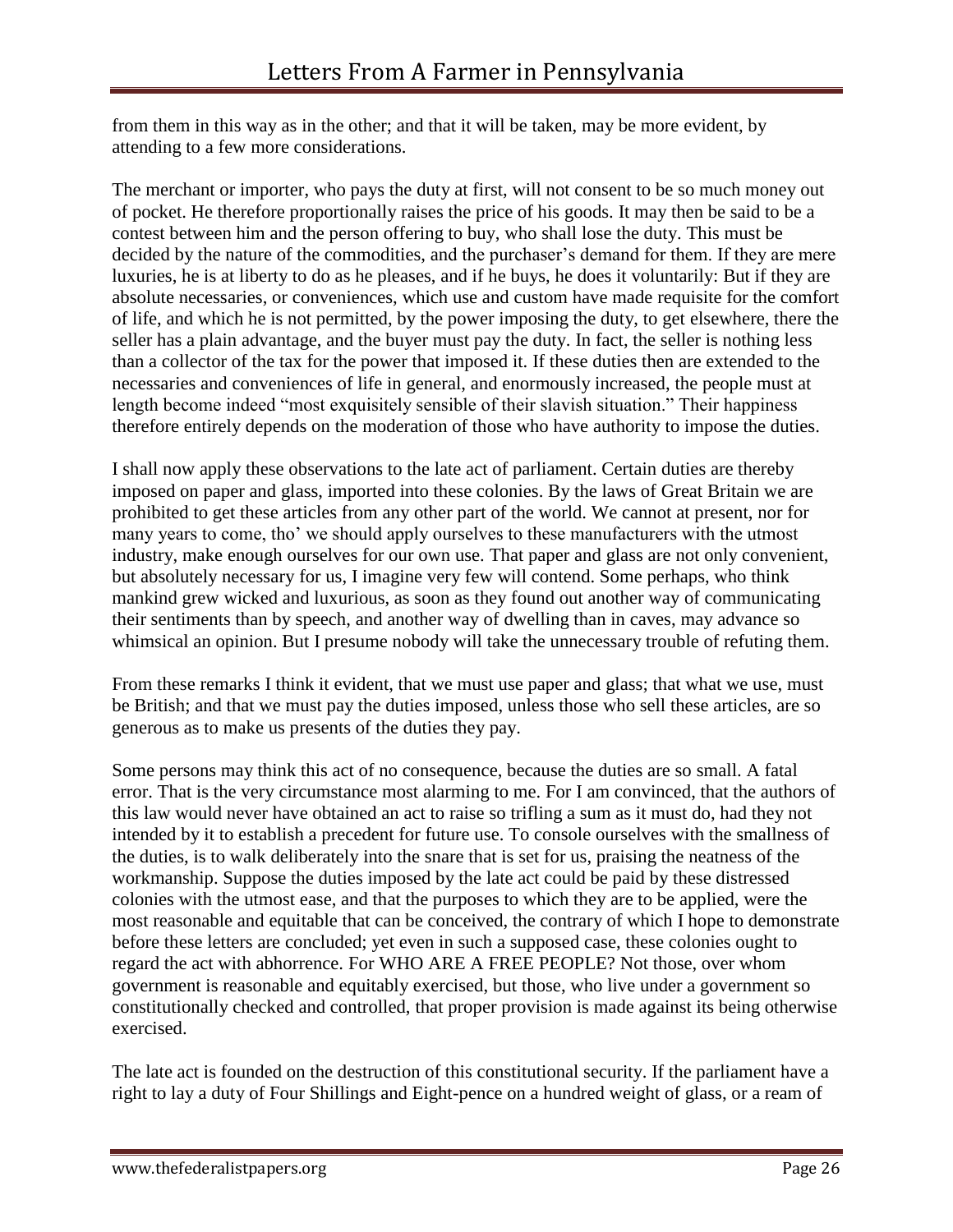from them in this way as in the other; and that it will be taken, may be more evident, by attending to a few more considerations.

The merchant or importer, who pays the duty at first, will not consent to be so much money out of pocket. He therefore proportionally raises the price of his goods. It may then be said to be a contest between him and the person offering to buy, who shall lose the duty. This must be decided by the nature of the commodities, and the purchaser's demand for them. If they are mere luxuries, he is at liberty to do as he pleases, and if he buys, he does it voluntarily: But if they are absolute necessaries, or conveniences, which use and custom have made requisite for the comfort of life, and which he is not permitted, by the power imposing the duty, to get elsewhere, there the seller has a plain advantage, and the buyer must pay the duty. In fact, the seller is nothing less than a collector of the tax for the power that imposed it. If these duties then are extended to the necessaries and conveniences of life in general, and enormously increased, the people must at length become indeed "most exquisitely sensible of their slavish situation." Their happiness therefore entirely depends on the moderation of those who have authority to impose the duties.

I shall now apply these observations to the late act of parliament. Certain duties are thereby imposed on paper and glass, imported into these colonies. By the laws of Great Britain we are prohibited to get these articles from any other part of the world. We cannot at present, nor for many years to come, tho' we should apply ourselves to these manufacturers with the utmost industry, make enough ourselves for our own use. That paper and glass are not only convenient, but absolutely necessary for us, I imagine very few will contend. Some perhaps, who think mankind grew wicked and luxurious, as soon as they found out another way of communicating their sentiments than by speech, and another way of dwelling than in caves, may advance so whimsical an opinion. But I presume nobody will take the unnecessary trouble of refuting them.

From these remarks I think it evident, that we must use paper and glass; that what we use, must be British; and that we must pay the duties imposed, unless those who sell these articles, are so generous as to make us presents of the duties they pay.

Some persons may think this act of no consequence, because the duties are so small. A fatal error. That is the very circumstance most alarming to me. For I am convinced, that the authors of this law would never have obtained an act to raise so trifling a sum as it must do, had they not intended by it to establish a precedent for future use. To console ourselves with the smallness of the duties, is to walk deliberately into the snare that is set for us, praising the neatness of the workmanship. Suppose the duties imposed by the late act could be paid by these distressed colonies with the utmost ease, and that the purposes to which they are to be applied, were the most reasonable and equitable that can be conceived, the contrary of which I hope to demonstrate before these letters are concluded; yet even in such a supposed case, these colonies ought to regard the act with abhorrence. For WHO ARE A FREE PEOPLE? Not those, over whom government is reasonable and equitably exercised, but those, who live under a government so constitutionally checked and controlled, that proper provision is made against its being otherwise exercised.

The late act is founded on the destruction of this constitutional security. If the parliament have a right to lay a duty of Four Shillings and Eight-pence on a hundred weight of glass, or a ream of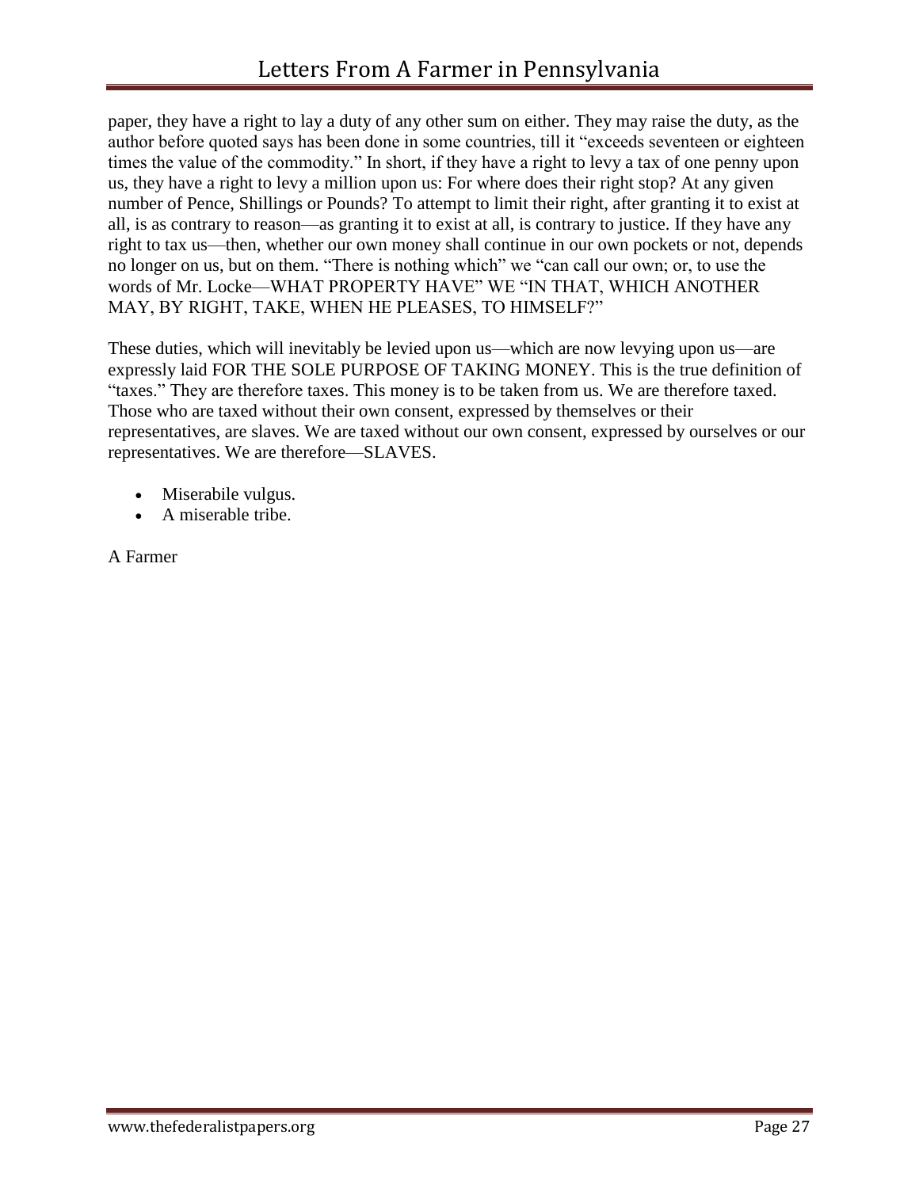paper, they have a right to lay a duty of any other sum on either. They may raise the duty, as the author before quoted says has been done in some countries, till it "exceeds seventeen or eighteen times the value of the commodity." In short, if they have a right to levy a tax of one penny upon us, they have a right to levy a million upon us: For where does their right stop? At any given number of Pence, Shillings or Pounds? To attempt to limit their right, after granting it to exist at all, is as contrary to reason—as granting it to exist at all, is contrary to justice. If they have any right to tax us—then, whether our own money shall continue in our own pockets or not, depends no longer on us, but on them. "There is nothing which" we "can call our own; or, to use the words of Mr. Locke—WHAT PROPERTY HAVE" WE "IN THAT, WHICH ANOTHER MAY, BY RIGHT, TAKE, WHEN HE PLEASES, TO HIMSELF?"

These duties, which will inevitably be levied upon us—which are now levying upon us—are expressly laid FOR THE SOLE PURPOSE OF TAKING MONEY. This is the true definition of "taxes." They are therefore taxes. This money is to be taken from us. We are therefore taxed. Those who are taxed without their own consent, expressed by themselves or their representatives, are slaves. We are taxed without our own consent, expressed by ourselves or our representatives. We are therefore—SLAVES.

- Miserabile vulgus.
- A miserable tribe.

A Farmer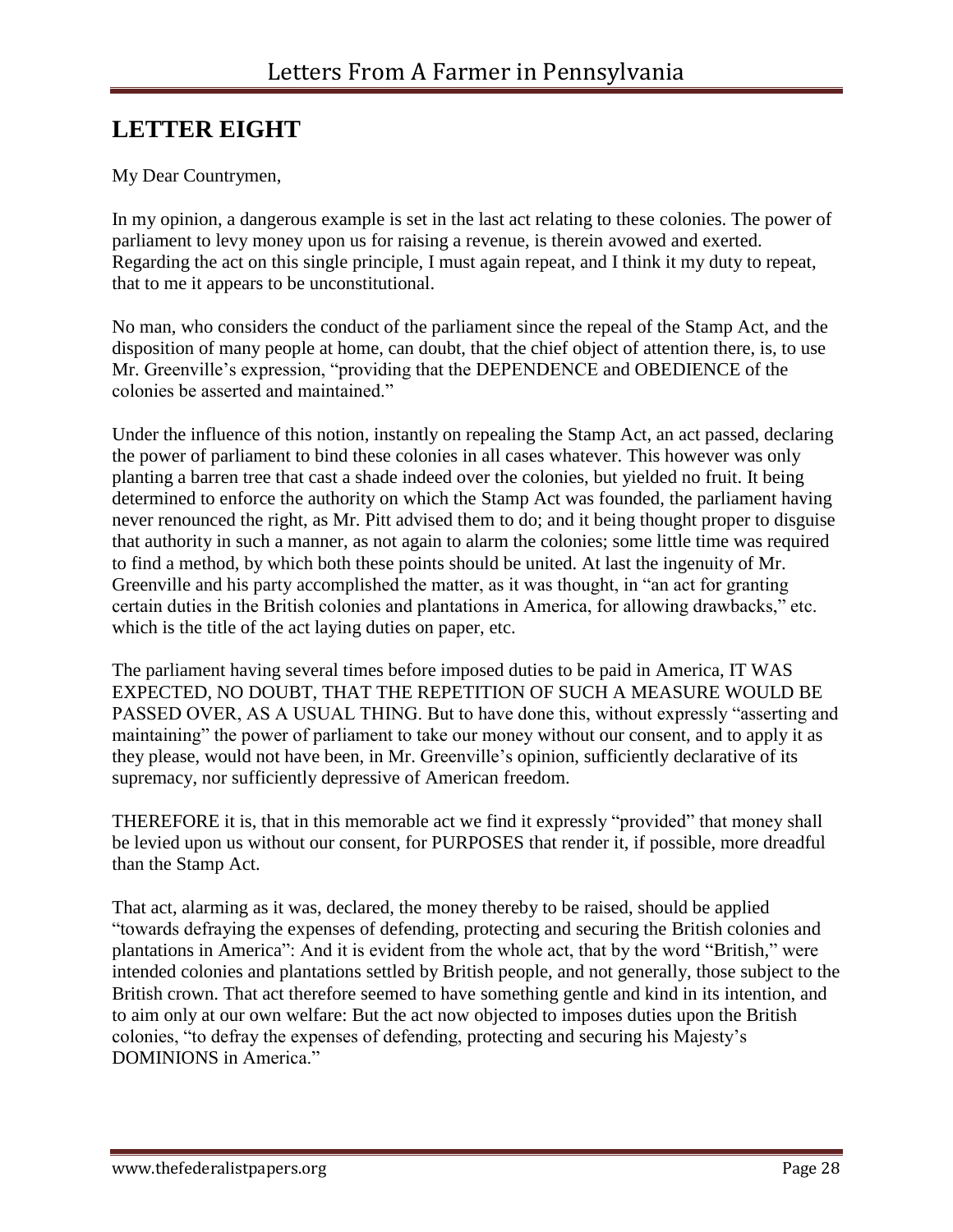## LETTER EIGHT

My Dear Countrymen,

In my opinion, a dangerous example is set in the last act relating to these colonies. The power of parliament to levy money upon us for raising a revenue, is therein avowed and exerted. Regarding the act on this single principle, I must again repeat, and I think it my duty to repeat, that to me it appears to be unconstitutional.

No man, who considers the conduct of the parliament since the repeal of the Stamp Act, and the disposition of many people at home, can doubt, that the chief object of attention there, is, to use Mr. Greenville's expression, "providing that the DEPENDENCE and OBEDIENCE of the colonies be asserted and maintained."

Under the influence of this notion, instantly on repealing the Stamp Act, an act passed, declaring the power of parliament to bind these colonies in all cases whatever. This however was only planting a barren tree that cast a shade indeed over the colonies, but yielded no fruit. It being determined to enforce the authority on which the Stamp Act was founded, the parliament having never renounced the right, as Mr. Pitt advised them to do; and it being thought proper to disguise that authority in such a manner, as not again to alarm the colonies; some little time was required to find a method, by which both these points should be united. At last the ingenuity of Mr. Greenville and his party accomplished the matter, as it was thought, in "an act for granting certain duties in the British colonies and plantations in America, for allowing drawbacks," etc. which is the title of the act laying duties on paper, etc.

The parliament having several times before imposed duties to be paid in America, IT WAS EXPECTED, NO DOUBT, THAT THE REPETITION OF SUCH A MEASURE WOULD BE PASSED OVER, AS A USUAL THING. But to have done this, without expressly "asserting and maintaining" the power of parliament to take our money without our consent, and to apply it as they please, would not have been, in Mr. Greenville's opinion, sufficiently declarative of its supremacy, nor sufficiently depressive of American freedom.

THEREFORE it is, that in this memorable act we find it expressly "provided" that money shall be levied upon us without our consent, for PURPOSES that render it, if possible, more dreadful than the Stamp Act.

That act, alarming as it was, declared, the money thereby to be raised, should be applied "towards defraying the expenses of defending, protecting and securing the British colonies and plantations in America": And it is evident from the whole act, that by the word "British," were intended colonies and plantations settled by British people, and not generally, those subject to the British crown. That act therefore seemed to have something gentle and kind in its intention, and to aim only at our own welfare: But the act now objected to imposes duties upon the British colonies, "to defray the expenses of defending, protecting and securing his Majesty's DOMINIONS in America."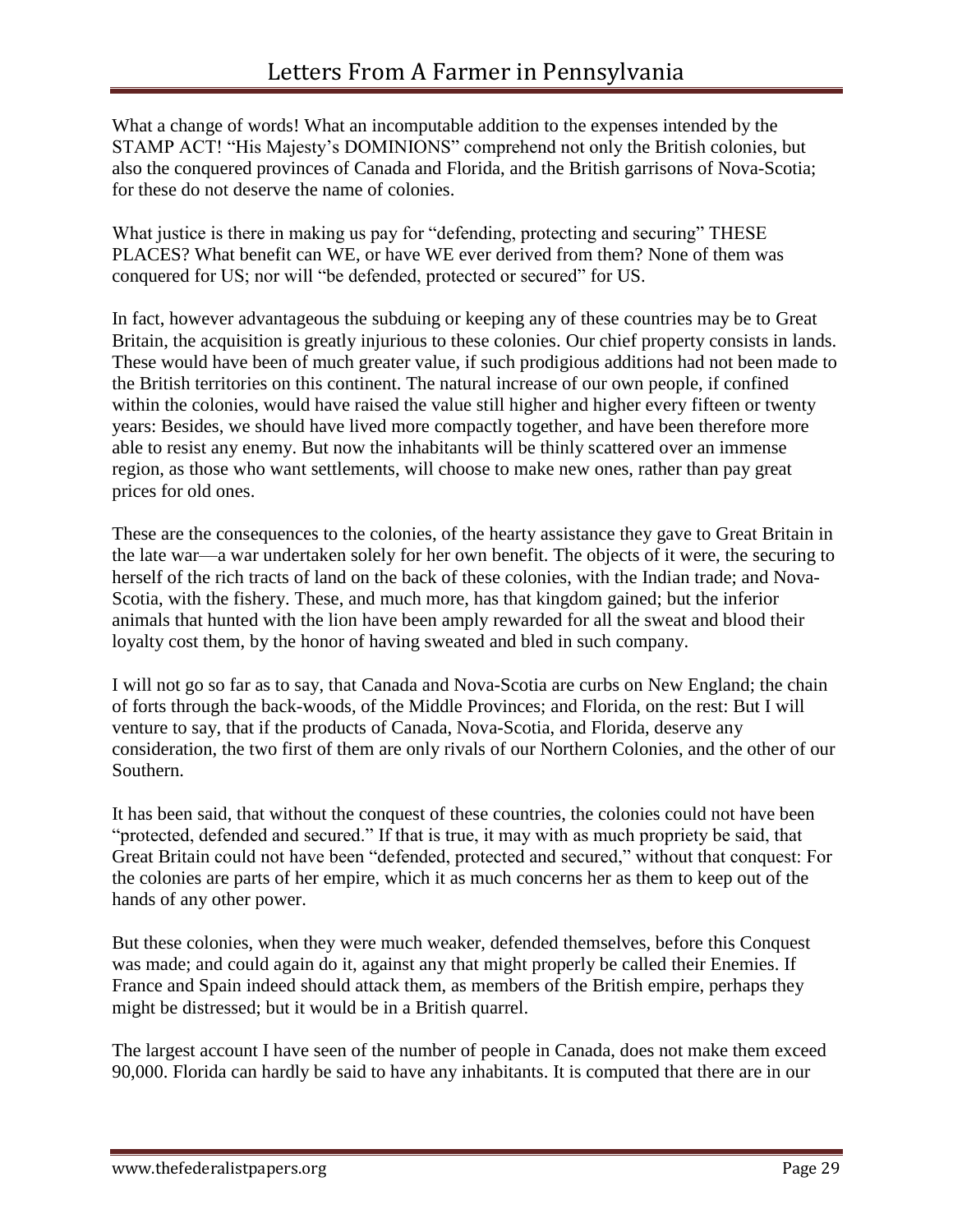What a change of words! What an incomputable addition to the expenses intended by the STAMP ACT! "His Majesty's DOMINIONS" comprehend not only the British colonies, but also the conquered provinces of Canada and Florida, and the British garrisons of Nova-Scotia; for these do not deserve the name of colonies.

What justice is there in making us pay for "defending, protecting and securing" THESE PLACES? What benefit can WE, or have WE ever derived from them? None of them was conquered for US; nor will "be defended, protected or secured" for US.

In fact, however advantageous the subduing or keeping any of these countries may be to Great Britain, the acquisition is greatly injurious to these colonies. Our chief property consists in lands. These would have been of much greater value, if such prodigious additions had not been made to the British territories on this continent. The natural increase of our own people, if confined within the colonies, would have raised the value still higher and higher every fifteen or twenty years: Besides, we should have lived more compactly together, and have been therefore more able to resist any enemy. But now the inhabitants will be thinly scattered over an immense region, as those who want settlements, will choose to make new ones, rather than pay great prices for old ones.

These are the consequences to the colonies, of the hearty assistance they gave to Great Britain in the late war—a war undertaken solely for her own benefit. The objects of it were, the securing to herself of the rich tracts of land on the back of these colonies, with the Indian trade; and Nova-Scotia, with the fishery. These, and much more, has that kingdom gained; but the inferior animals that hunted with the lion have been amply rewarded for all the sweat and blood their loyalty cost them, by the honor of having sweated and bled in such company.

I will not go so far as to say, that Canada and Nova-Scotia are curbs on New England; the chain of forts through the back-woods, of the Middle Provinces; and Florida, on the rest: But I will venture to say, that if the products of Canada, Nova-Scotia, and Florida, deserve any consideration, the two first of them are only rivals of our Northern Colonies, and the other of our Southern.

It has been said, that without the conquest of these countries, the colonies could not have been "protected, defended and secured." If that is true, it may with as much propriety be said, that Great Britain could not have been "defended, protected and secured," without that conquest: For the colonies are parts of her empire, which it as much concerns her as them to keep out of the hands of any other power.

But these colonies, when they were much weaker, defended themselves, before this Conquest was made; and could again do it, against any that might properly be called their Enemies. If France and Spain indeed should attack them, as members of the British empire, perhaps they might be distressed; but it would be in a British quarrel.

The largest account I have seen of the number of people in Canada, does not make them exceed 90,000. Florida can hardly be said to have any inhabitants. It is computed that there are in our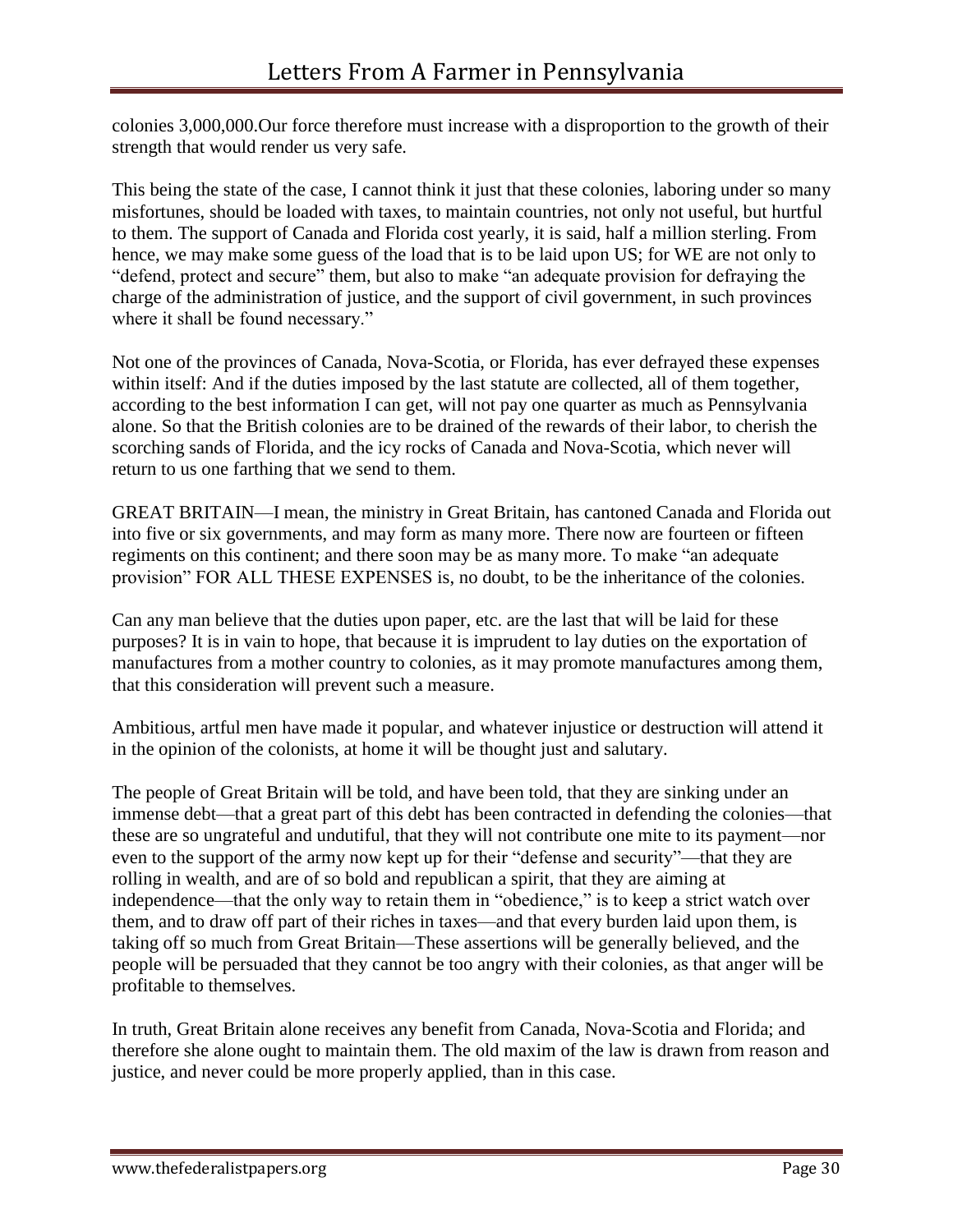colonies 3,000,000.Our force therefore must increase with a disproportion to the growth of their strength that would render us very safe.

This being the state of the case, I cannot think it just that these colonies, laboring under so many misfortunes, should be loaded with taxes, to maintain countries, not only not useful, but hurtful to them. The support of Canada and Florida cost yearly, it is said, half a million sterling. From hence, we may make some guess of the load that is to be laid upon US; for WE are not only to "defend, protect and secure" them, but also to make "an adequate provision for defraying the charge of the administration of justice, and the support of civil government, in such provinces where it shall be found necessary."

Not one of the provinces of Canada, Nova-Scotia, or Florida, has ever defrayed these expenses within itself: And if the duties imposed by the last statute are collected, all of them together, according to the best information I can get, will not pay one quarter as much as Pennsylvania alone. So that the British colonies are to be drained of the rewards of their labor, to cherish the scorching sands of Florida, and the icy rocks of Canada and Nova-Scotia, which never will return to us one farthing that we send to them.

GREAT BRITAIN—I mean, the ministry in Great Britain, has cantoned Canada and Florida out into five or six governments, and may form as many more. There now are fourteen or fifteen regiments on this continent; and there soon may be as many more. To make "an adequate provision" FOR ALL THESE EXPENSES is, no doubt, to be the inheritance of the colonies.

Can any man believe that the duties upon paper, etc. are the last that will be laid for these purposes? It is in vain to hope, that because it is imprudent to lay duties on the exportation of manufactures from a mother country to colonies, as it may promote manufactures among them, that this consideration will prevent such a measure.

Ambitious, artful men have made it popular, and whatever injustice or destruction will attend it in the opinion of the colonists, at home it will be thought just and salutary.

The people of Great Britain will be told, and have been told, that they are sinking under an immense debt—that a great part of this debt has been contracted in defending the colonies—that these are so ungrateful and undutiful, that they will not contribute one mite to its payment—nor even to the support of the army now kept up for their "defense and security"—that they are rolling in wealth, and are of so bold and republican a spirit, that they are aiming at independence—that the only way to retain them in "obedience," is to keep a strict watch over them, and to draw off part of their riches in taxes—and that every burden laid upon them, is taking off so much from Great Britain—These assertions will be generally believed, and the people will be persuaded that they cannot be too angry with their colonies, as that anger will be profitable to themselves.

In truth, Great Britain alone receives any benefit from Canada, Nova-Scotia and Florida; and therefore she alone ought to maintain them. The old maxim of the law is drawn from reason and justice, and never could be more properly applied, than in this case.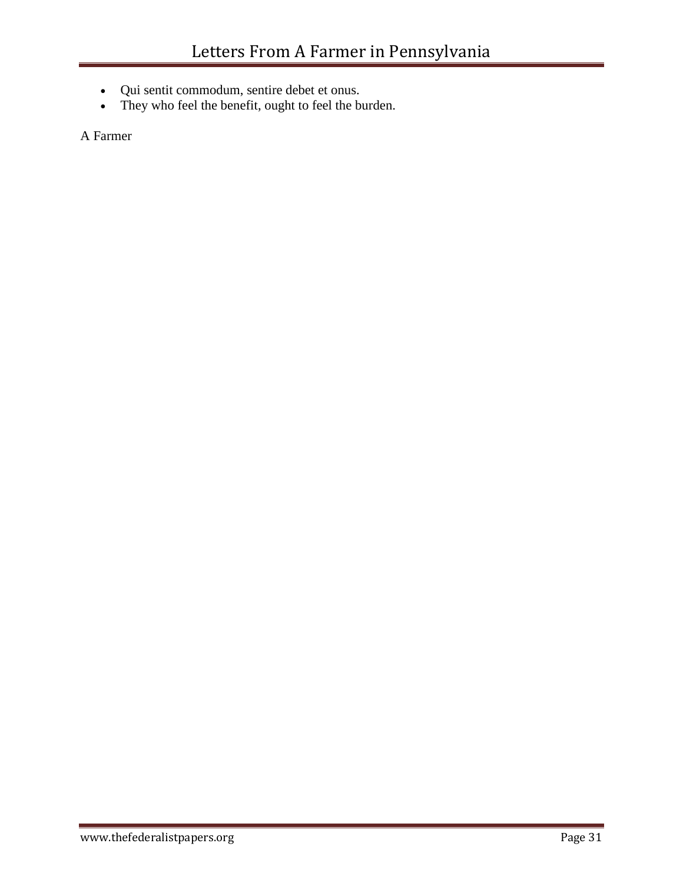- Qui sentit commodum, sentire debet et onus.
- They who feel the benefit, ought to feel the burden.

A Farmer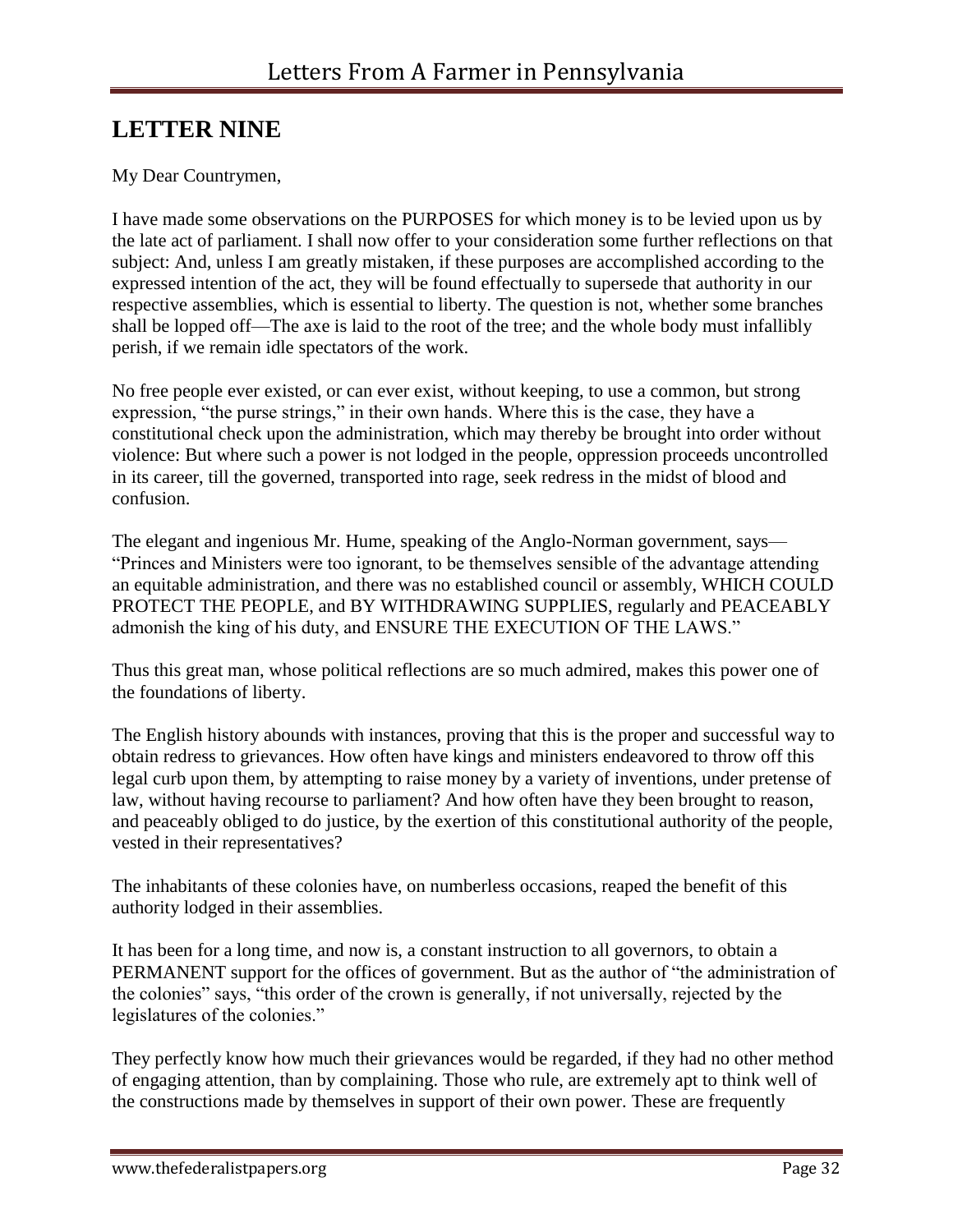## LETTER NINE

My Dear Countrymen,

I have made some observations on the PURPOSES for which money is to be levied upon us by the late act of parliament. I shall now offer to your consideration some further reflections on that subject: And, unless I am greatly mistaken, if these purposes are accomplished according to the expressed intention of the act, they will be found effectually to supersede that authority in our respective assemblies, which is essential to liberty. The question is not, whether some branches shall be lopped off—The axe is laid to the root of the tree; and the whole body must infallibly perish, if we remain idle spectators of the work.

No free people ever existed, or can ever exist, without keeping, to use a common, but strong expression, "the purse strings," in their own hands. Where this is the case, they have a constitutional check upon the administration, which may thereby be brought into order without violence: But where such a power is not lodged in the people, oppression proceeds uncontrolled in its career, till the governed, transported into rage, seek redress in the midst of blood and confusion.

The elegant and ingenious Mr. Hume, speaking of the Anglo-Norman government, says—"Princes and Ministers were too ignorant, to be themselves sensible of the advantage attending an equitable administration, and there was no established council or assembly, WHICH COULD PROTECT THE PEOPLE, and BY WITHDRAWING SUPPLIES, regularly and PEACEABLY admonish the king of his duty, and ENSURE THE EXECUTION OF THE LAWS."

Thus this great man, whose political reflections are so much admired, makes this power one of the foundations of liberty.

The English history abounds with instances, proving that this is the proper and successful way to obtain redress to grievances. How often have kings and ministers endeavored to throw off this legal curb upon them, by attempting to raise money by a variety of inventions, under pretense of law, without having recourse to parliament? And how often have they been brought to reason, and peaceably obliged to do justice, by the exertion of this constitutional authority of the people, vested in their representatives?

The inhabitants of these colonies have, on numberless occasions, reaped the benefit of this authority lodged in their assemblies.

It has been for a long time, and now is, a constant instruction to all governors, to obtain a PERMANENT support for the offices of government. But as the author of "the administration of the colonies" says, "this order of the crown is generally, if not universally, rejected by the legislatures of the colonies."

They perfectly know how much their grievances would be regarded, if they had no other method of engaging attention, than by complaining. Those who rule, are extremely apt to think well of the constructions made by themselves in support of their own power. These are frequently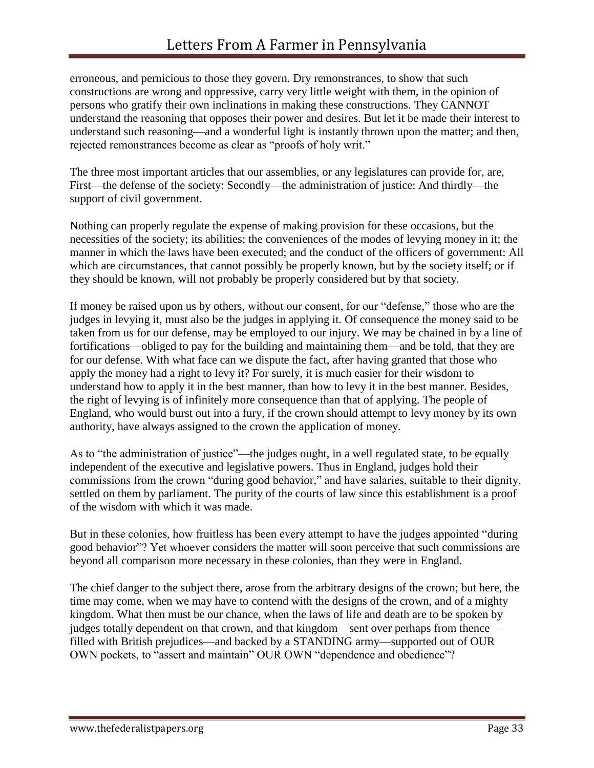erroneous, and pernicious to those they govern. Dry remonstrances, to show that such constructions are wrong and oppressive, carry very little weight with them, in the opinion of persons who gratify their own inclinations in making these constructions. They CANNOT understand the reasoning that opposes their power and desires. But let it be made their interest to understand such reasoning—and a wonderful light is instantly thrown upon the matter; and then, rejected remonstrances become as clear as "proofs of holy writ."

The three most important articles that our assemblies, or any legislatures can provide for, are, First—the defense of the society: Secondly—the administration of justice: And thirdly—the support of civil government.

Nothing can properly regulate the expense of making provision for these occasions, but the necessities of the society; its abilities; the conveniences of the modes of levying money in it; the manner in which the laws have been executed; and the conduct of the officers of government: All which are circumstances, that cannot possibly be properly known, but by the society itself; or if they should be known, will not probably be properly considered but by that society.

If money be raised upon us by others, without our consent, for our "defense," those who are the judges in levying it, must also be the judges in applying it. Of consequence the money said to be taken from us for our defense, may be employed to our injury. We may be chained in by a line of fortifications—obliged to pay for the building and maintaining them—and be told, that they are for our defense. With what face can we dispute the fact, after having granted that those who apply the money had a right to levy it? For surely, it is much easier for their wisdom to understand how to apply it in the best manner, than how to levy it in the best manner. Besides, the right of levying is of infinitely more consequence than that of applying. The people of England, who would burst out into a fury, if the crown should attempt to levy money by its own authority, have always assigned to the crown the application of money.

As to "the administration of justice"—the judges ought, in a well regulated state, to be equally independent of the executive and legislative powers. Thus in England, judges hold their commissions from the crown "during good behavior," and have salaries, suitable to their dignity, settled on them by parliament. The purity of the courts of law since this establishment is a proof of the wisdom with which it was made.

But in these colonies, how fruitless has been every attempt to have the judges appointed "during good behavior"? Yet whoever considers the matter will soon perceive that such commissions are beyond all comparison more necessary in these colonies, than they were in England.

The chief danger to the subject there, arose from the arbitrary designs of the crown; but here, the time may come, when we may have to contend with the designs of the crown, and of a mighty kingdom. What then must be our chance, when the laws of life and death are to be spoken by judges totally dependent on that crown, and that kingdom—sent over perhaps from thence—filled with British prejudices—and backed by a STANDING army—supported out of OUR OWN pockets, to "assert and maintain" OUR OWN "dependence and obedience"?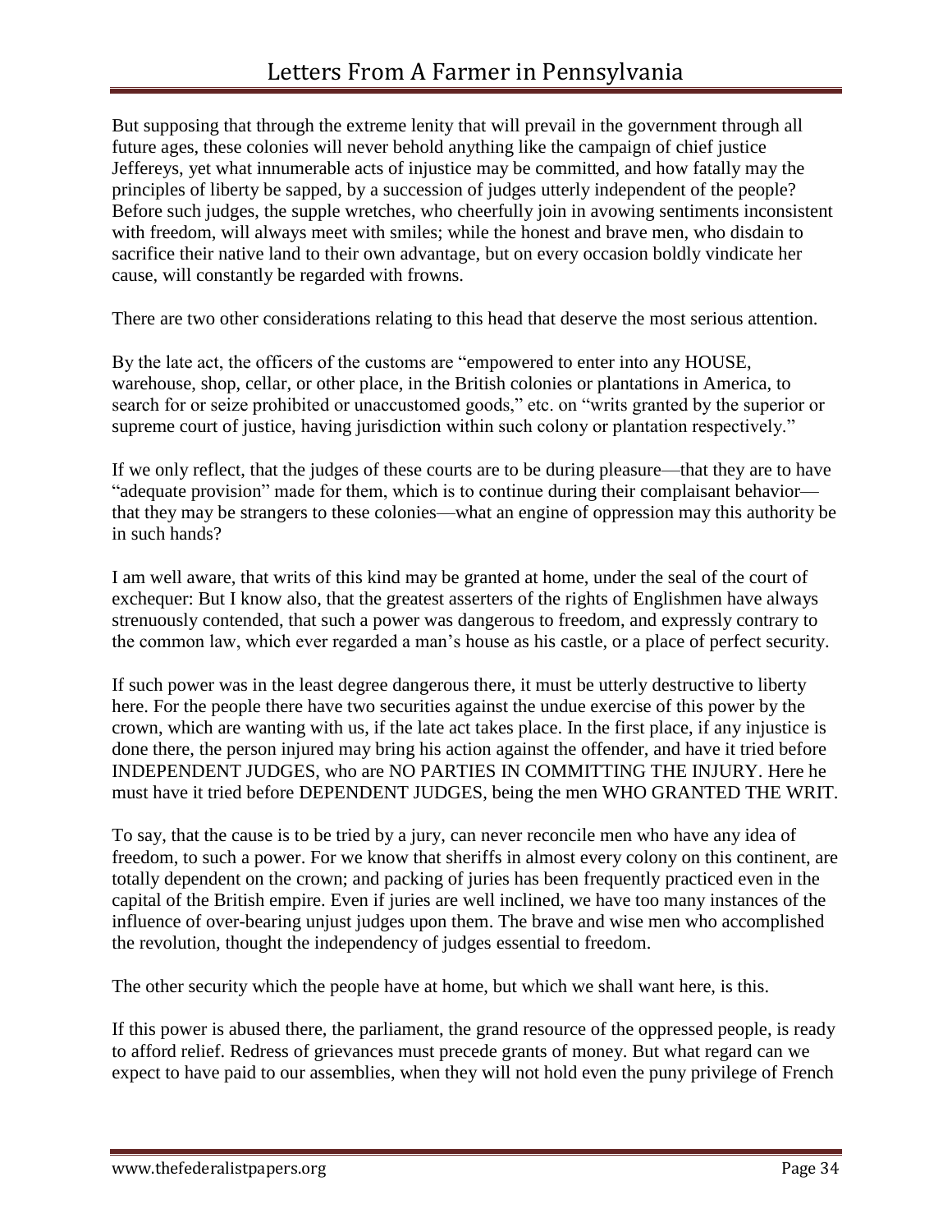But supposing that through the extreme lenity that will prevail in the government through all future ages, these colonies will never behold anything like the campaign of chief justice Jeffereys, yet what innumerable acts of injustice may be committed, and how fatally may the principles of liberty be sapped, by a succession of judges utterly independent of the people? Before such judges, the supple wretches, who cheerfully join in avowing sentiments inconsistent with freedom, will always meet with smiles; while the honest and brave men, who disdain to sacrifice their native land to their own advantage, but on every occasion boldly vindicate her cause, will constantly be regarded with frowns.

There are two other considerations relating to this head that deserve the most serious attention.

By the late act, the officers of the customs are "empowered to enter into any HOUSE, warehouse, shop, cellar, or other place, in the British colonies or plantations in America, to search for or seize prohibited or unaccustomed goods," etc. on "writs granted by the superior or supreme court of justice, having jurisdiction within such colony or plantation respectively."

If we only reflect, that the judges of these courts are to be during pleasure—that they are to have "adequate provision" made for them, which is to continue during their complaisant behavior—that they may be strangers to these colonies—what an engine of oppression may this authority be in such hands?

I am well aware, that writs of this kind may be granted at home, under the seal of the court of exchequer: But I know also, that the greatest asserters of the rights of Englishmen have always strenuously contended, that such a power was dangerous to freedom, and expressly contrary to the common law, which ever regarded a man's house as his castle, or a place of perfect security.

If such power was in the least degree dangerous there, it must be utterly destructive to liberty here. For the people there have two securities against the undue exercise of this power by the crown, which are wanting with us, if the late act takes place. In the first place, if any injustice is done there, the person injured may bring his action against the offender, and have it tried before INDEPENDENT JUDGES, who are NO PARTIES IN COMMITTING THE INJURY. Here he must have it tried before DEPENDENT JUDGES, being the men WHO GRANTED THE WRIT.

To say, that the cause is to be tried by a jury, can never reconcile men who have any idea of freedom, to such a power. For we know that sheriffs in almost every colony on this continent, are totally dependent on the crown; and packing of juries has been frequently practiced even in the capital of the British empire. Even if juries are well inclined, we have too many instances of the influence of over-bearing unjust judges upon them. The brave and wise men who accomplished the revolution, thought the independency of judges essential to freedom.

The other security which the people have at home, but which we shall want here, is this.

If this power is abused there, the parliament, the grand resource of the oppressed people, is ready to afford relief. Redress of grievances must precede grants of money. But what regard can we expect to have paid to our assemblies, when they will not hold even the puny privilege of French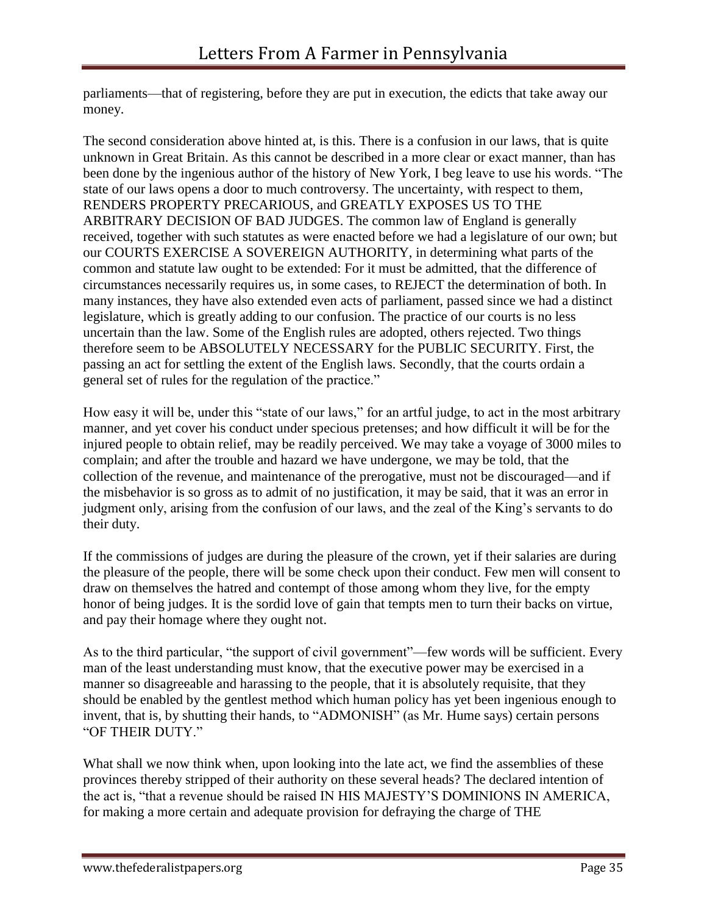parliaments—that of registering, before they are put in execution, the edicts that take away our money.

The second consideration above hinted at, is this. There is a confusion in our laws, that is quite unknown in Great Britain. As this cannot be described in a more clear or exact manner, than has been done by the ingenious author of the history of New York, I beg leave to use his words. "The state of our laws opens a door to much controversy. The uncertainty, with respect to them, RENDERS PROPERTY PRECARIOUS, and GREATLY EXPOSES US TO THE ARBITRARY DECISION OF BAD JUDGES. The common law of England is generally received, together with such statutes as were enacted before we had a legislature of our own; but our COURTS EXERCISE A SOVEREIGN AUTHORITY, in determining what parts of the common and statute law ought to be extended: For it must be admitted, that the difference of circumstances necessarily requires us, in some cases, to REJECT the determination of both. In many instances, they have also extended even acts of parliament, passed since we had a distinct legislature, which is greatly adding to our confusion. The practice of our courts is no less uncertain than the law. Some of the English rules are adopted, others rejected. Two things therefore seem to be ABSOLUTELY NECESSARY for the PUBLIC SECURITY. First, the passing an act for settling the extent of the English laws. Secondly, that the courts ordain a general set of rules for the regulation of the practice."

How easy it will be, under this "state of our laws," for an artful judge, to act in the most arbitrary manner, and yet cover his conduct under specious pretenses; and how difficult it will be for the injured people to obtain relief, may be readily perceived. We may take a voyage of 3000 miles to complain; and after the trouble and hazard we have undergone, we may be told, that the collection of the revenue, and maintenance of the prerogative, must not be discouraged—and if the misbehavior is so gross as to admit of no justification, it may be said, that it was an error in judgment only, arising from the confusion of our laws, and the zeal of the King's servants to do their duty.

If the commissions of judges are during the pleasure of the crown, yet if their salaries are during the pleasure of the people, there will be some check upon their conduct. Few men will consent to draw on themselves the hatred and contempt of those among whom they live, for the empty honor of being judges. It is the sordid love of gain that tempts men to turn their backs on virtue, and pay their homage where they ought not.

As to the third particular, "the support of civil government"—few words will be sufficient. Every man of the least understanding must know, that the executive power may be exercised in a manner so disagreeable and harassing to the people, that it is absolutely requisite, that they should be enabled by the gentlest method which human policy has yet been ingenious enough to invent, that is, by shutting their hands, to "ADMONISH" (as Mr. Hume says) certain persons "OF THEIR DUTY."

What shall we now think when, upon looking into the late act, we find the assemblies of these provinces thereby stripped of their authority on these several heads? The declared intention of the act is, "that a revenue should be raised IN HIS MAJESTY'S DOMINIONS IN AMERICA, for making a more certain and adequate provision for defraying the charge of THE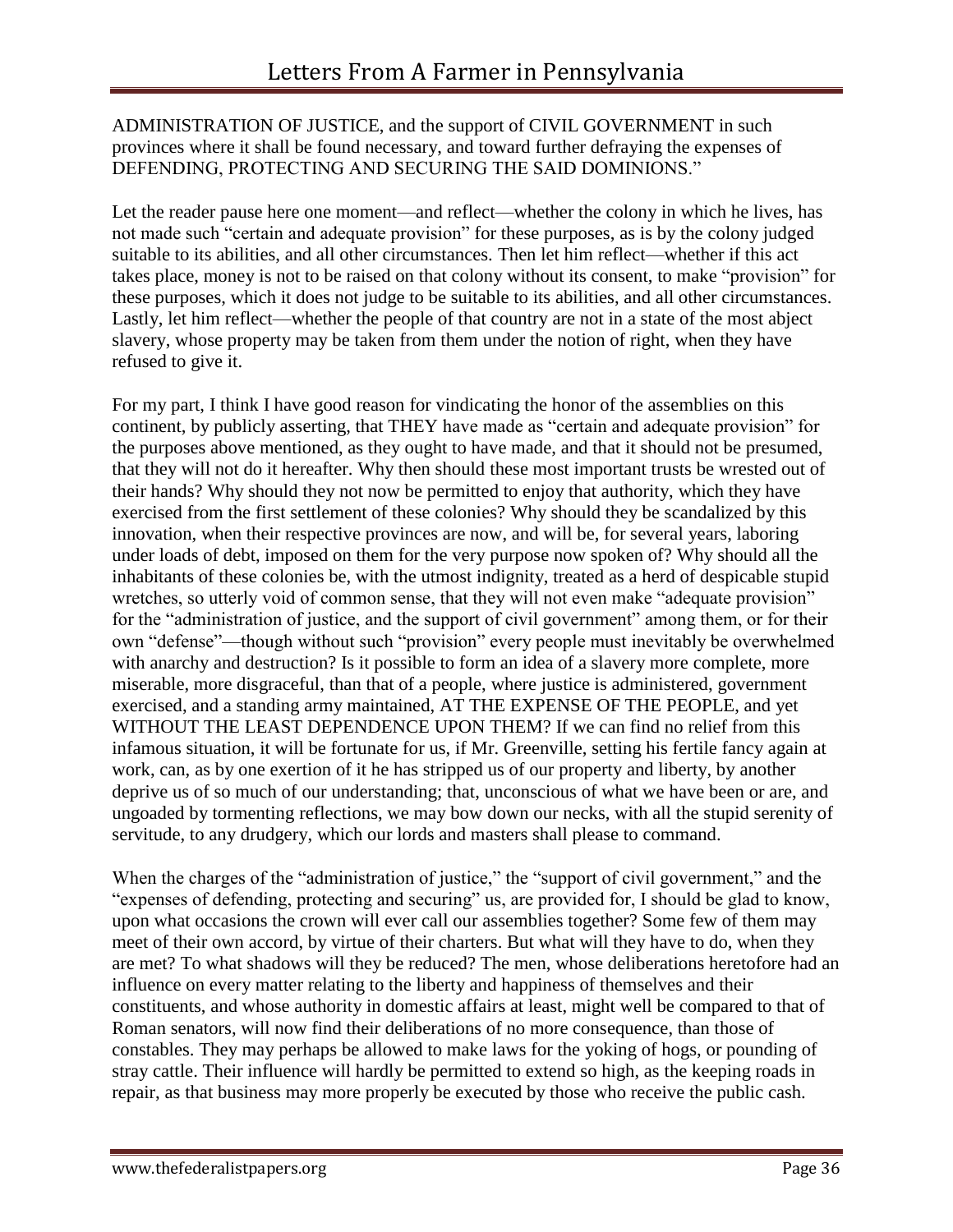ADMINISTRATION OF JUSTICE, and the support of CIVIL GOVERNMENT in such provinces where it shall be found necessary, and toward further defraying the expenses of DEFENDING, PROTECTING AND SECURING THE SAID DOMINIONS."

Let the reader pause here one moment—and reflect—whether the colony in which he lives, has not made such "certain and adequate provision" for these purposes, as is by the colony judged suitable to its abilities, and all other circumstances. Then let him reflect—whether if this act takes place, money is not to be raised on that colony without its consent, to make "provision" for these purposes, which it does not judge to be suitable to its abilities, and all other circumstances. Lastly, let him reflect—whether the people of that country are not in a state of the most abject slavery, whose property may be taken from them under the notion of right, when they have refused to give it.

For my part, I think I have good reason for vindicating the honor of the assemblies on this continent, by publicly asserting, that THEY have made as "certain and adequate provision" for the purposes above mentioned, as they ought to have made, and that it should not be presumed, that they will not do it hereafter. Why then should these most important trusts be wrested out of their hands? Why should they not now be permitted to enjoy that authority, which they have exercised from the first settlement of these colonies? Why should they be scandalized by this innovation, when their respective provinces are now, and will be, for several years, laboring under loads of debt, imposed on them for the very purpose now spoken of? Why should all the inhabitants of these colonies be, with the utmost indignity, treated as a herd of despicable stupid wretches, so utterly void of common sense, that they will not even make "adequate provision" for the "administration of justice, and the support of civil government" among them, or for their own "defense"—though without such "provision" every people must inevitably be overwhelmed with anarchy and destruction? Is it possible to form an idea of a slavery more complete, more miserable, more disgraceful, than that of a people, where justice is administered, government exercised, and a standing army maintained, AT THE EXPENSE OF THE PEOPLE, and yet WITHOUT THE LEAST DEPENDENCE UPON THEM? If we can find no relief from this infamous situation, it will be fortunate for us, if Mr. Greenville, setting his fertile fancy again at work, can, as by one exertion of it he has stripped us of our property and liberty, by another deprive us of so much of our understanding; that, unconscious of what we have been or are, and ungoaded by tormenting reflections, we may bow down our necks, with all the stupid serenity of servitude, to any drudgery, which our lords and masters shall please to command.

When the charges of the "administration of justice," the "support of civil government," and the "expenses of defending, protecting and securing" us, are provided for, I should be glad to know, upon what occasions the crown will ever call our assemblies together? Some few of them may meet of their own accord, by virtue of their charters. But what will they have to do, when they are met? To what shadows will they be reduced? The men, whose deliberations heretofore had an influence on every matter relating to the liberty and happiness of themselves and their constituents, and whose authority in domestic affairs at least, might well be compared to that of Roman senators, will now find their deliberations of no more consequence, than those of constables. They may perhaps be allowed to make laws for the yoking of hogs, or pounding of stray cattle. Their influence will hardly be permitted to extend so high, as the keeping roads in repair, as that business may more properly be executed by those who receive the public cash.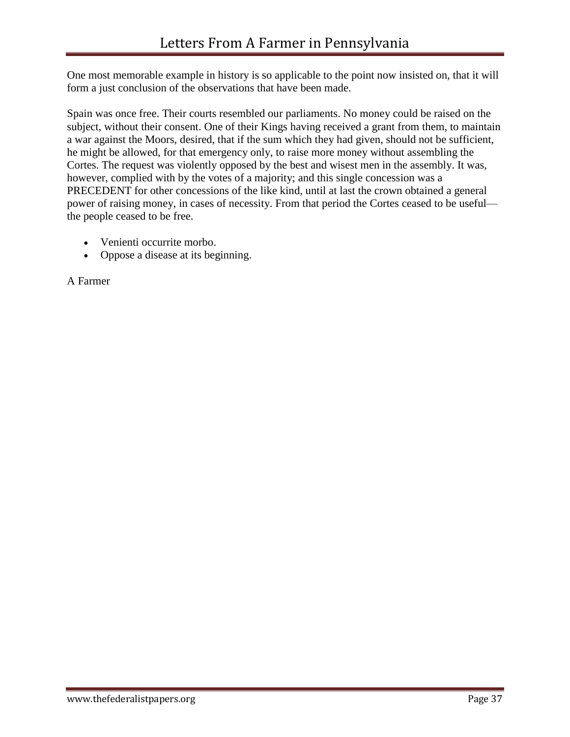One most memorable example in history is so applicable to the point now insisted on, that it will form a just conclusion of the observations that have been made.

Spain was once free. Their courts resembled our parliaments. No money could be raised on the subject, without their consent. One of their Kings having received a grant from them, to maintain a war against the Moors, desired, that if the sum which they had given, should not be sufficient, he might be allowed, for that emergency only, to raise more money without assembling the Cortes. The request was violently opposed by the best and wisest men in the assembly. It was, however, complied with by the votes of a majority; and this single concession was a PRECEDENT for other concessions of the like kind, until at last the crown obtained a general power of raising money, in cases of necessity. From that period the Cortes ceased to be useful—the people ceased to be free.

- Venienti occurrite morbo.
- Oppose a disease at its beginning.

A Farmer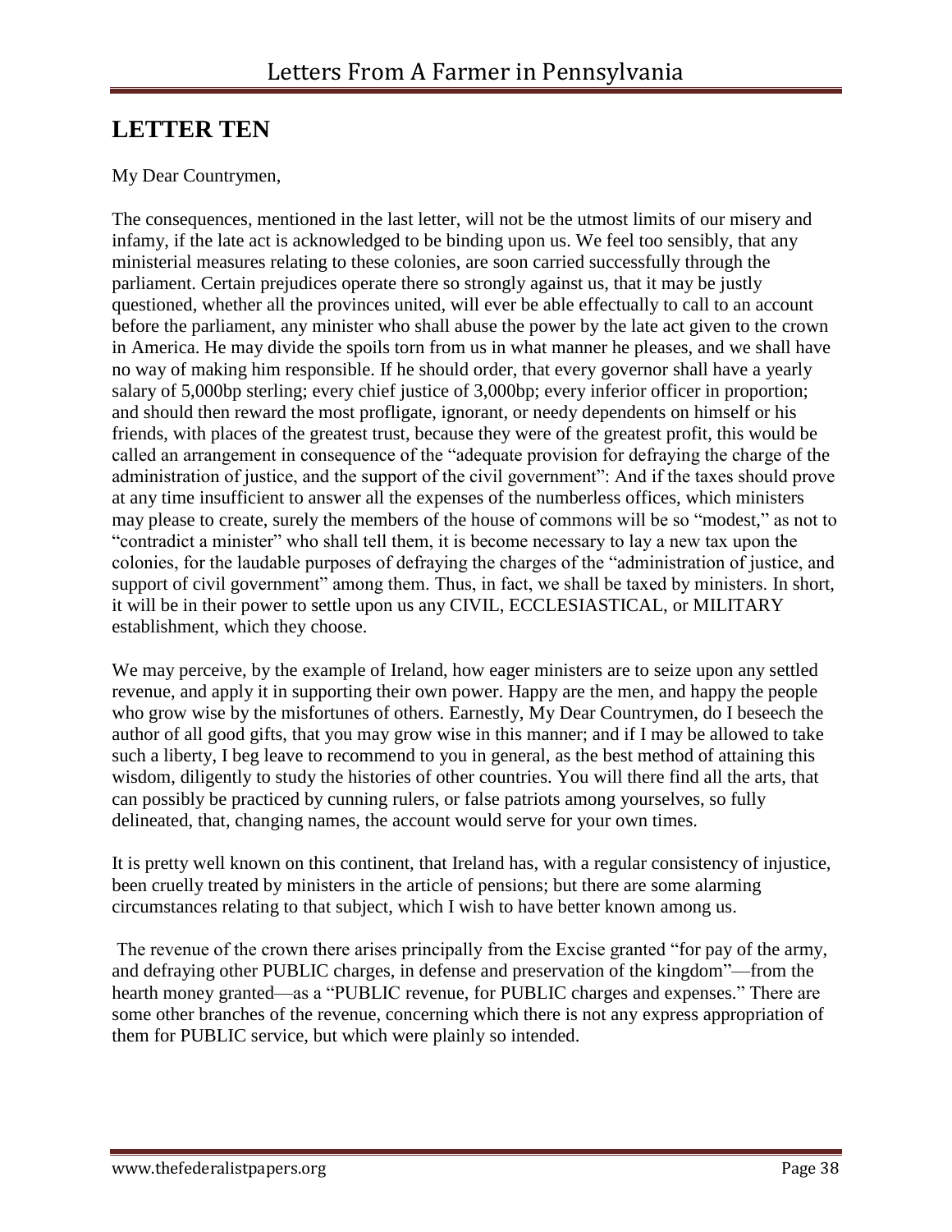## LETTER TEN

My Dear Countrymen,

The consequences, mentioned in the last letter, will not be the utmost limits of our misery and infamy, if the late act is acknowledged to be binding upon us. We feel too sensibly, that any ministerial measures relating to these colonies, are soon carried successfully through the parliament. Certain prejudices operate there so strongly against us, that it may be justly questioned, whether all the provinces united, will ever be able effectually to call to an account before the parliament, any minister who shall abuse the power by the late act given to the crown in America. He may divide the spoils torn from us in what manner he pleases, and we shall have no way of making him responsible. If he should order, that every governor shall have a yearly salary of 5,000bp sterling; every chief justice of 3,000bp; every inferior officer in proportion; and should then reward the most profligate, ignorant, or needy dependents on himself or his friends, with places of the greatest trust, because they were of the greatest profit, this would be called an arrangement in consequence of the "adequate provision for defraying the charge of the administration of justice, and the support of the civil government": And if the taxes should prove at any time insufficient to answer all the expenses of the numberless offices, which ministers may please to create, surely the members of the house of commons will be so "modest," as not to "contradict a minister" who shall tell them, it is become necessary to lay a new tax upon the colonies, for the laudable purposes of defraying the charges of the "administration of justice, and support of civil government" among them. Thus, in fact, we shall be taxed by ministers. In short, it will be in their power to settle upon us any CIVIL, ECCLESIASTICAL, or MILITARY establishment, which they choose.

We may perceive, by the example of Ireland, how eager ministers are to seize upon any settled revenue, and apply it in supporting their own power. Happy are the men, and happy the people who grow wise by the misfortunes of others. Earnestly, My Dear Countrymen, do I beseech the author of all good gifts, that you may grow wise in this manner; and if I may be allowed to take such a liberty, I beg leave to recommend to you in general, as the best method of attaining this wisdom, diligently to study the histories of other countries. You will there find all the arts, that can possibly be practiced by cunning rulers, or false patriots among yourselves, so fully delineated, that, changing names, the account would serve for your own times.

It is pretty well known on this continent, that Ireland has, with a regular consistency of injustice, been cruelly treated by ministers in the article of pensions; but there are some alarming circumstances relating to that subject, which I wish to have better known among us.

The revenue of the crown there arises principally from the Excise granted "for pay of the army, and defraying other PUBLIC charges, in defense and preservation of the kingdom"—from the hearth money granted—as a "PUBLIC revenue, for PUBLIC charges and expenses." There are some other branches of the revenue, concerning which there is not any express appropriation of them for PUBLIC service, but which were plainly so intended.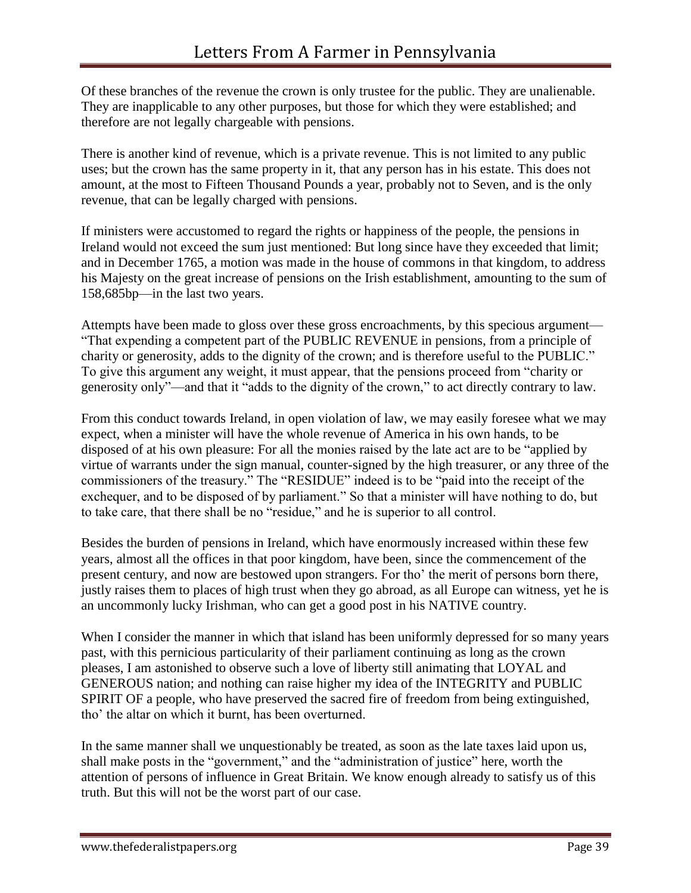Of these branches of the revenue the crown is only trustee for the public. They are unalienable. They are inapplicable to any other purposes, but those for which they were established; and therefore are not legally chargeable with pensions.

There is another kind of revenue, which is a private revenue. This is not limited to any public uses; but the crown has the same property in it, that any person has in his estate. This does not amount, at the most to Fifteen Thousand Pounds a year, probably not to Seven, and is the only revenue, that can be legally charged with pensions.

If ministers were accustomed to regard the rights or happiness of the people, the pensions in Ireland would not exceed the sum just mentioned: But long since have they exceeded that limit; and in December 1765, a motion was made in the house of commons in that kingdom, to address his Majesty on the great increase of pensions on the Irish establishment, amounting to the sum of 158,685bp—in the last two years.

Attempts have been made to gloss over these gross encroachments, by this specious argument—"That expending a competent part of the PUBLIC REVENUE in pensions, from a principle of charity or generosity, adds to the dignity of the crown; and is therefore useful to the PUBLIC." To give this argument any weight, it must appear, that the pensions proceed from "charity or generosity only"—and that it "adds to the dignity of the crown," to act directly contrary to law.

From this conduct towards Ireland, in open violation of law, we may easily foresee what we may expect, when a minister will have the whole revenue of America in his own hands, to be disposed of at his own pleasure: For all the monies raised by the late act are to be "applied by virtue of warrants under the sign manual, counter-signed by the high treasurer, or any three of the commissioners of the treasury." The "RESIDUE" indeed is to be "paid into the receipt of the exchequer, and to be disposed of by parliament." So that a minister will have nothing to do, but to take care, that there shall be no "residue," and he is superior to all control.

Besides the burden of pensions in Ireland, which have enormously increased within these few years, almost all the offices in that poor kingdom, have been, since the commencement of the present century, and now are bestowed upon strangers. For tho' the merit of persons born there, justly raises them to places of high trust when they go abroad, as all Europe can witness, yet he is an uncommonly lucky Irishman, who can get a good post in his NATIVE country.

When I consider the manner in which that island has been uniformly depressed for so many years past, with this pernicious particularity of their parliament continuing as long as the crown pleases, I am astonished to observe such a love of liberty still animating that LOYAL and GENEROUS nation; and nothing can raise higher my idea of the INTEGRITY and PUBLIC SPIRIT OF a people, who have preserved the sacred fire of freedom from being extinguished, tho' the altar on which it burnt, has been overturned.

In the same manner shall we unquestionably be treated, as soon as the late taxes laid upon us, shall make posts in the "government," and the "administration of justice" here, worth the attention of persons of influence in Great Britain. We know enough already to satisfy us of this truth. But this will not be the worst part of our case.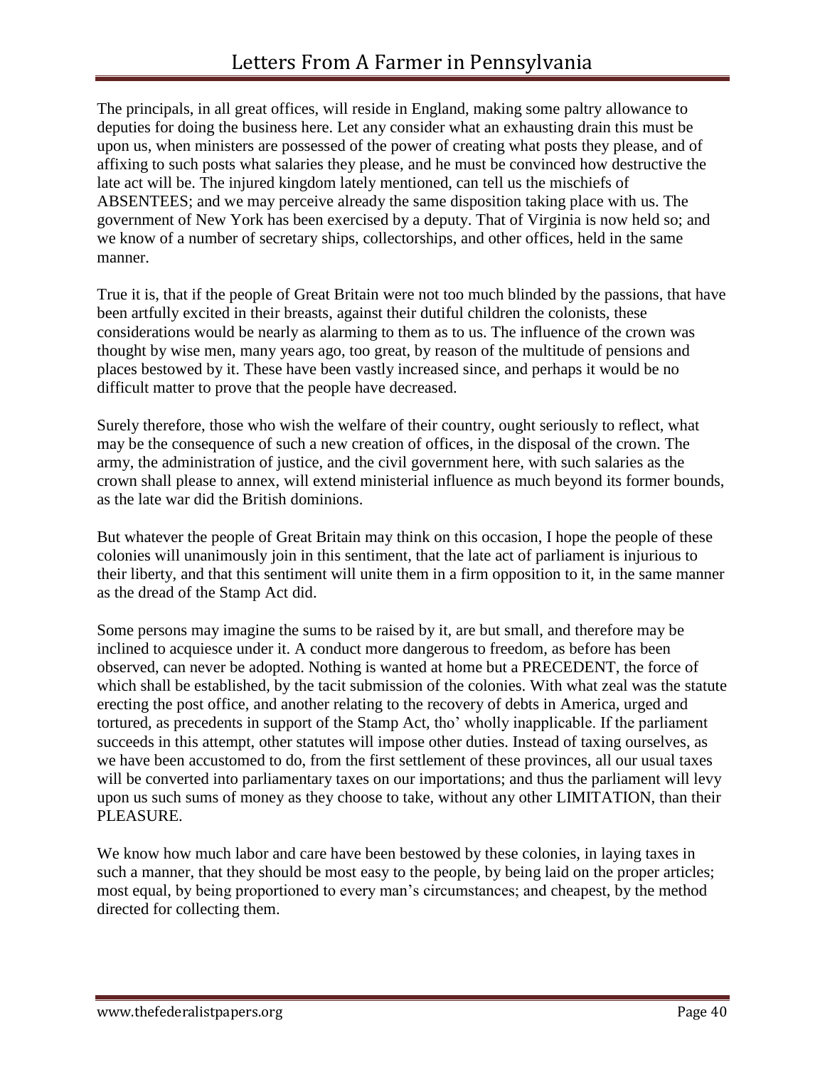The principals, in all great offices, will reside in England, making some paltry allowance to deputies for doing the business here. Let any consider what an exhausting drain this must be upon us, when ministers are possessed of the power of creating what posts they please, and of affixing to such posts what salaries they please, and he must be convinced how destructive the late act will be. The injured kingdom lately mentioned, can tell us the mischiefs of ABSENTEES; and we may perceive already the same disposition taking place with us. The government of New York has been exercised by a deputy. That of Virginia is now held so; and we know of a number of secretary ships, collectorships, and other offices, held in the same manner.

True it is, that if the people of Great Britain were not too much blinded by the passions, that have been artfully excited in their breasts, against their dutiful children the colonists, these considerations would be nearly as alarming to them as to us. The influence of the crown was thought by wise men, many years ago, too great, by reason of the multitude of pensions and places bestowed by it. These have been vastly increased since, and perhaps it would be no difficult matter to prove that the people have decreased.

Surely therefore, those who wish the welfare of their country, ought seriously to reflect, what may be the consequence of such a new creation of offices, in the disposal of the crown. The army, the administration of justice, and the civil government here, with such salaries as the crown shall please to annex, will extend ministerial influence as much beyond its former bounds, as the late war did the British dominions.

But whatever the people of Great Britain may think on this occasion, I hope the people of these colonies will unanimously join in this sentiment, that the late act of parliament is injurious to their liberty, and that this sentiment will unite them in a firm opposition to it, in the same manner as the dread of the Stamp Act did.

Some persons may imagine the sums to be raised by it, are but small, and therefore may be inclined to acquiesce under it. A conduct more dangerous to freedom, as before has been observed, can never be adopted. Nothing is wanted at home but a PRECEDENT, the force of which shall be established, by the tacit submission of the colonies. With what zeal was the statute erecting the post office, and another relating to the recovery of debts in America, urged and tortured, as precedents in support of the Stamp Act, tho' wholly inapplicable. If the parliament succeeds in this attempt, other statutes will impose other duties. Instead of taxing ourselves, as we have been accustomed to do, from the first settlement of these provinces, all our usual taxes will be converted into parliamentary taxes on our importations; and thus the parliament will levy upon us such sums of money as they choose to take, without any other LIMITATION, than their PLEASURE.

We know how much labor and care have been bestowed by these colonies, in laying taxes in such a manner, that they should be most easy to the people, by being laid on the proper articles; most equal, by being proportioned to every man's circumstances; and cheapest, by the method directed for collecting them.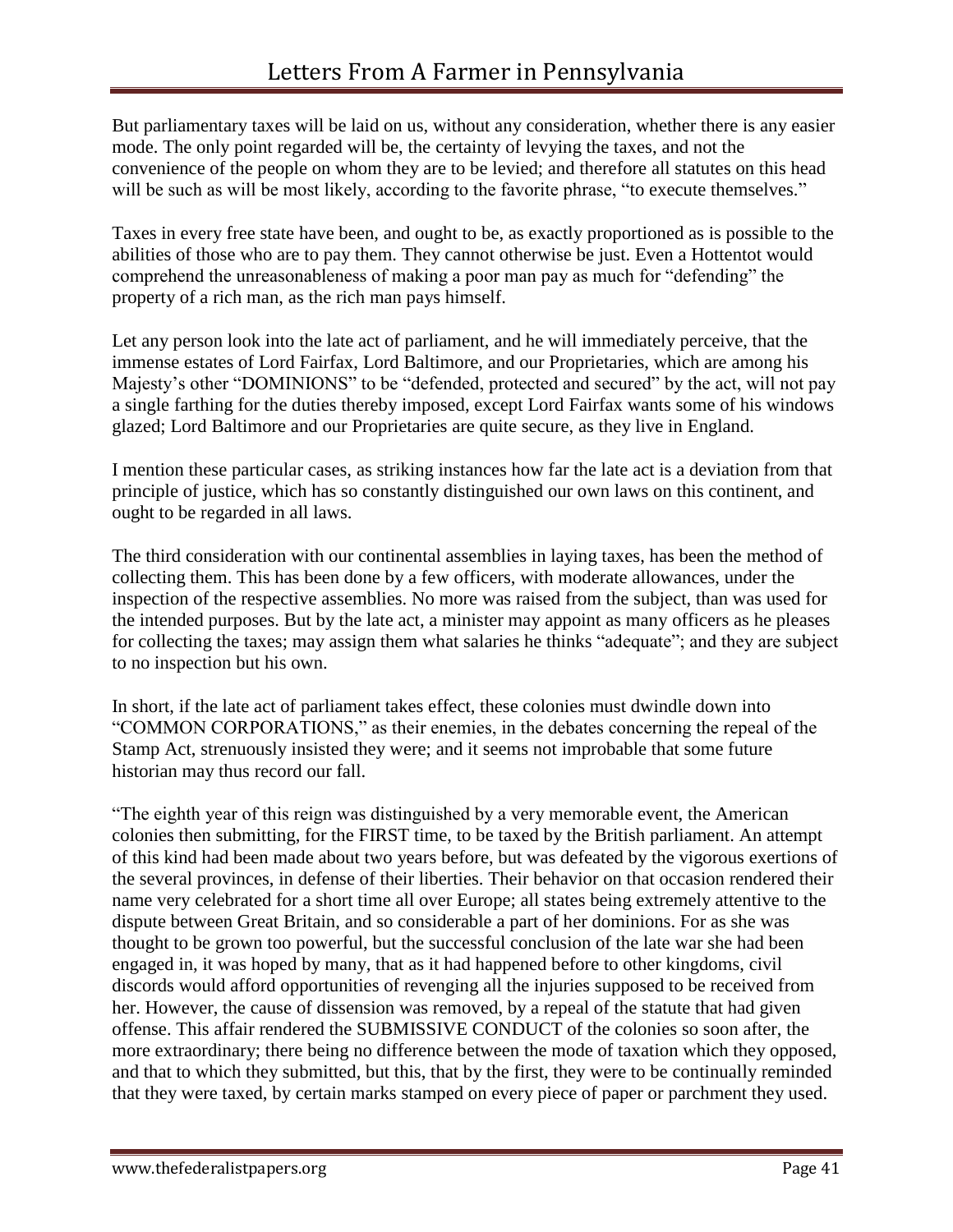But parliamentary taxes will be laid on us, without any consideration, whether there is any easier mode. The only point regarded will be, the certainty of levying the taxes, and not the convenience of the people on whom they are to be levied; and therefore all statutes on this head will be such as will be most likely, according to the favorite phrase, "to execute themselves."

Taxes in every free state have been, and ought to be, as exactly proportioned as is possible to the abilities of those who are to pay them. They cannot otherwise be just. Even a Hottentot would comprehend the unreasonableness of making a poor man pay as much for "defending" the property of a rich man, as the rich man pays himself.

Let any person look into the late act of parliament, and he will immediately perceive, that the immense estates of Lord Fairfax, Lord Baltimore, and our Proprietaries, which are among his Majesty's other "DOMINIONS" to be "defended, protected and secured" by the act, will not pay a single farthing for the duties thereby imposed, except Lord Fairfax wants some of his windows glazed; Lord Baltimore and our Proprietaries are quite secure, as they live in England.

I mention these particular cases, as striking instances how far the late act is a deviation from that principle of justice, which has so constantly distinguished our own laws on this continent, and ought to be regarded in all laws.

The third consideration with our continental assemblies in laying taxes, has been the method of collecting them. This has been done by a few officers, with moderate allowances, under the inspection of the respective assemblies. No more was raised from the subject, than was used for the intended purposes. But by the late act, a minister may appoint as many officers as he pleases for collecting the taxes; may assign them what salaries he thinks "adequate"; and they are subject to no inspection but his own.

In short, if the late act of parliament takes effect, these colonies must dwindle down into "COMMON CORPORATIONS," as their enemies, in the debates concerning the repeal of the Stamp Act, strenuously insisted they were; and it seems not improbable that some future historian may thus record our fall.

"The eighth year of this reign was distinguished by a very memorable event, the American colonies then submitting, for the FIRST time, to be taxed by the British parliament. An attempt of this kind had been made about two years before, but was defeated by the vigorous exertions of the several provinces, in defense of their liberties. Their behavior on that occasion rendered their name very celebrated for a short time all over Europe; all states being extremely attentive to the dispute between Great Britain, and so considerable a part of her dominions. For as she was thought to be grown too powerful, but the successful conclusion of the late war she had been engaged in, it was hoped by many, that as it had happened before to other kingdoms, civil discords would afford opportunities of revenging all the injuries supposed to be received from her. However, the cause of dissension was removed, by a repeal of the statute that had given offense. This affair rendered the SUBMISSIVE CONDUCT of the colonies so soon after, the more extraordinary; there being no difference between the mode of taxation which they opposed, and that to which they submitted, but this, that by the first, they were to be continually reminded that they were taxed, by certain marks stamped on every piece of paper or parchment they used.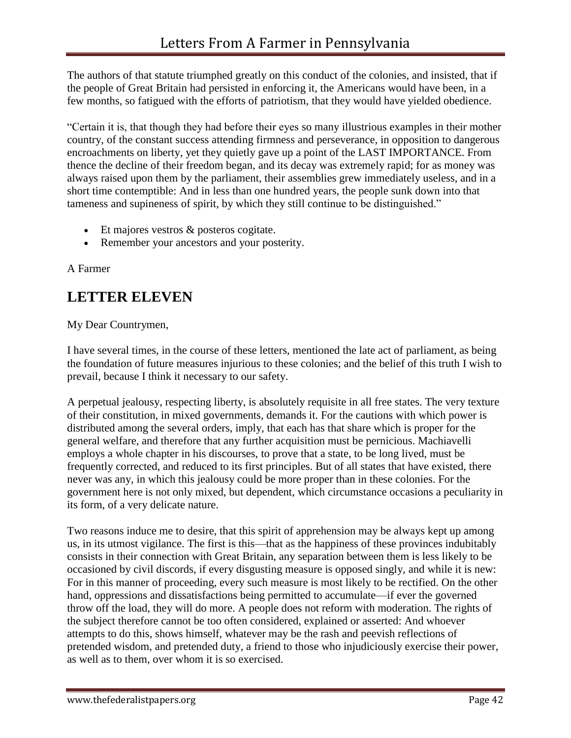The authors of that statute triumphed greatly on this conduct of the colonies, and insisted, that if the people of Great Britain had persisted in enforcing it, the Americans would have been, in a few months, so fatigued with the efforts of patriotism, that they would have yielded obedience.

"Certain it is, that though they had before their eyes so many illustrious examples in their mother country, of the constant success attending firmness and perseverance, in opposition to dangerous encroachments on liberty, yet they quietly gave up a point of the LAST IMPORTANCE. From thence the decline of their freedom began, and its decay was extremely rapid; for as money was always raised upon them by the parliament, their assemblies grew immediately useless, and in a short time contemptible: And in less than one hundred years, the people sunk down into that tameness and supineness of spirit, by which they still continue to be distinguished."

- Et majores vestros & posteros cogitate.
- Remember your ancestors and your posterity.

A Farmer

## LETTER ELEVEN

My Dear Countrymen,

I have several times, in the course of these letters, mentioned the late act of parliament, as being the foundation of future measures injurious to these colonies; and the belief of this truth I wish to prevail, because I think it necessary to our safety.

A perpetual jealousy, respecting liberty, is absolutely requisite in all free states. The very texture of their constitution, in mixed governments, demands it. For the cautions with which power is distributed among the several orders, imply, that each has that share which is proper for the general welfare, and therefore that any further acquisition must be pernicious. Machiavelli employs a whole chapter in his discourses, to prove that a state, to be long lived, must be frequently corrected, and reduced to its first principles. But of all states that have existed, there never was any, in which this jealousy could be more proper than in these colonies. For the government here is not only mixed, but dependent, which circumstance occasions a peculiarity in its form, of a very delicate nature.

Two reasons induce me to desire, that this spirit of apprehension may be always kept up among us, in its utmost vigilance. The first is this—that as the happiness of these provinces indubitably consists in their connection with Great Britain, any separation between them is less likely to be occasioned by civil discords, if every disgusting measure is opposed singly, and while it is new: For in this manner of proceeding, every such measure is most likely to be rectified. On the other hand, oppressions and dissatisfactions being permitted to accumulate—if ever the governed throw off the load, they will do more. A people does not reform with moderation. The rights of the subject therefore cannot be too often considered, explained or asserted: And whoever attempts to do this, shows himself, whatever may be the rash and peevish reflections of pretended wisdom, and pretended duty, a friend to those who injudiciously exercise their power, as well as to them, over whom it is so exercised.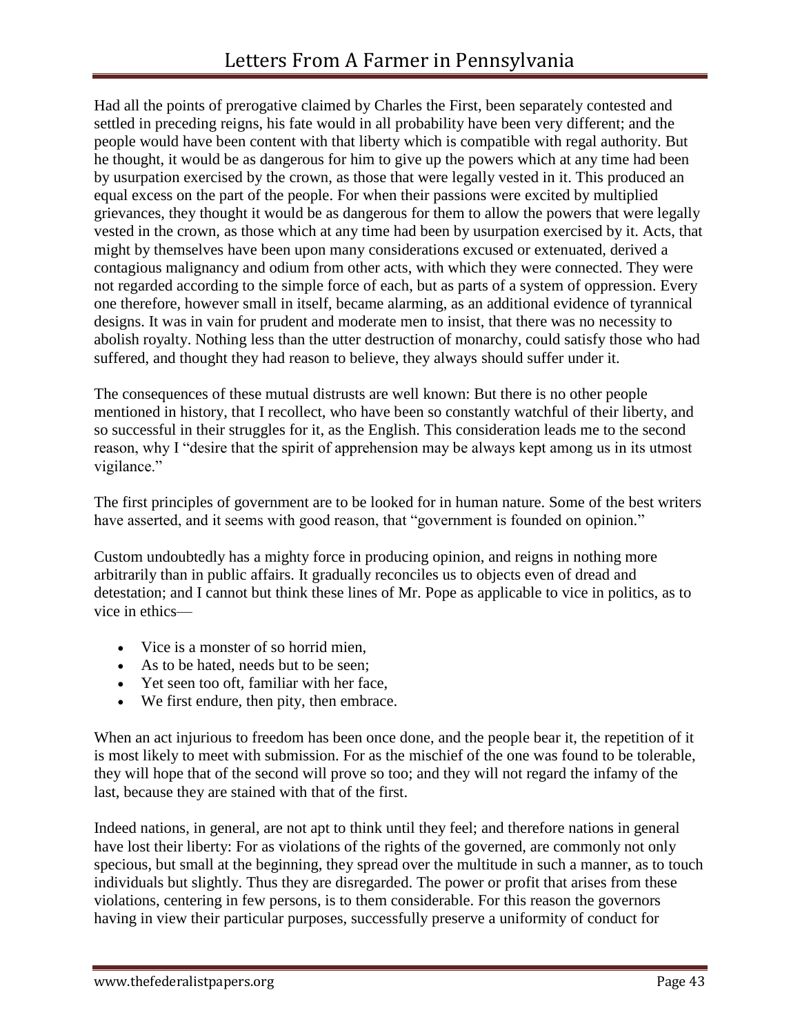Had all the points of prerogative claimed by Charles the First, been separately contested and settled in preceding reigns, his fate would in all probability have been very different; and the people would have been content with that liberty which is compatible with regal authority. But he thought, it would be as dangerous for him to give up the powers which at any time had been by usurpation exercised by the crown, as those that were legally vested in it. This produced an equal excess on the part of the people. For when their passions were excited by multiplied grievances, they thought it would be as dangerous for them to allow the powers that were legally vested in the crown, as those which at any time had been by usurpation exercised by it. Acts, that might by themselves have been upon many considerations excused or extenuated, derived a contagious malignancy and odium from other acts, with which they were connected. They were not regarded according to the simple force of each, but as parts of a system of oppression. Every one therefore, however small in itself, became alarming, as an additional evidence of tyrannical designs. It was in vain for prudent and moderate men to insist, that there was no necessity to abolish royalty. Nothing less than the utter destruction of monarchy, could satisfy those who had suffered, and thought they had reason to believe, they always should suffer under it.

The consequences of these mutual distrusts are well known: But there is no other people mentioned in history, that I recollect, who have been so constantly watchful of their liberty, and so successful in their struggles for it, as the English. This consideration leads me to the second reason, why I "desire that the spirit of apprehension may be always kept among us in its utmost vigilance."

The first principles of government are to be looked for in human nature. Some of the best writers have asserted, and it seems with good reason, that "government is founded on opinion."

Custom undoubtedly has a mighty force in producing opinion, and reigns in nothing more arbitrarily than in public affairs. It gradually reconciles us to objects even of dread and detestation; and I cannot but think these lines of Mr. Pope as applicable to vice in politics, as to vice in ethics—

- Vice is a monster of so horrid mien,
- As to be hated, needs but to be seen;
- Yet seen too oft, familiar with her face,
- We first endure, then pity, then embrace.

When an act injurious to freedom has been once done, and the people bear it, the repetition of it is most likely to meet with submission. For as the mischief of the one was found to be tolerable, they will hope that of the second will prove so too; and they will not regard the infamy of the last, because they are stained with that of the first.

Indeed nations, in general, are not apt to think until they feel; and therefore nations in general have lost their liberty: For as violations of the rights of the governed, are commonly not only specious, but small at the beginning, they spread over the multitude in such a manner, as to touch individuals but slightly. Thus they are disregarded. The power or profit that arises from these violations, centering in few persons, is to them considerable. For this reason the governors having in view their particular purposes, successfully preserve a uniformity of conduct for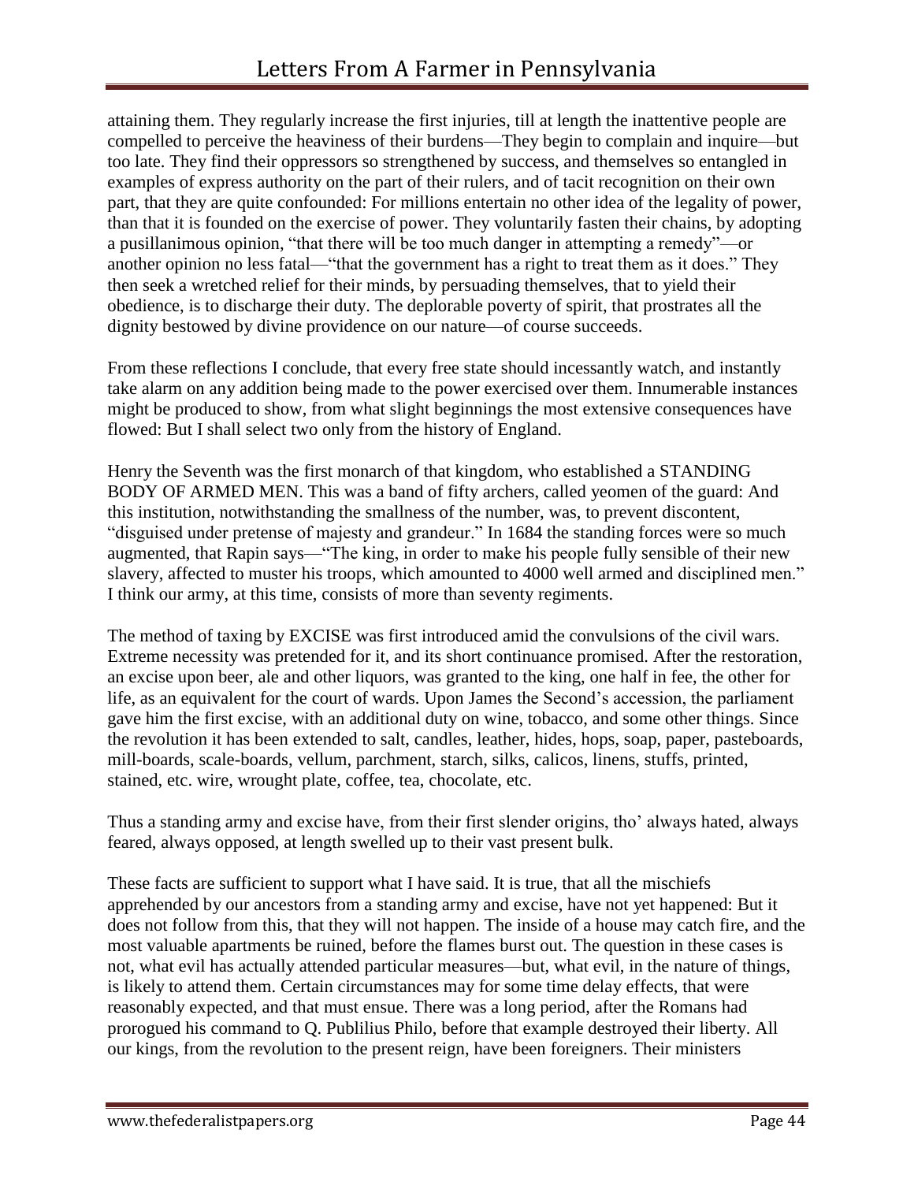attaining them. They regularly increase the first injuries, till at length the inattentive people are compelled to perceive the heaviness of their burdens—They begin to complain and inquire—but too late. They find their oppressors so strengthened by success, and themselves so entangled in examples of express authority on the part of their rulers, and of tacit recognition on their own part, that they are quite confounded: For millions entertain no other idea of the legality of power, than that it is founded on the exercise of power. They voluntarily fasten their chains, by adopting a pusillanimous opinion, "that there will be too much danger in attempting a remedy"—or another opinion no less fatal—"that the government has a right to treat them as it does." They then seek a wretched relief for their minds, by persuading themselves, that to yield their obedience, is to discharge their duty. The deplorable poverty of spirit, that prostrates all the dignity bestowed by divine providence on our nature—of course succeeds.

From these reflections I conclude, that every free state should incessantly watch, and instantly take alarm on any addition being made to the power exercised over them. Innumerable instances might be produced to show, from what slight beginnings the most extensive consequences have flowed: But I shall select two only from the history of England.

Henry the Seventh was the first monarch of that kingdom, who established a STANDING BODY OF ARMED MEN. This was a band of fifty archers, called yeomen of the guard: And this institution, notwithstanding the smallness of the number, was, to prevent discontent, "disguised under pretense of majesty and grandeur." In 1684 the standing forces were so much augmented, that Rapin says—"The king, in order to make his people fully sensible of their new slavery, affected to muster his troops, which amounted to 4000 well armed and disciplined men." I think our army, at this time, consists of more than seventy regiments.

The method of taxing by EXCISE was first introduced amid the convulsions of the civil wars. Extreme necessity was pretended for it, and its short continuance promised. After the restoration, an excise upon beer, ale and other liquors, was granted to the king, one half in fee, the other for life, as an equivalent for the court of wards. Upon James the Second's accession, the parliament gave him the first excise, with an additional duty on wine, tobacco, and some other things. Since the revolution it has been extended to salt, candles, leather, hides, hops, soap, paper, pasteboards, mill-boards, scale-boards, vellum, parchment, starch, silks, calicos, linens, stuffs, printed, stained, etc. wire, wrought plate, coffee, tea, chocolate, etc.

Thus a standing army and excise have, from their first slender origins, tho' always hated, always feared, always opposed, at length swelled up to their vast present bulk.

These facts are sufficient to support what I have said. It is true, that all the mischiefs apprehended by our ancestors from a standing army and excise, have not yet happened: But it does not follow from this, that they will not happen. The inside of a house may catch fire, and the most valuable apartments be ruined, before the flames burst out. The question in these cases is not, what evil has actually attended particular measures—but, what evil, in the nature of things, is likely to attend them. Certain circumstances may for some time delay effects, that were reasonably expected, and that must ensue. There was a long period, after the Romans had prorogued his command to Q. Publilius Philo, before that example destroyed their liberty. All our kings, from the revolution to the present reign, have been foreigners. Their ministers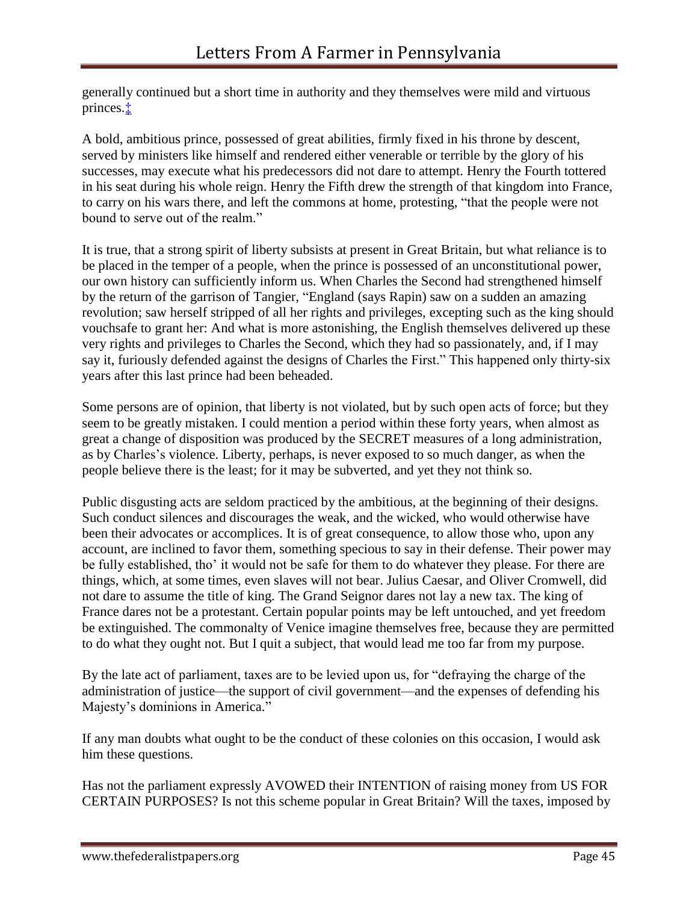generally continued but a short time in authority and they themselves were mild and virtuous princes.‡

A bold, ambitious prince, possessed of great abilities, firmly fixed in his throne by descent, served by ministers like himself and rendered either venerable or terrible by the glory of his successes, may execute what his predecessors did not dare to attempt. Henry the Fourth tottered in his seat during his whole reign. Henry the Fifth drew the strength of that kingdom into France, to carry on his wars there, and left the commons at home, protesting, "that the people were not bound to serve out of the realm."

It is true, that a strong spirit of liberty subsists at present in Great Britain, but what reliance is to be placed in the temper of a people, when the prince is possessed of an unconstitutional power, our own history can sufficiently inform us. When Charles the Second had strengthened himself by the return of the garrison of Tangier, "England (says Rapin) saw on a sudden an amazing revolution; saw herself stripped of all her rights and privileges, excepting such as the king should vouchsafe to grant her: And what is more astonishing, the English themselves delivered up these very rights and privileges to Charles the Second, which they had so passionately, and, if I may say it, furiously defended against the designs of Charles the First." This happened only thirty-six years after this last prince had been beheaded.

Some persons are of opinion, that liberty is not violated, but by such open acts of force; but they seem to be greatly mistaken. I could mention a period within these forty years, when almost as great a change of disposition was produced by the SECRET measures of a long administration, as by Charles's violence. Liberty, perhaps, is never exposed to so much danger, as when the people believe there is the least; for it may be subverted, and yet they not think so.

Public disgusting acts are seldom practiced by the ambitious, at the beginning of their designs. Such conduct silences and discourages the weak, and the wicked, who would otherwise have been their advocates or accomplices. It is of great consequence, to allow those who, upon any account, are inclined to favor them, something specious to say in their defense. Their power may be fully established, tho' it would not be safe for them to do whatever they please. For there are things, which, at some times, even slaves will not bear. Julius Caesar, and Oliver Cromwell, did not dare to assume the title of king. The Grand Seignor dares not lay a new tax. The king of France dares not be a protestant. Certain popular points may be left untouched, and yet freedom be extinguished. The commonalty of Venice imagine themselves free, because they are permitted to do what they ought not. But I quit a subject, that would lead me too far from my purpose.

By the late act of parliament, taxes are to be levied upon us, for "defraying the charge of the administration of justice—the support of civil government—and the expenses of defending his Majesty's dominions in America."

If any man doubts what ought to be the conduct of these colonies on this occasion, I would ask him these questions.

Has not the parliament expressly AVOWED their INTENTION of raising money from US FOR CERTAIN PURPOSES? Is not this scheme popular in Great Britain? Will the taxes, imposed by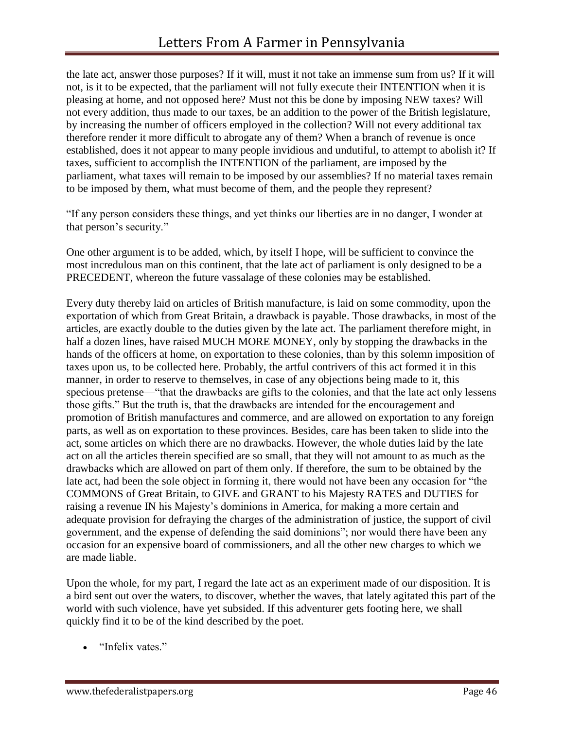the late act, answer those purposes? If it will, must it not take an immense sum from us? If it will not, is it to be expected, that the parliament will not fully execute their INTENTION when it is pleasing at home, and not opposed here? Must not this be done by imposing NEW taxes? Will not every addition, thus made to our taxes, be an addition to the power of the British legislature, by increasing the number of officers employed in the collection? Will not every additional tax therefore render it more difficult to abrogate any of them? When a branch of revenue is once established, does it not appear to many people invidious and undutiful, to attempt to abolish it? If taxes, sufficient to accomplish the INTENTION of the parliament, are imposed by the parliament, what taxes will remain to be imposed by our assemblies? If no material taxes remain to be imposed by them, what must become of them, and the people they represent?

"If any person considers these things, and yet thinks our liberties are in no danger, I wonder at that person's security."

One other argument is to be added, which, by itself I hope, will be sufficient to convince the most incredulous man on this continent, that the late act of parliament is only designed to be a PRECEDENT, whereon the future vassalage of these colonies may be established.

Every duty thereby laid on articles of British manufacture, is laid on some commodity, upon the exportation of which from Great Britain, a drawback is payable. Those drawbacks, in most of the articles, are exactly double to the duties given by the late act. The parliament therefore might, in half a dozen lines, have raised MUCH MORE MONEY, only by stopping the drawbacks in the hands of the officers at home, on exportation to these colonies, than by this solemn imposition of taxes upon us, to be collected here. Probably, the artful contrivers of this act formed it in this manner, in order to reserve to themselves, in case of any objections being made to it, this specious pretense—"that the drawbacks are gifts to the colonies, and that the late act only lessens those gifts." But the truth is, that the drawbacks are intended for the encouragement and promotion of British manufactures and commerce, and are allowed on exportation to any foreign parts, as well as on exportation to these provinces. Besides, care has been taken to slide into the act, some articles on which there are no drawbacks. However, the whole duties laid by the late act on all the articles therein specified are so small, that they will not amount to as much as the drawbacks which are allowed on part of them only. If therefore, the sum to be obtained by the late act, had been the sole object in forming it, there would not have been any occasion for "the COMMONS of Great Britain, to GIVE and GRANT to his Majesty RATES and DUTIES for raising a revenue IN his Majesty's dominions in America, for making a more certain and adequate provision for defraying the charges of the administration of justice, the support of civil government, and the expense of defending the said dominions"; nor would there have been any occasion for an expensive board of commissioners, and all the other new charges to which we are made liable.

Upon the whole, for my part, I regard the late act as an experiment made of our disposition. It is a bird sent out over the waters, to discover, whether the waves, that lately agitated this part of the world with such violence, have yet subsided. If this adventurer gets footing here, we shall quickly find it to be of the kind described by the poet.

- "Infelix vates."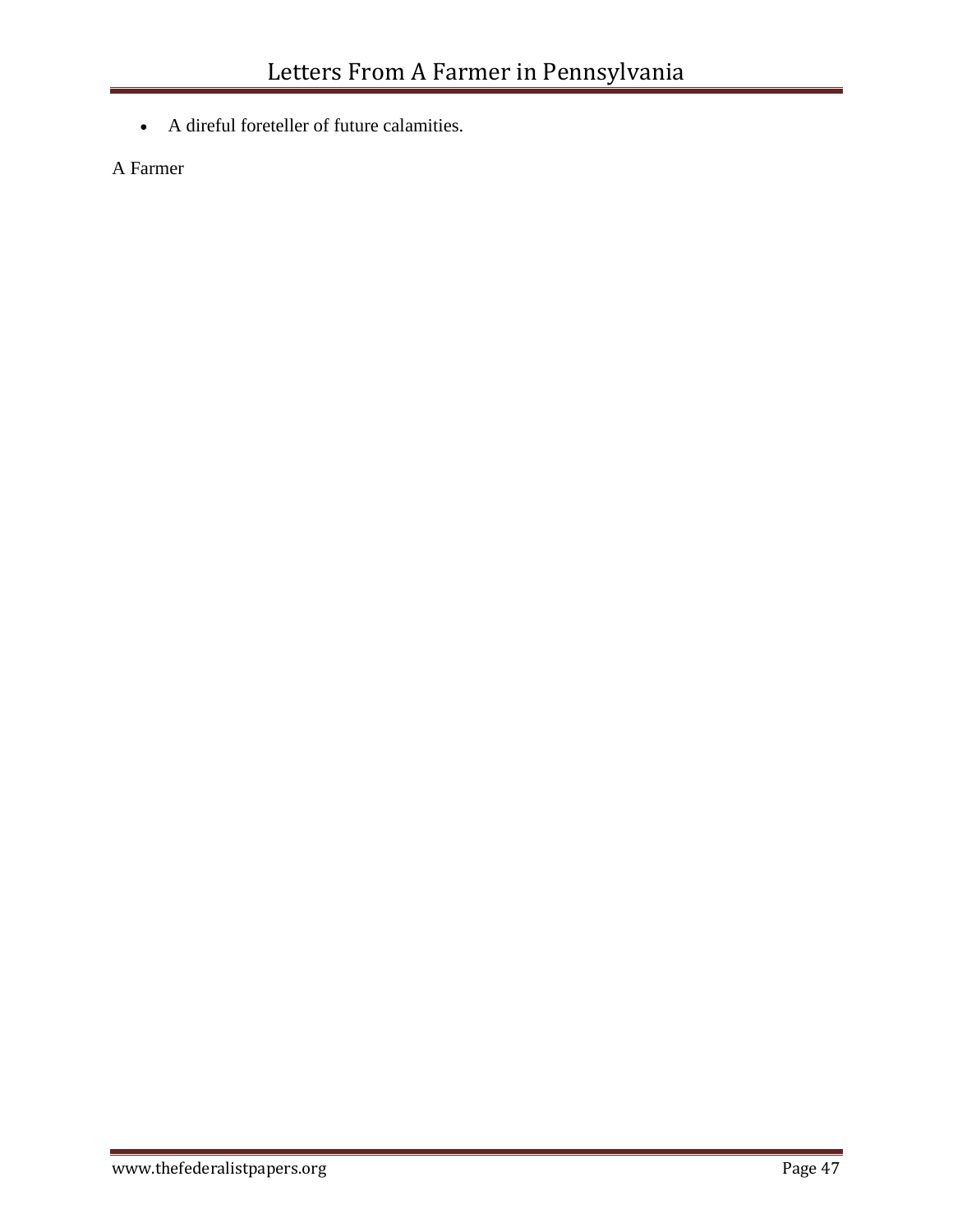- A direful foreteller of future calamities.

A Farmer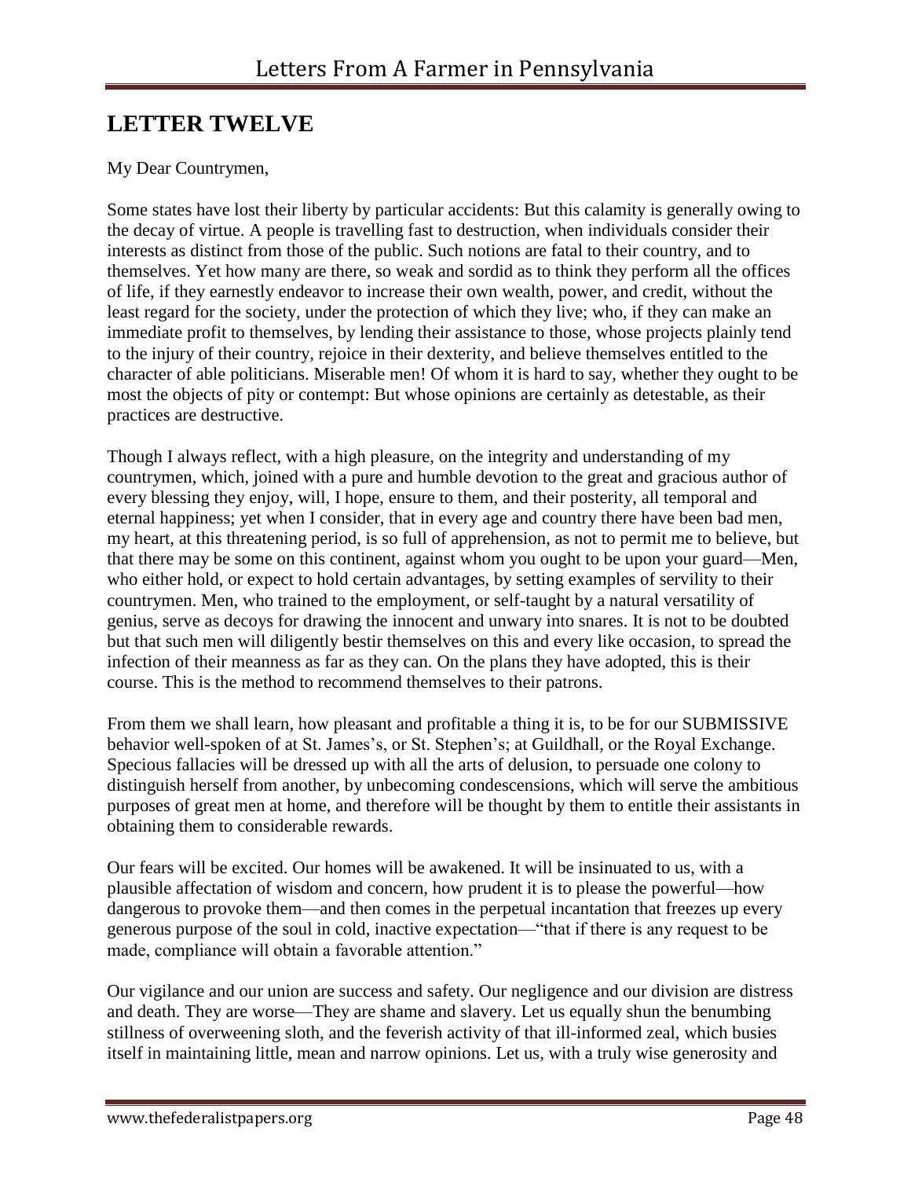## LETTER TWELVE

My Dear Countrymen,

Some states have lost their liberty by particular accidents: But this calamity is generally owing to the decay of virtue. A people is travelling fast to destruction, when individuals consider their interests as distinct from those of the public. Such notions are fatal to their country, and to themselves. Yet how many are there, so weak and sordid as to think they perform all the offices of life, if they earnestly endeavor to increase their own wealth, power, and credit, without the least regard for the society, under the protection of which they live; who, if they can make an immediate profit to themselves, by lending their assistance to those, whose projects plainly tend to the injury of their country, rejoice in their dexterity, and believe themselves entitled to the character of able politicians. Miserable men! Of whom it is hard to say, whether they ought to be most the objects of pity or contempt: But whose opinions are certainly as detestable, as their practices are destructive.

Though I always reflect, with a high pleasure, on the integrity and understanding of my countrymen, which, joined with a pure and humble devotion to the great and gracious author of every blessing they enjoy, will, I hope, ensure to them, and their posterity, all temporal and eternal happiness; yet when I consider, that in every age and country there have been bad men, my heart, at this threatening period, is so full of apprehension, as not to permit me to believe, but that there may be some on this continent, against whom you ought to be upon your guard—Men, who either hold, or expect to hold certain advantages, by setting examples of servility to their countrymen. Men, who trained to the employment, or self-taught by a natural versatility of genius, serve as decoys for drawing the innocent and unwary into snares. It is not to be doubted but that such men will diligently bestir themselves on this and every like occasion, to spread the infection of their meanness as far as they can. On the plans they have adopted, this is their course. This is the method to recommend themselves to their patrons.

From them we shall learn, how pleasant and profitable a thing it is, to be for our SUBMISSIVE behavior well-spoken of at St. James's, or St. Stephen's; at Guildhall, or the Royal Exchange. Specious fallacies will be dressed up with all the arts of delusion, to persuade one colony to distinguish herself from another, by unbecoming condescensions, which will serve the ambitious purposes of great men at home, and therefore will be thought by them to entitle their assistants in obtaining them to considerable rewards.

Our fears will be excited. Our homes will be awakened. It will be insinuated to us, with a plausible affectation of wisdom and concern, how prudent it is to please the powerful—how dangerous to provoke them—and then comes in the perpetual incantation that freezes up every generous purpose of the soul in cold, inactive expectation—"that if there is any request to be made, compliance will obtain a favorable attention."

Our vigilance and our union are success and safety. Our negligence and our division are distress and death. They are worse—They are shame and slavery. Let us equally shun the benumbing stillness of overweening sloth, and the feverish activity of that ill-informed zeal, which busies itself in maintaining little, mean and narrow opinions. Let us, with a truly wise generosity and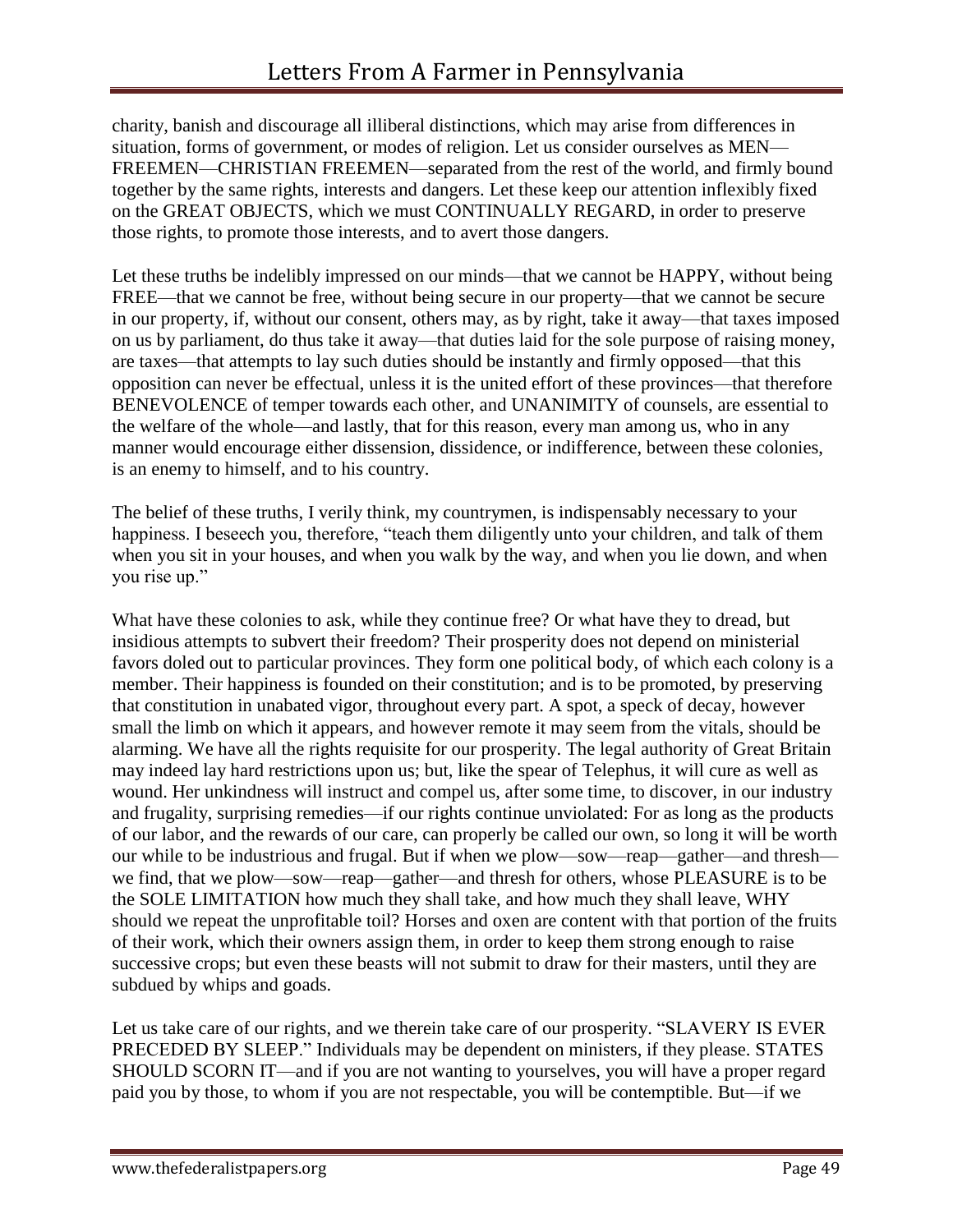charity, banish and discourage all illiberal distinctions, which may arise from differences in situation, forms of government, or modes of religion. Let us consider ourselves as MEN—FREEMEN—CHRISTIAN FREEMEN—separated from the rest of the world, and firmly bound together by the same rights, interests and dangers. Let these keep our attention inflexibly fixed on the GREAT OBJECTS, which we must CONTINUALLY REGARD, in order to preserve those rights, to promote those interests, and to avert those dangers.

Let these truths be indelibly impressed on our minds—that we cannot be HAPPY, without being FREE—that we cannot be free, without being secure in our property—that we cannot be secure in our property, if, without our consent, others may, as by right, take it away—that taxes imposed on us by parliament, do thus take it away—that duties laid for the sole purpose of raising money, are taxes—that attempts to lay such duties should be instantly and firmly opposed—that this opposition can never be effectual, unless it is the united effort of these provinces—that therefore BENEVOLENCE of temper towards each other, and UNANIMITY of counsels, are essential to the welfare of the whole—and lastly, that for this reason, every man among us, who in any manner would encourage either dissension, dissidence, or indifference, between these colonies, is an enemy to himself, and to his country.

The belief of these truths, I verily think, my countrymen, is indispensably necessary to your happiness. I beseech you, therefore, "teach them diligently unto your children, and talk of them when you sit in your houses, and when you walk by the way, and when you lie down, and when you rise up."

What have these colonies to ask, while they continue free? Or what have they to dread, but insidious attempts to subvert their freedom? Their prosperity does not depend on ministerial favors doled out to particular provinces. They form one political body, of which each colony is a member. Their happiness is founded on their constitution; and is to be promoted, by preserving that constitution in unabated vigor, throughout every part. A spot, a speck of decay, however small the limb on which it appears, and however remote it may seem from the vitals, should be alarming. We have all the rights requisite for our prosperity. The legal authority of Great Britain may indeed lay hard restrictions upon us; but, like the spear of Telephus, it will cure as well as wound. Her unkindness will instruct and compel us, after some time, to discover, in our industry and frugality, surprising remedies—if our rights continue unviolated: For as long as the products of our labor, and the rewards of our care, can properly be called our own, so long it will be worth our while to be industrious and frugal. But if when we plow—sow—reap—gather—and thresh—we find, that we plow—sow—reap—gather—and thresh for others, whose PLEASURE is to be the SOLE LIMITATION how much they shall take, and how much they shall leave, WHY should we repeat the unprofitable toil? Horses and oxen are content with that portion of the fruits of their work, which their owners assign them, in order to keep them strong enough to raise successive crops; but even these beasts will not submit to draw for their masters, until they are subdued by whips and goads.

Let us take care of our rights, and we therein take care of our prosperity. "SLAVERY IS EVER PRECEDED BY SLEEP." Individuals may be dependent on ministers, if they please. STATES SHOULD SCORN IT—and if you are not wanting to yourselves, you will have a proper regard paid you by those, to whom if you are not respectable, you will be contemptible. But—if we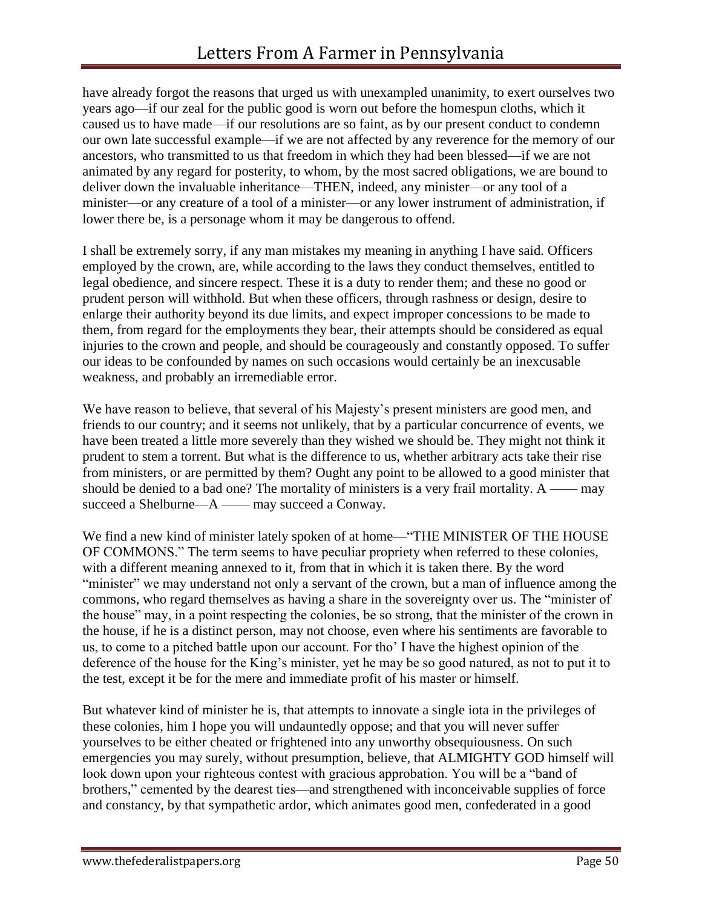have already forgot the reasons that urged us with unexampled unanimity, to exert ourselves two years ago—if our zeal for the public good is worn out before the homespun cloths, which it caused us to have made—if our resolutions are so faint, as by our present conduct to condemn our own late successful example—if we are not affected by any reverence for the memory of our ancestors, who transmitted to us that freedom in which they had been blessed—if we are not animated by any regard for posterity, to whom, by the most sacred obligations, we are bound to deliver down the invaluable inheritance—THEN, indeed, any minister—or any tool of a minister—or any creature of a tool of a minister—or any lower instrument of administration, if lower there be, is a personage whom it may be dangerous to offend.

I shall be extremely sorry, if any man mistakes my meaning in anything I have said. Officers employed by the crown, are, while according to the laws they conduct themselves, entitled to legal obedience, and sincere respect. These it is a duty to render them; and these no good or prudent person will withhold. But when these officers, through rashness or design, desire to enlarge their authority beyond its due limits, and expect improper concessions to be made to them, from regard for the employments they bear, their attempts should be considered as equal injuries to the crown and people, and should be courageously and constantly opposed. To suffer our ideas to be confounded by names on such occasions would certainly be an inexcusable weakness, and probably an irremediable error.

We have reason to believe, that several of his Majesty's present ministers are good men, and friends to our country; and it seems not unlikely, that by a particular concurrence of events, we have been treated a little more severely than they wished we should be. They might not think it prudent to stem a torrent. But what is the difference to us, whether arbitrary acts take their rise from ministers, or are permitted by them? Ought any point to be allowed to a good minister that should be denied to a bad one? The mortality of ministers is a very frail mortality. A —— may succeed a Shelburne—A —— may succeed a Conway.

We find a new kind of minister lately spoken of at home—"THE MINISTER OF THE HOUSE OF COMMONS." The term seems to have peculiar propriety when referred to these colonies, with a different meaning annexed to it, from that in which it is taken there. By the word "minister" we may understand not only a servant of the crown, but a man of influence among the commons, who regard themselves as having a share in the sovereignty over us. The "minister of the house" may, in a point respecting the colonies, be so strong, that the minister of the crown in the house, if he is a distinct person, may not choose, even where his sentiments are favorable to us, to come to a pitched battle upon our account. For tho' I have the highest opinion of the deference of the house for the King's minister, yet he may be so good natured, as not to put it to the test, except it be for the mere and immediate profit of his master or himself.

But whatever kind of minister he is, that attempts to innovate a single iota in the privileges of these colonies, him I hope you will undauntedly oppose; and that you will never suffer yourselves to be either cheated or frightened into any unworthy obsequiousness. On such emergencies you may surely, without presumption, believe, that ALMIGHTY GOD himself will look down upon your righteous contest with gracious approbation. You will be a "band of brothers," cemented by the dearest ties—and strengthened with inconceivable supplies of force and constancy, by that sympathetic ardor, which animates good men, confederated in a good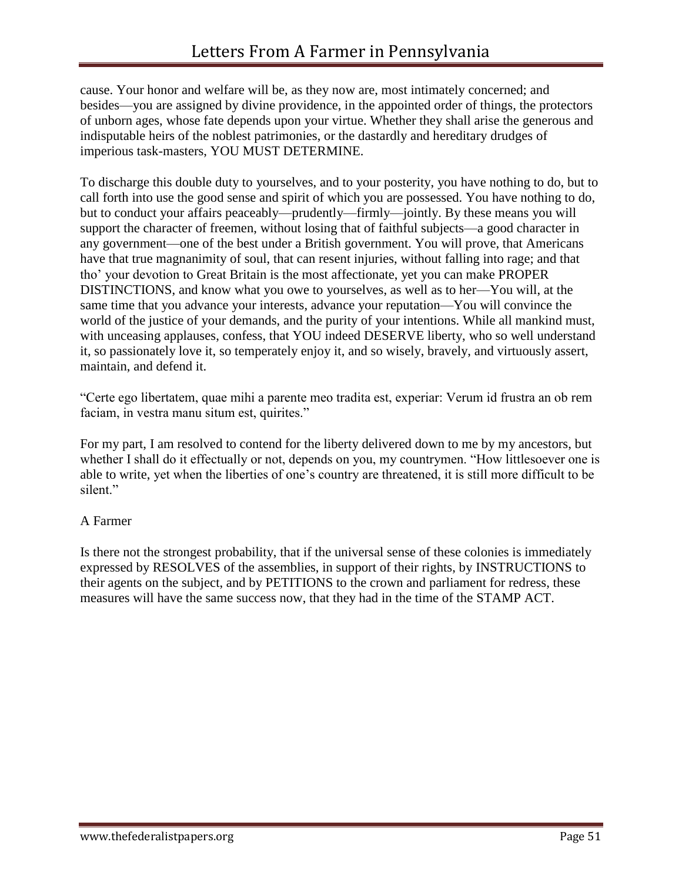cause. Your honor and welfare will be, as they now are, most intimately concerned; and besides—you are assigned by divine providence, in the appointed order of things, the protectors of unborn ages, whose fate depends upon your virtue. Whether they shall arise the generous and indisputable heirs of the noblest patrimonies, or the dastardly and hereditary drudges of imperious task-masters, YOU MUST DETERMINE.

To discharge this double duty to yourselves, and to your posterity, you have nothing to do, but to call forth into use the good sense and spirit of which you are possessed. You have nothing to do, but to conduct your affairs peaceably—prudently—firmly—jointly. By these means you will support the character of freemen, without losing that of faithful subjects—a good character in any government—one of the best under a British government. You will prove, that Americans have that true magnanimity of soul, that can resent injuries, without falling into rage; and that tho' your devotion to Great Britain is the most affectionate, yet you can make PROPER DISTINCTIONS, and know what you owe to yourselves, as well as to her—You will, at the same time that you advance your interests, advance your reputation—You will convince the world of the justice of your demands, and the purity of your intentions. While all mankind must, with unceasing applauses, confess, that YOU indeed DESERVE liberty, who so well understand it, so passionately love it, so temperately enjoy it, and so wisely, bravely, and virtuously assert, maintain, and defend it.

"Certe ego libertatem, quae mihi a parente meo tradita est, experiar: Verum id frustra an ob rem faciam, in vestra manu situm est, quirites."

For my part, I am resolved to contend for the liberty delivered down to me by my ancestors, but whether I shall do it effectually or not, depends on you, my countrymen. "How littlesoever one is able to write, yet when the liberties of one's country are threatened, it is still more difficult to be silent."

A Farmer

Is there not the strongest probability, that if the universal sense of these colonies is immediately expressed by RESOLVES of the assemblies, in support of their rights, by INSTRUCTIONS to their agents on the subject, and by PETITIONS to the crown and parliament for redress, these measures will have the same success now, that they had in the time of the STAMP ACT.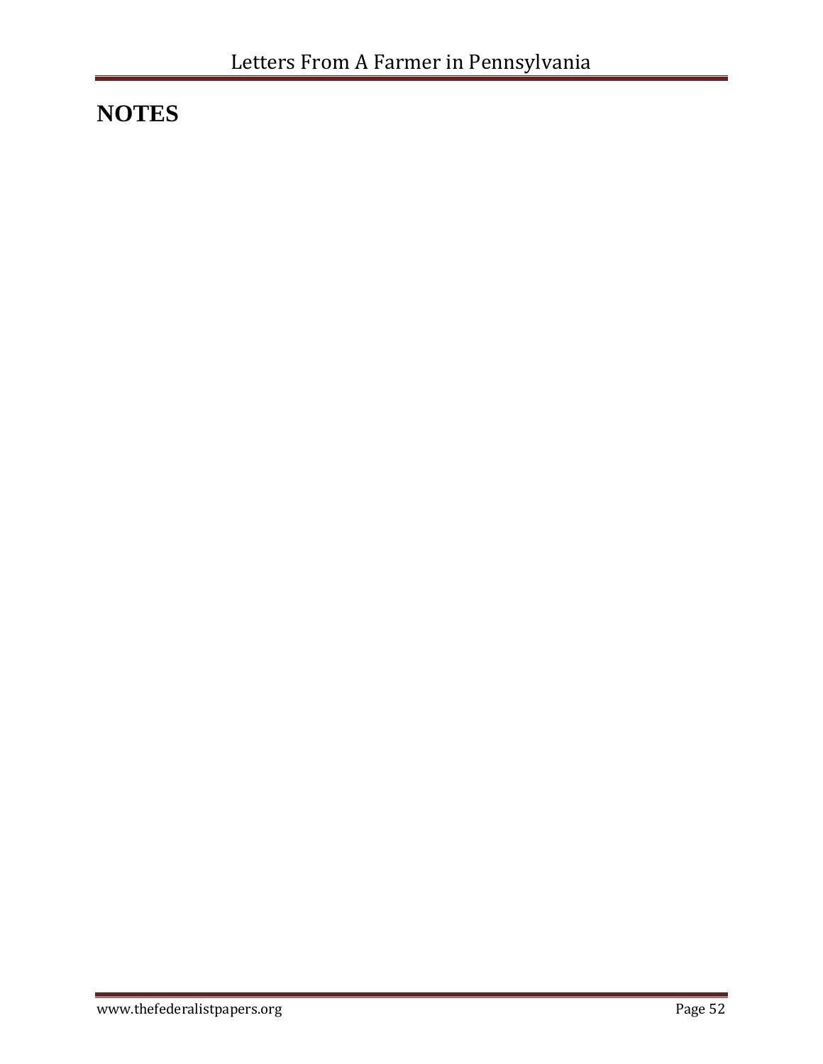# NOTES